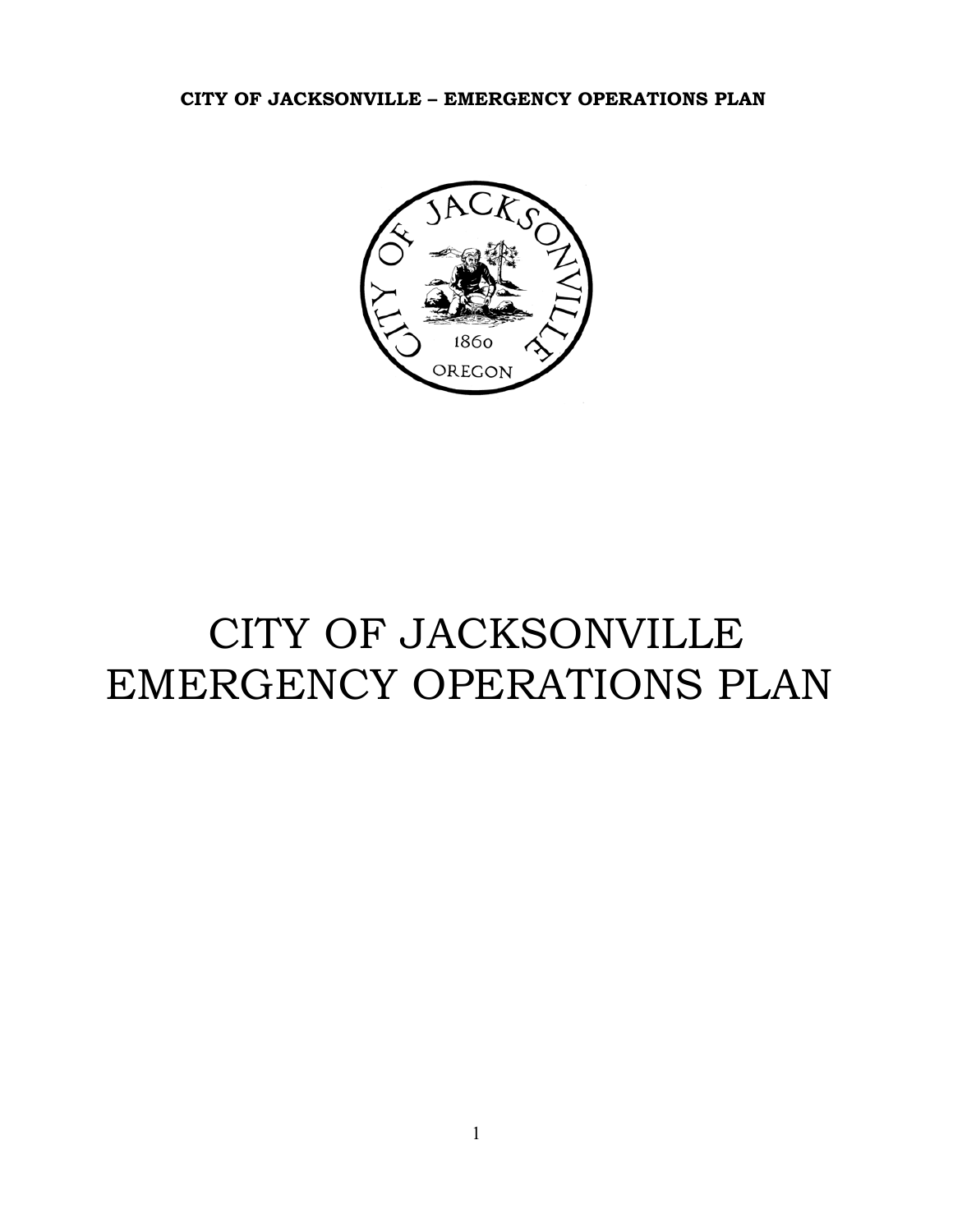# CITY OF JACKSONVILLE EMERGENCY OPERATIONS PLAN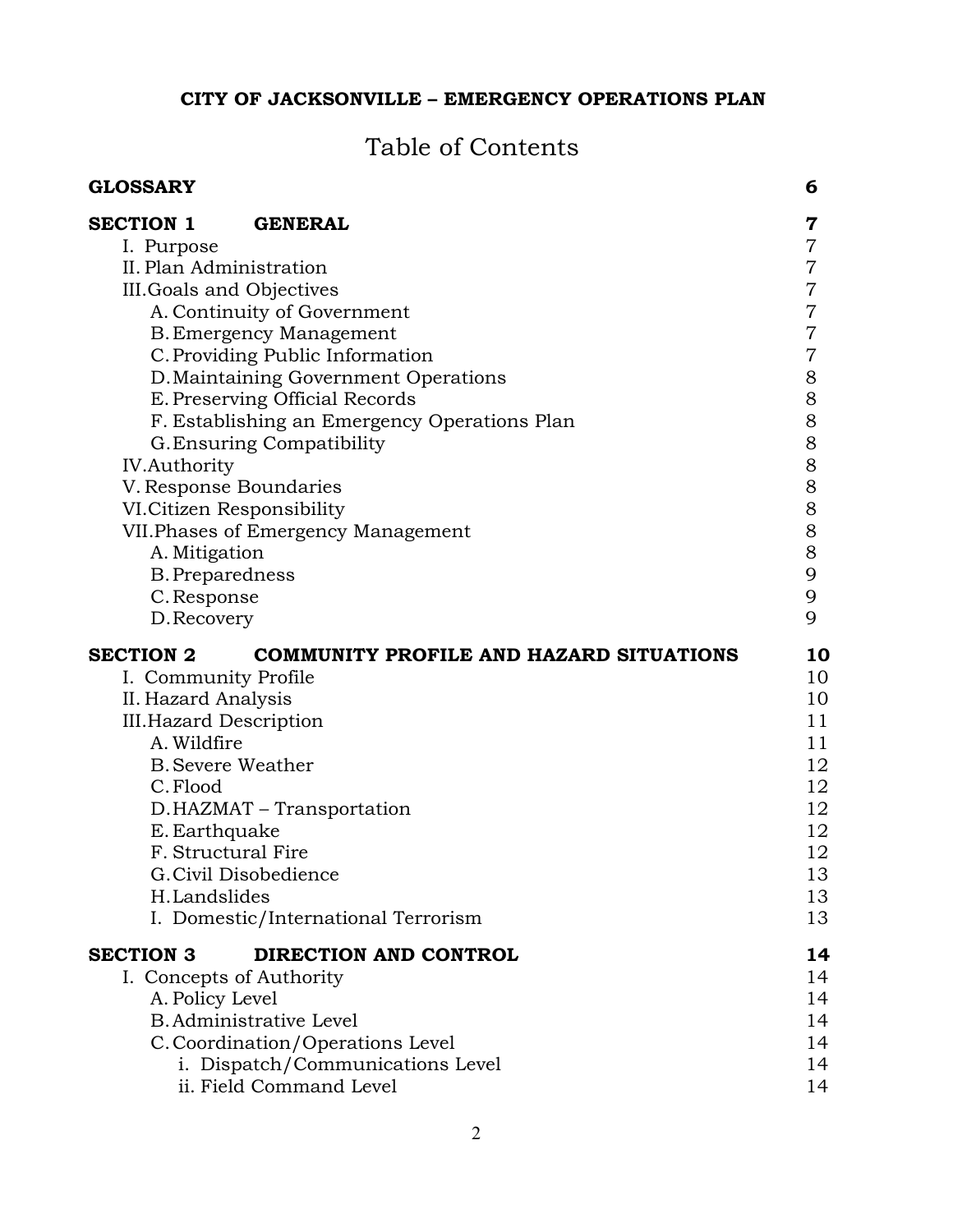**CITY OF JACKSONVILLE – EMERGENCY OPERATIONS PLAN**

# Table of Contents

| | |
|---|---|
| **GLOSSARY** | **6** |
| **SECTION 1 GENERAL** | **7** |
| I. Purpose | 7 |
| II. Plan Administration | 7 |
| III. Goals and Objectives | 7 |
| A. Continuity of Government | 7 |
| B. Emergency Management | 7 |
| C. Providing Public Information | 7 |
| D. Maintaining Government Operations | 8 |
| E. Preserving Official Records | 8 |
| F. Establishing an Emergency Operations Plan | 8 |
| G. Ensuring Compatibility | 8 |
| IV. Authority | 8 |
| V. Response Boundaries | 8 |
| VI. Citizen Responsibility | 8 |
| VII. Phases of Emergency Management | 8 |
| A. Mitigation | 8 |
| B. Preparedness | 9 |
| C. Response | 9 |
| D. Recovery | 9 |
| **SECTION 2 COMMUNITY PROFILE AND HAZARD SITUATIONS** | **10** |
| I. Community Profile | 10 |
| II. Hazard Analysis | 10 |
| III. Hazard Description | 11 |
| A. Wildfire | 11 |
| B. Severe Weather | 12 |
| C. Flood | 12 |
| D. HAZMAT – Transportation | 12 |
| E. Earthquake | 12 |
| F. Structural Fire | 12 |
| G. Civil Disobedience | 13 |
| H. Landslides | 13 |
| I. Domestic/International Terrorism | 13 |
| **SECTION 3 DIRECTION AND CONTROL** | **14** |
| I. Concepts of Authority | 14 |
| A. Policy Level | 14 |
| B. Administrative Level | 14 |
| C. Coordination/Operations Level | 14 |
| i. Dispatch/Communications Level | 14 |
| ii. Field Command Level | 14 |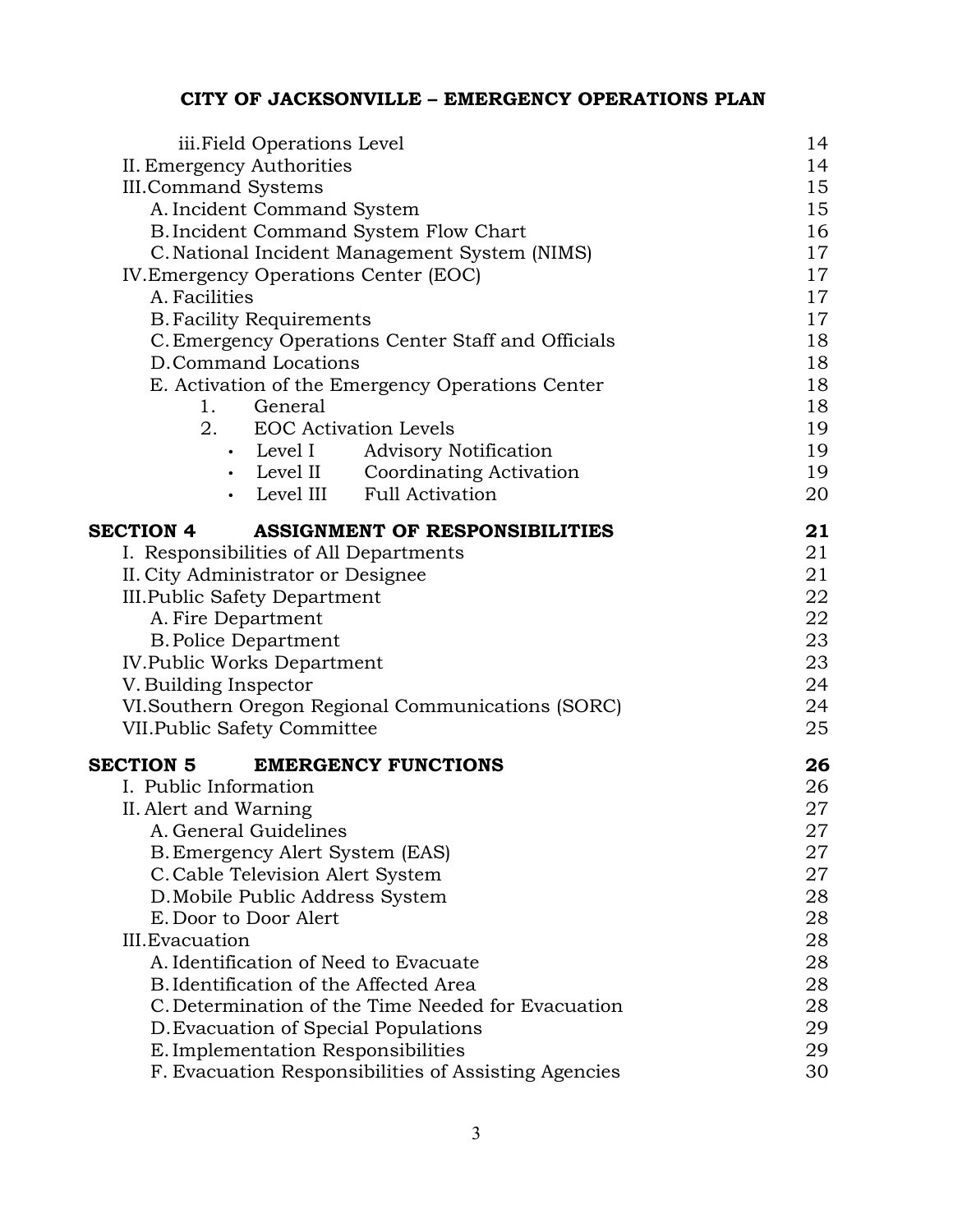iii. Field Operations Level 14
II. Emergency Authorities 14
III. Command Systems 15
A. Incident Command System 15
B. Incident Command System Flow Chart 16
C. National Incident Management System (NIMS) 17
IV. Emergency Operations Center (EOC) 17
A. Facilities 17
B. Facility Requirements 17
C. Emergency Operations Center Staff and Officials 18
D. Command Locations 18
E. Activation of the Emergency Operations Center 18
1. General 18
2. EOC Activation Levels 19
- Level I Advisory Notification 19
- Level II Coordinating Activation 19
- Level III Full Activation 20

**SECTION 4 ASSIGNMENT OF RESPONSIBILITIES 21**

I. Responsibilities of All Departments 21
II. City Administrator or Designee 21
III. Public Safety Department 22
A. Fire Department 22
B. Police Department 23
IV. Public Works Department 23
V. Building Inspector 24
VI. Southern Oregon Regional Communications (SORC) 24
VII. Public Safety Committee 25

**SECTION 5 EMERGENCY FUNCTIONS 26**

I. Public Information 26
II. Alert and Warning 27
A. General Guidelines 27
B. Emergency Alert System (EAS) 27
C. Cable Television Alert System 27
D. Mobile Public Address System 28
E. Door to Door Alert 28
III. Evacuation 28
A. Identification of Need to Evacuate 28
B. Identification of the Affected Area 28
C. Determination of the Time Needed for Evacuation 28
D. Evacuation of Special Populations 29
E. Implementation Responsibilities 29
F. Evacuation Responsibilities of Assisting Agencies 30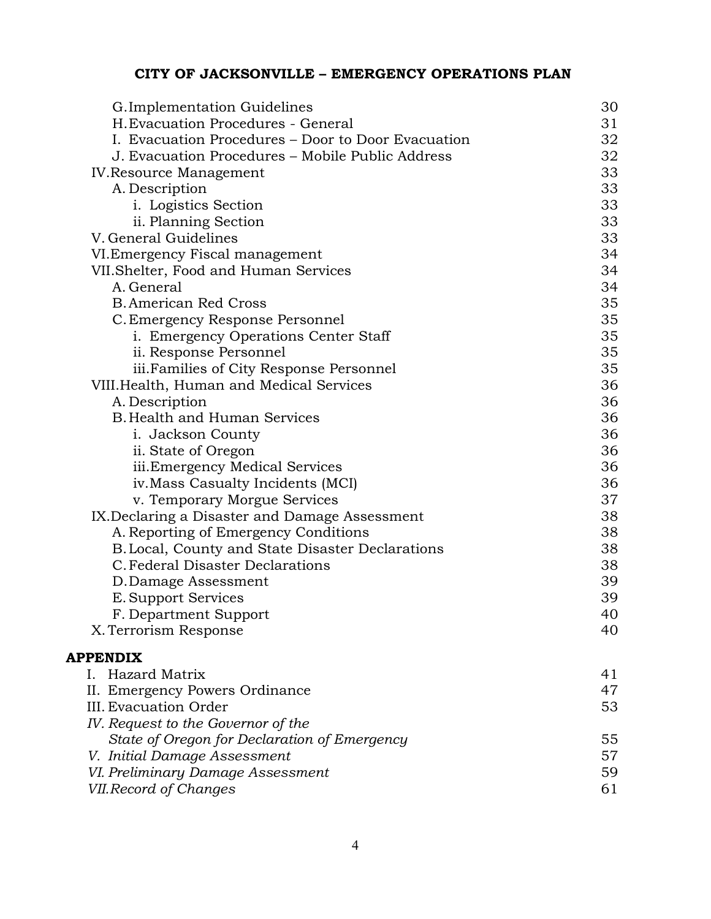**CITY OF JACKSONVILLE – EMERGENCY OPERATIONS PLAN**

| | |
|---|---|
| G. Implementation Guidelines | 30 |
| H. Evacuation Procedures - General | 31 |
| I. Evacuation Procedures – Door to Door Evacuation | 32 |
| J. Evacuation Procedures – Mobile Public Address | 32 |
| IV. Resource Management | 33 |
| A. Description | 33 |
| i. Logistics Section | 33 |
| ii. Planning Section | 33 |
| V. General Guidelines | 33 |
| VI. Emergency Fiscal management | 34 |
| VII. Shelter, Food and Human Services | 34 |
| A. General | 34 |
| B. American Red Cross | 35 |
| C. Emergency Response Personnel | 35 |
| i. Emergency Operations Center Staff | 35 |
| ii. Response Personnel | 35 |
| iii. Families of City Response Personnel | 35 |
| VIII. Health, Human and Medical Services | 36 |
| A. Description | 36 |
| B. Health and Human Services | 36 |
| i. Jackson County | 36 |
| ii. State of Oregon | 36 |
| iii. Emergency Medical Services | 36 |
| iv. Mass Casualty Incidents (MCI) | 36 |
| v. Temporary Morgue Services | 37 |
| IX. Declaring a Disaster and Damage Assessment | 38 |
| A. Reporting of Emergency Conditions | 38 |
| B. Local, County and State Disaster Declarations | 38 |
| C. Federal Disaster Declarations | 38 |
| D. Damage Assessment | 39 |
| E. Support Services | 39 |
| F. Department Support | 40 |
| X. Terrorism Response | 40 |

**APPENDIX**

| | |
|---|---|
| I. Hazard Matrix | 41 |
| II. Emergency Powers Ordinance | 47 |
| III. Evacuation Order | 53 |
| *IV. Request to the Governor of the State of Oregon for Declaration of Emergency* | 55 |
| *V. Initial Damage Assessment* | 57 |
| *VI. Preliminary Damage Assessment* | 59 |
| *VII. Record of Changes* | 61 |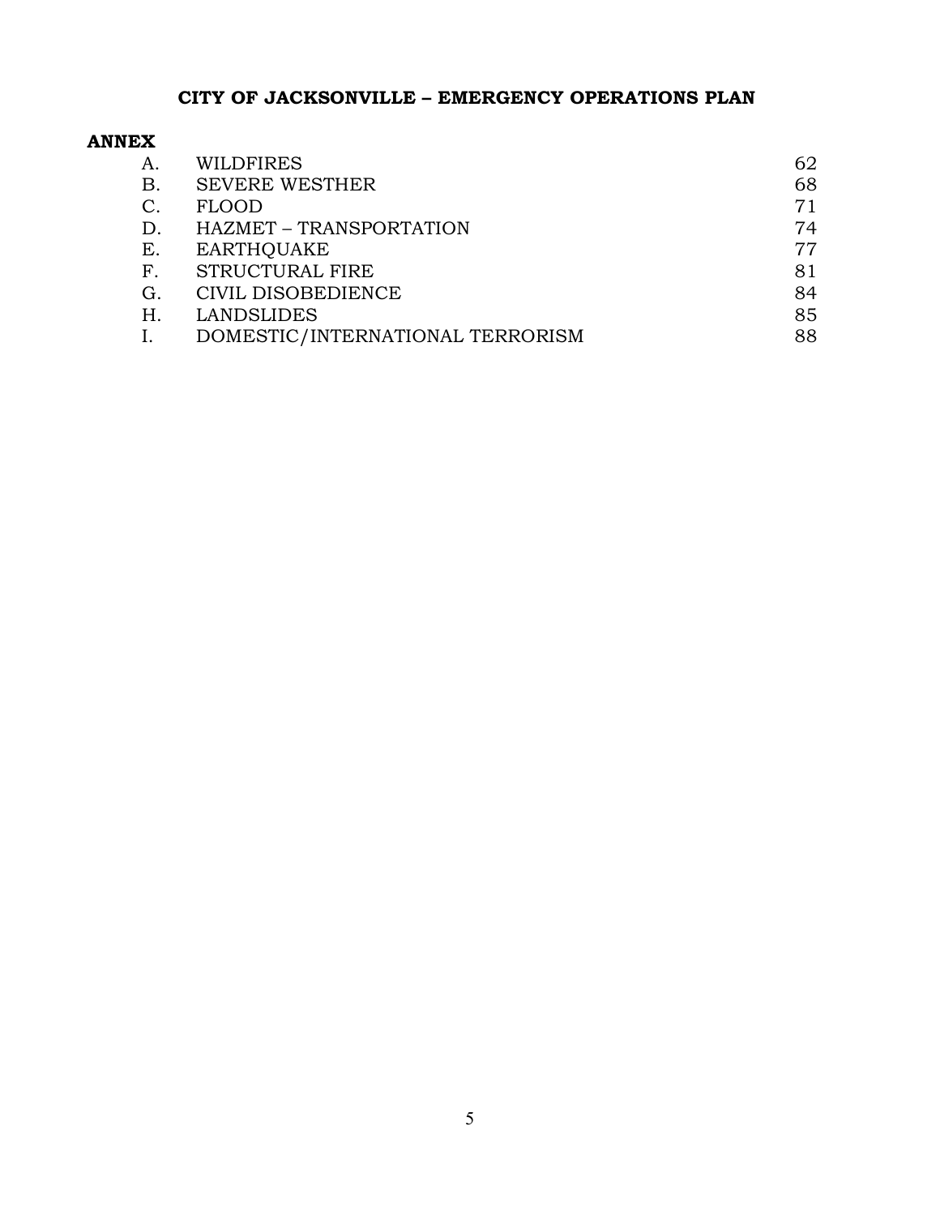**CITY OF JACKSONVILLE – EMERGENCY OPERATIONS PLAN**

**ANNEX**

| | | |
|---|---|---|
| A. | WILDFIRES | 62 |
| B. | SEVERE WESTHER | 68 |
| C. | FLOOD | 71 |
| D. | HAZMET – TRANSPORTATION | 74 |
| E. | EARTHQUAKE | 77 |
| F. | STRUCTURAL FIRE | 81 |
| G. | CIVIL DISOBEDIENCE | 84 |
| H. | LANDSLIDES | 85 |
| I. | DOMESTIC/INTERNATIONAL TERRORISM | 88 |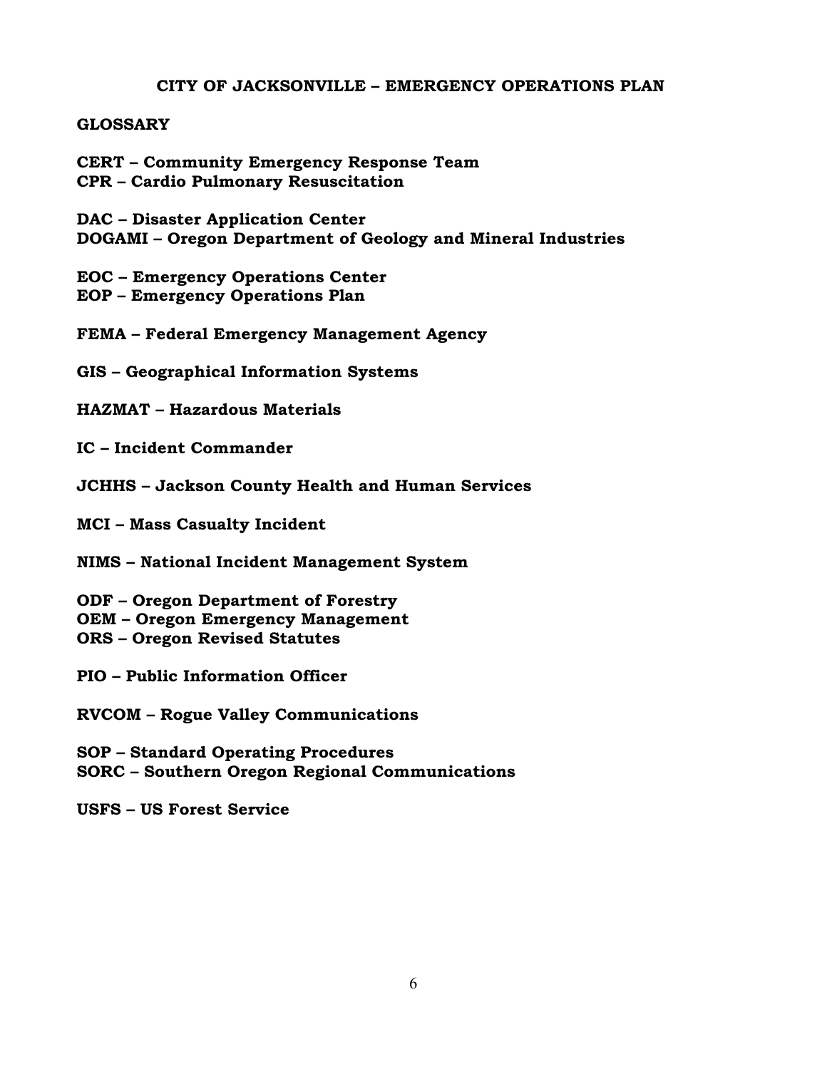# CITY OF JACKSONVILLE – EMERGENCY OPERATIONS PLAN

## GLOSSARY

**CERT – Community Emergency Response Team**
**CPR – Cardio Pulmonary Resuscitation**

**DAC – Disaster Application Center**
**DOGAMI – Oregon Department of Geology and Mineral Industries**

**EOC – Emergency Operations Center**
**EOP – Emergency Operations Plan**

**FEMA – Federal Emergency Management Agency**

**GIS – Geographical Information Systems**

**HAZMAT – Hazardous Materials**

**IC – Incident Commander**

**JCHHS – Jackson County Health and Human Services**

**MCI – Mass Casualty Incident**

**NIMS – National Incident Management System**

**ODF – Oregon Department of Forestry**
**OEM – Oregon Emergency Management**
**ORS – Oregon Revised Statutes**

**PIO – Public Information Officer**

**RVCOM – Rogue Valley Communications**

**SOP – Standard Operating Procedures**
**SORC – Southern Oregon Regional Communications**

**USFS – US Forest Service**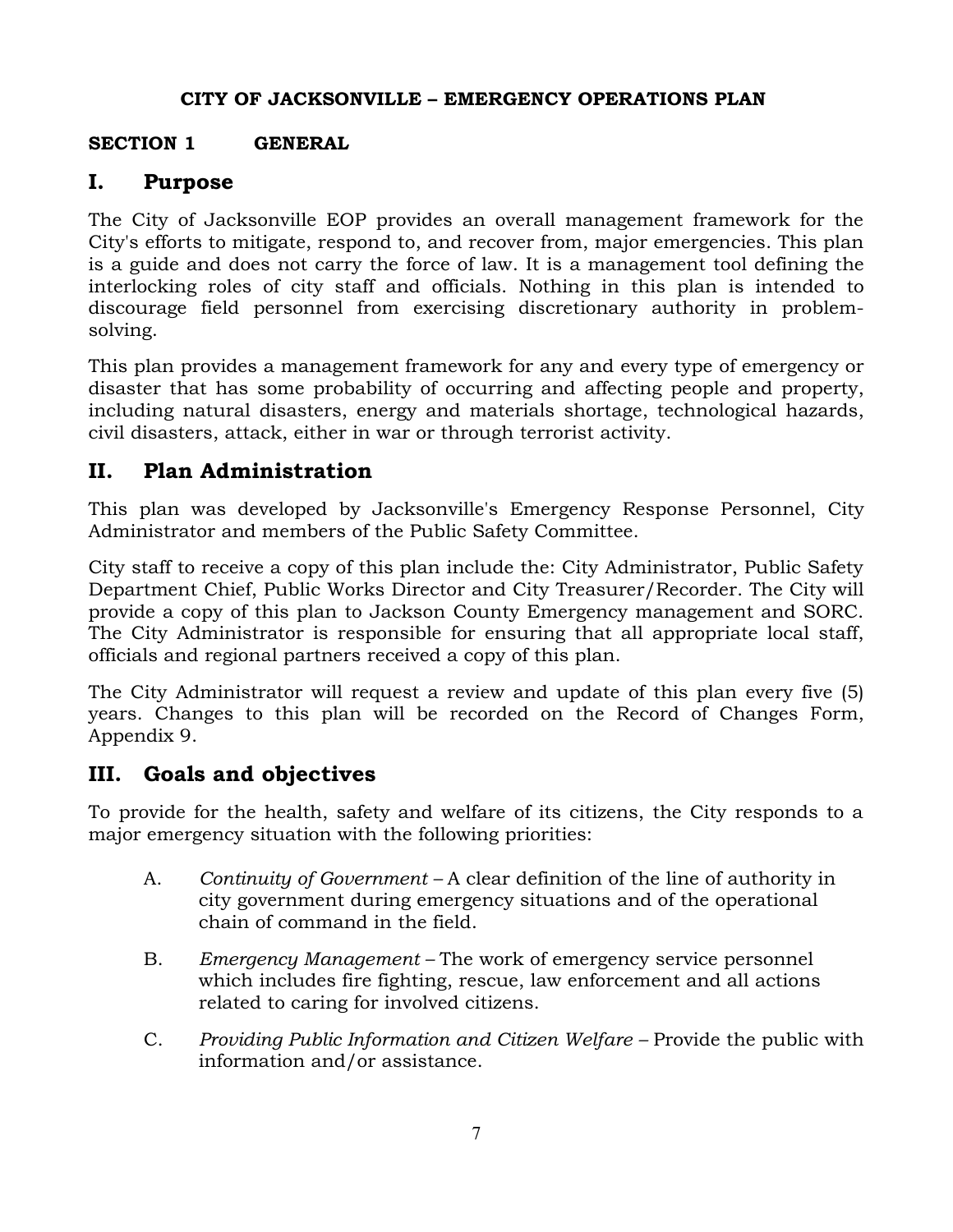**CITY OF JACKSONVILLE – EMERGENCY OPERATIONS PLAN**

**SECTION 1 GENERAL**

## I. Purpose

The City of Jacksonville EOP provides an overall management framework for the City's efforts to mitigate, respond to, and recover from, major emergencies. This plan is a guide and does not carry the force of law. It is a management tool defining the interlocking roles of city staff and officials. Nothing in this plan is intended to discourage field personnel from exercising discretionary authority in problem-solving.

This plan provides a management framework for any and every type of emergency or disaster that has some probability of occurring and affecting people and property, including natural disasters, energy and materials shortage, technological hazards, civil disasters, attack, either in war or through terrorist activity.

## II. Plan Administration

This plan was developed by Jacksonville's Emergency Response Personnel, City Administrator and members of the Public Safety Committee.

City staff to receive a copy of this plan include the: City Administrator, Public Safety Department Chief, Public Works Director and City Treasurer/Recorder. The City will provide a copy of this plan to Jackson County Emergency management and SORC. The City Administrator is responsible for ensuring that all appropriate local staff, officials and regional partners received a copy of this plan.

The City Administrator will request a review and update of this plan every five (5) years. Changes to this plan will be recorded on the Record of Changes Form, Appendix 9.

## III. Goals and objectives

To provide for the health, safety and welfare of its citizens, the City responds to a major emergency situation with the following priorities:

A. *Continuity of Government* – A clear definition of the line of authority in city government during emergency situations and of the operational chain of command in the field.

B. *Emergency Management* – The work of emergency service personnel which includes fire fighting, rescue, law enforcement and all actions related to caring for involved citizens.

C. *Providing Public Information and Citizen Welfare* – Provide the public with information and/or assistance.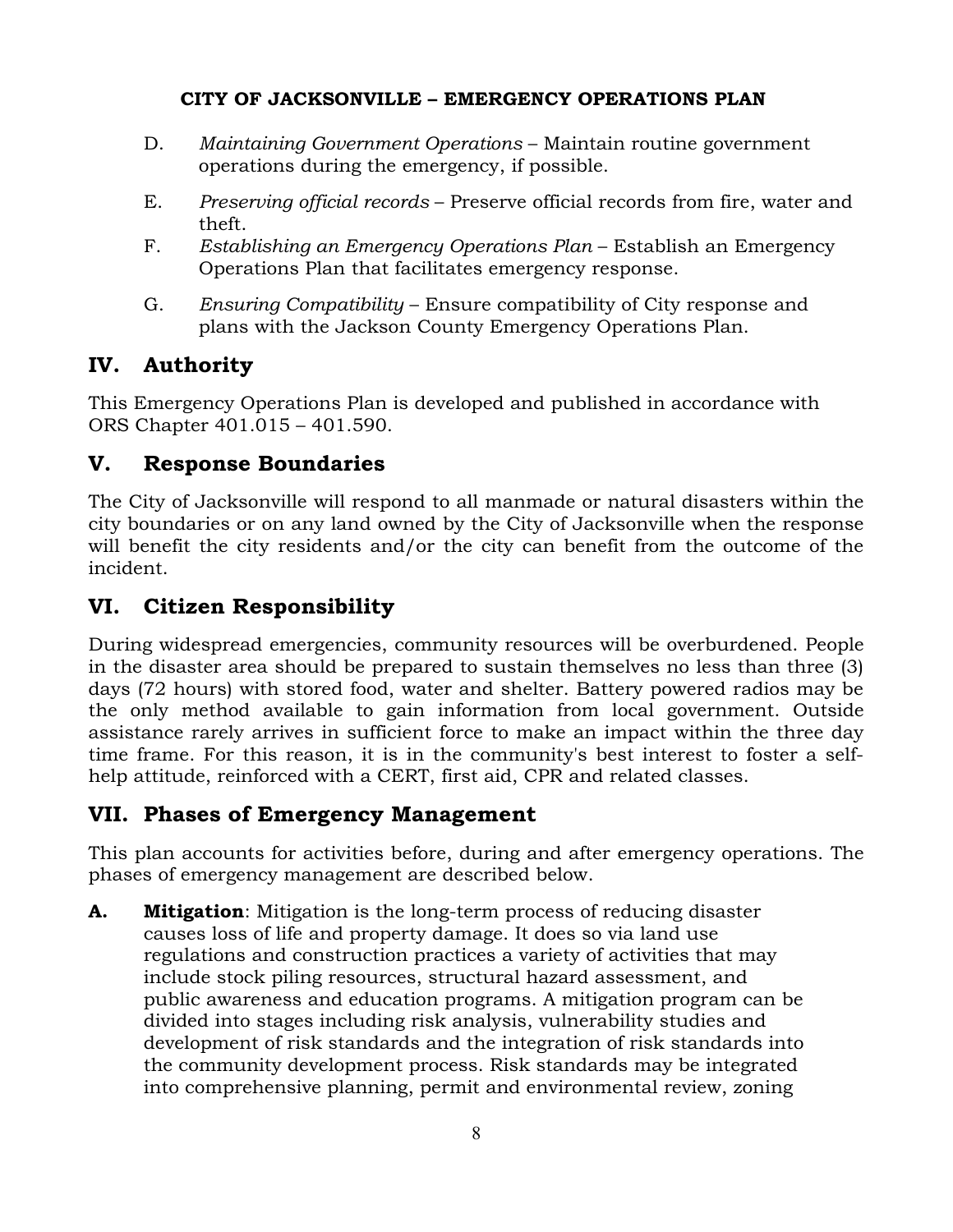D. *Maintaining Government Operations* – Maintain routine government operations during the emergency, if possible.

E. *Preserving official records* – Preserve official records from fire, water and theft.

F. *Establishing an Emergency Operations Plan* – Establish an Emergency Operations Plan that facilitates emergency response.

G. *Ensuring Compatibility* – Ensure compatibility of City response and plans with the Jackson County Emergency Operations Plan.

## IV. Authority

This Emergency Operations Plan is developed and published in accordance with ORS Chapter 401.015 – 401.590.

## V. Response Boundaries

The City of Jacksonville will respond to all manmade or natural disasters within the city boundaries or on any land owned by the City of Jacksonville when the response will benefit the city residents and/or the city can benefit from the outcome of the incident.

## VI. Citizen Responsibility

During widespread emergencies, community resources will be overburdened. People in the disaster area should be prepared to sustain themselves no less than three (3) days (72 hours) with stored food, water and shelter. Battery powered radios may be the only method available to gain information from local government. Outside assistance rarely arrives in sufficient force to make an impact within the three day time frame. For this reason, it is in the community's best interest to foster a self-help attitude, reinforced with a CERT, first aid, CPR and related classes.

## VII. Phases of Emergency Management

This plan accounts for activities before, during and after emergency operations. The phases of emergency management are described below.

**A. Mitigation**: Mitigation is the long-term process of reducing disaster causes loss of life and property damage. It does so via land use regulations and construction practices a variety of activities that may include stock piling resources, structural hazard assessment, and public awareness and education programs. A mitigation program can be divided into stages including risk analysis, vulnerability studies and development of risk standards and the integration of risk standards into the community development process. Risk standards may be integrated into comprehensive planning, permit and environmental review, zoning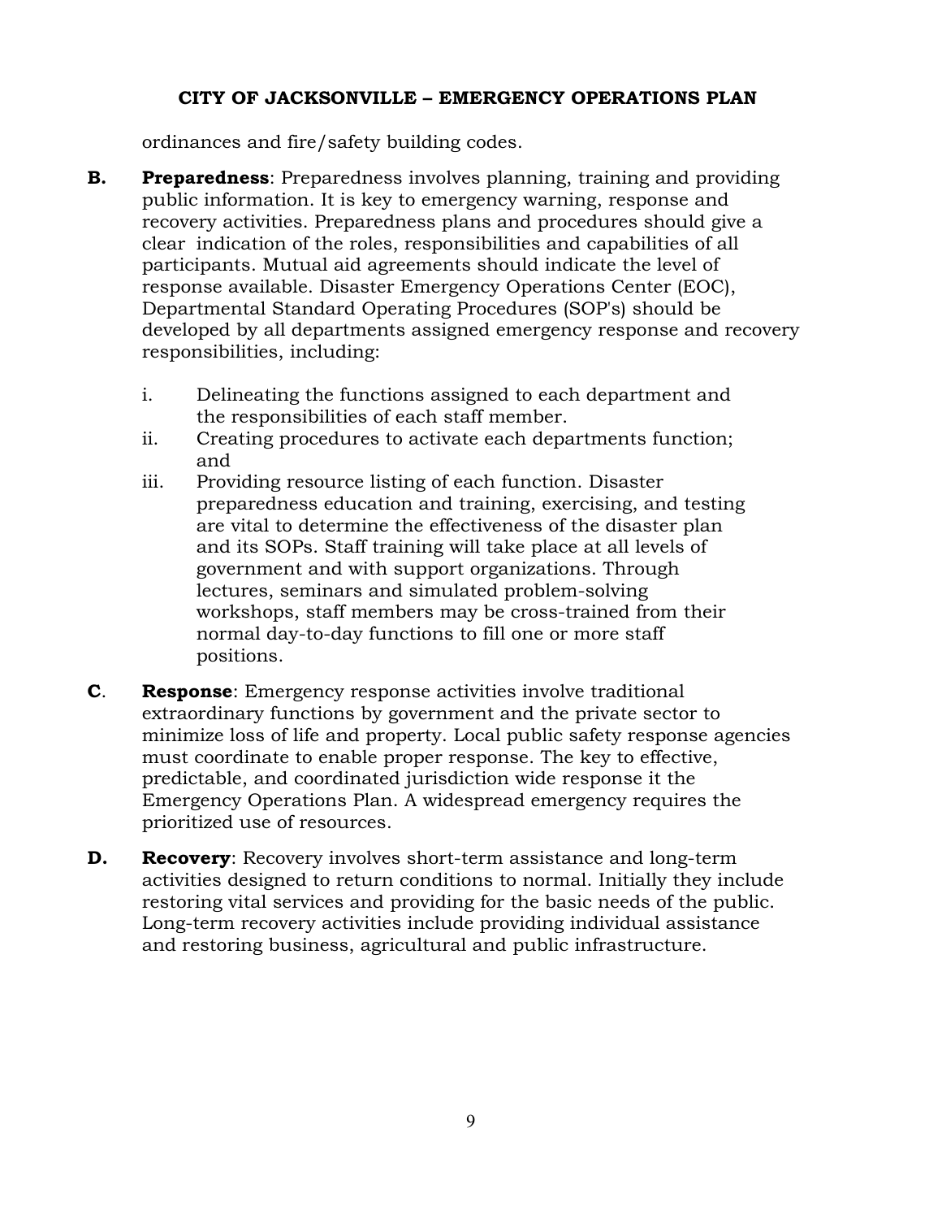ordinances and fire/safety building codes.

**B.** **Preparedness**: Preparedness involves planning, training and providing public information. It is key to emergency warning, response and recovery activities. Preparedness plans and procedures should give a clear indication of the roles, responsibilities and capabilities of all participants. Mutual aid agreements should indicate the level of response available. Disaster Emergency Operations Center (EOC), Departmental Standard Operating Procedures (SOP's) should be developed by all departments assigned emergency response and recovery responsibilities, including:

i. Delineating the functions assigned to each department and the responsibilities of each staff member.

ii. Creating procedures to activate each departments function; and

iii. Providing resource listing of each function. Disaster preparedness education and training, exercising, and testing are vital to determine the effectiveness of the disaster plan and its SOPs. Staff training will take place at all levels of government and with support organizations. Through lectures, seminars and simulated problem-solving workshops, staff members may be cross-trained from their normal day-to-day functions to fill one or more staff positions.

**C**. **Response**: Emergency response activities involve traditional extraordinary functions by government and the private sector to minimize loss of life and property. Local public safety response agencies must coordinate to enable proper response. The key to effective, predictable, and coordinated jurisdiction wide response it the Emergency Operations Plan. A widespread emergency requires the prioritized use of resources.

**D.** **Recovery**: Recovery involves short-term assistance and long-term activities designed to return conditions to normal. Initially they include restoring vital services and providing for the basic needs of the public. Long-term recovery activities include providing individual assistance and restoring business, agricultural and public infrastructure.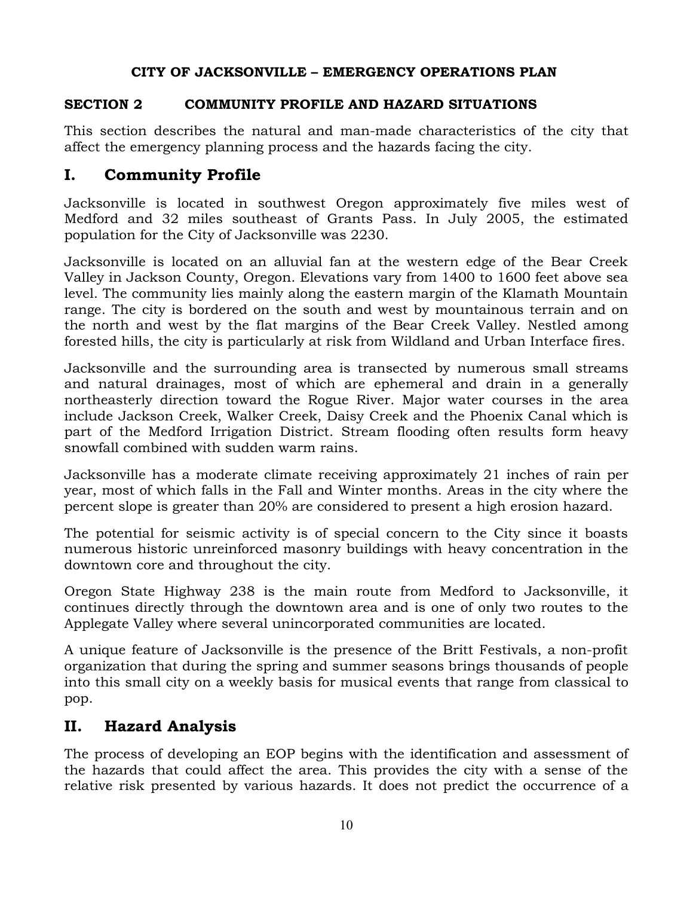**CITY OF JACKSONVILLE – EMERGENCY OPERATIONS PLAN**

**SECTION 2 COMMUNITY PROFILE AND HAZARD SITUATIONS**

This section describes the natural and man-made characteristics of the city that affect the emergency planning process and the hazards facing the city.

# I. Community Profile

Jacksonville is located in southwest Oregon approximately five miles west of Medford and 32 miles southeast of Grants Pass. In July 2005, the estimated population for the City of Jacksonville was 2230.

Jacksonville is located on an alluvial fan at the western edge of the Bear Creek Valley in Jackson County, Oregon. Elevations vary from 1400 to 1600 feet above sea level. The community lies mainly along the eastern margin of the Klamath Mountain range. The city is bordered on the south and west by mountainous terrain and on the north and west by the flat margins of the Bear Creek Valley. Nestled among forested hills, the city is particularly at risk from Wildland and Urban Interface fires.

Jacksonville and the surrounding area is transected by numerous small streams and natural drainages, most of which are ephemeral and drain in a generally northeasterly direction toward the Rogue River. Major water courses in the area include Jackson Creek, Walker Creek, Daisy Creek and the Phoenix Canal which is part of the Medford Irrigation District. Stream flooding often results form heavy snowfall combined with sudden warm rains.

Jacksonville has a moderate climate receiving approximately 21 inches of rain per year, most of which falls in the Fall and Winter months. Areas in the city where the percent slope is greater than 20% are considered to present a high erosion hazard.

The potential for seismic activity is of special concern to the City since it boasts numerous historic unreinforced masonry buildings with heavy concentration in the downtown core and throughout the city.

Oregon State Highway 238 is the main route from Medford to Jacksonville, it continues directly through the downtown area and is one of only two routes to the Applegate Valley where several unincorporated communities are located.

A unique feature of Jacksonville is the presence of the Britt Festivals, a non-profit organization that during the spring and summer seasons brings thousands of people into this small city on a weekly basis for musical events that range from classical to pop.

# II. Hazard Analysis

The process of developing an EOP begins with the identification and assessment of the hazards that could affect the area. This provides the city with a sense of the relative risk presented by various hazards. It does not predict the occurrence of a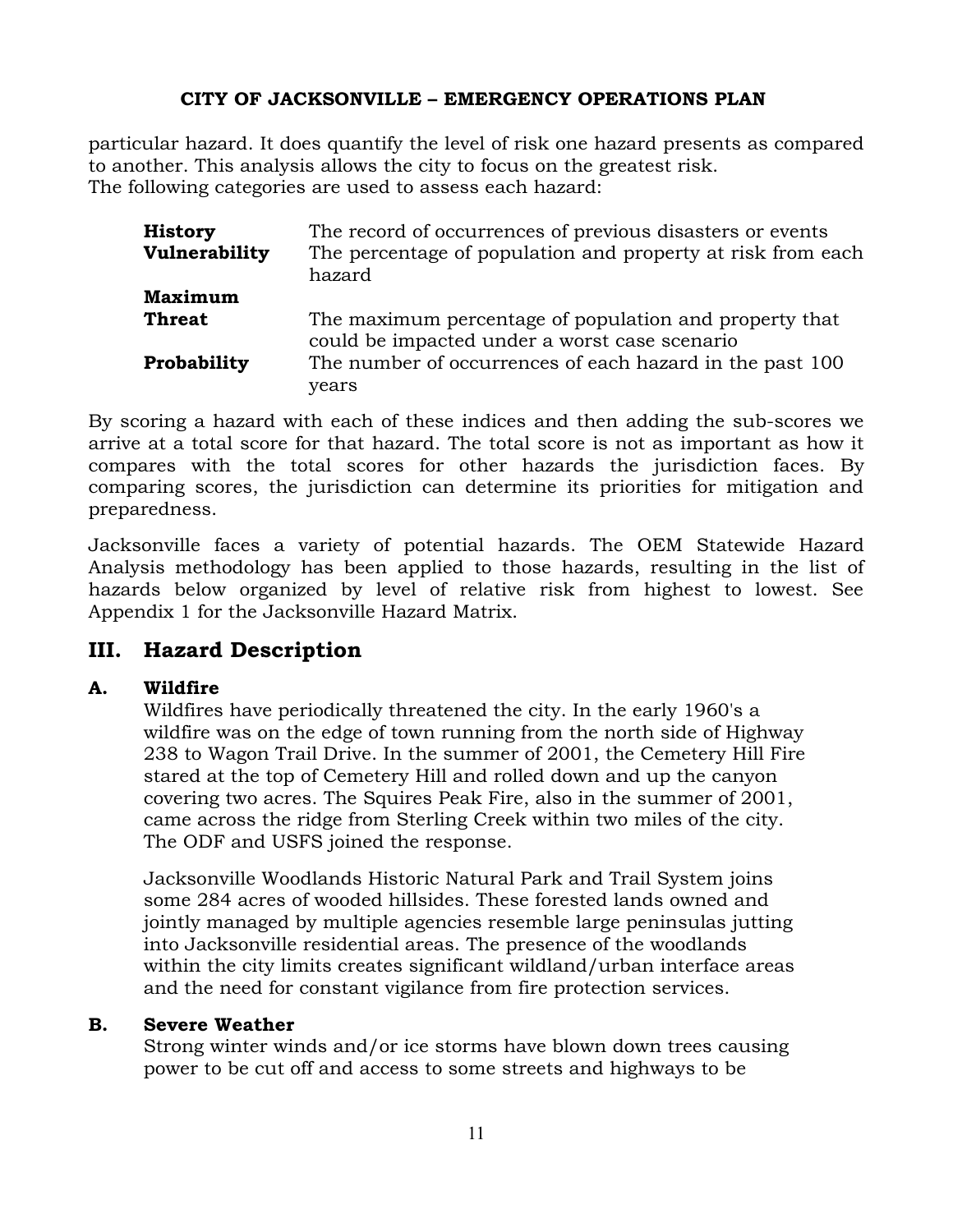particular hazard. It does quantify the level of risk one hazard presents as compared to another. This analysis allows the city to focus on the greatest risk.
The following categories are used to assess each hazard:

| | |
|---|---|
| **History** | The record of occurrences of previous disasters or events |
| **Vulnerability** | The percentage of population and property at risk from each hazard |
| **Maximum Threat** | The maximum percentage of population and property that could be impacted under a worst case scenario |
| **Probability** | The number of occurrences of each hazard in the past 100 years |

By scoring a hazard with each of these indices and then adding the sub-scores we arrive at a total score for that hazard. The total score is not as important as how it compares with the total scores for other hazards the jurisdiction faces. By comparing scores, the jurisdiction can determine its priorities for mitigation and preparedness.

Jacksonville faces a variety of potential hazards. The OEM Statewide Hazard Analysis methodology has been applied to those hazards, resulting in the list of hazards below organized by level of relative risk from highest to lowest. See Appendix 1 for the Jacksonville Hazard Matrix.

## III. Hazard Description

### A. Wildfire

Wildfires have periodically threatened the city. In the early 1960's a wildfire was on the edge of town running from the north side of Highway 238 to Wagon Trail Drive. In the summer of 2001, the Cemetery Hill Fire stared at the top of Cemetery Hill and rolled down and up the canyon covering two acres. The Squires Peak Fire, also in the summer of 2001, came across the ridge from Sterling Creek within two miles of the city. The ODF and USFS joined the response.

Jacksonville Woodlands Historic Natural Park and Trail System joins some 284 acres of wooded hillsides. These forested lands owned and jointly managed by multiple agencies resemble large peninsulas jutting into Jacksonville residential areas. The presence of the woodlands within the city limits creates significant wildland/urban interface areas and the need for constant vigilance from fire protection services.

### B. Severe Weather

Strong winter winds and/or ice storms have blown down trees causing power to be cut off and access to some streets and highways to be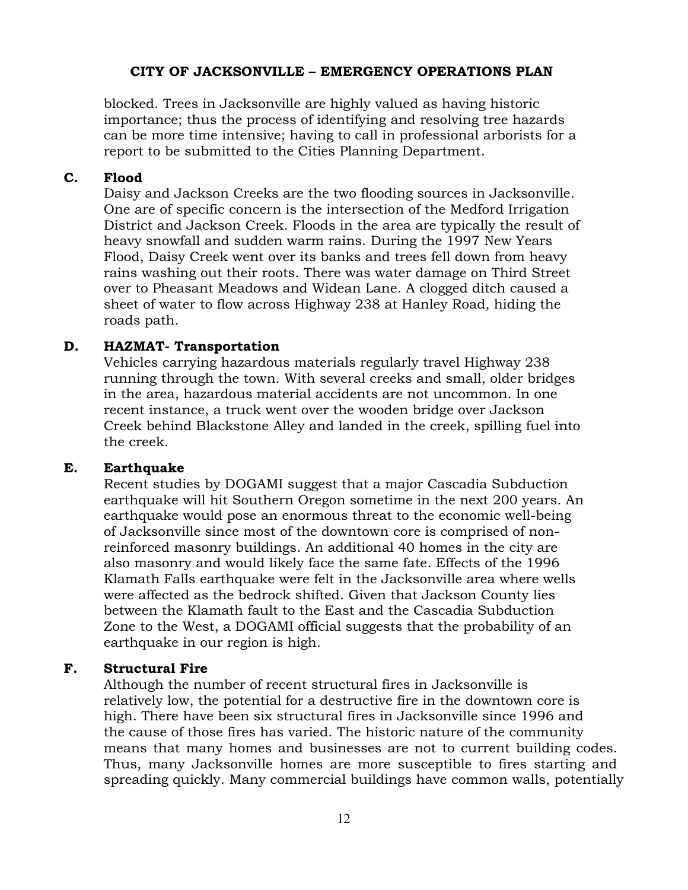blocked. Trees in Jacksonville are highly valued as having historic importance; thus the process of identifying and resolving tree hazards can be more time intensive; having to call in professional arborists for a report to be submitted to the Cities Planning Department.

### C. Flood

Daisy and Jackson Creeks are the two flooding sources in Jacksonville. One are of specific concern is the intersection of the Medford Irrigation District and Jackson Creek. Floods in the area are typically the result of heavy snowfall and sudden warm rains. During the 1997 New Years Flood, Daisy Creek went over its banks and trees fell down from heavy rains washing out their roots. There was water damage on Third Street over to Pheasant Meadows and Widean Lane. A clogged ditch caused a sheet of water to flow across Highway 238 at Hanley Road, hiding the roads path.

### D. HAZMAT- Transportation

Vehicles carrying hazardous materials regularly travel Highway 238 running through the town. With several creeks and small, older bridges in the area, hazardous material accidents are not uncommon. In one recent instance, a truck went over the wooden bridge over Jackson Creek behind Blackstone Alley and landed in the creek, spilling fuel into the creek.

### E. Earthquake

Recent studies by DOGAMI suggest that a major Cascadia Subduction earthquake will hit Southern Oregon sometime in the next 200 years. An earthquake would pose an enormous threat to the economic well-being of Jacksonville since most of the downtown core is comprised of non-reinforced masonry buildings. An additional 40 homes in the city are also masonry and would likely face the same fate. Effects of the 1996 Klamath Falls earthquake were felt in the Jacksonville area where wells were affected as the bedrock shifted. Given that Jackson County lies between the Klamath fault to the East and the Cascadia Subduction Zone to the West, a DOGAMI official suggests that the probability of an earthquake in our region is high.

### F. Structural Fire

Although the number of recent structural fires in Jacksonville is relatively low, the potential for a destructive fire in the downtown core is high. There have been six structural fires in Jacksonville since 1996 and the cause of those fires has varied. The historic nature of the community means that many homes and businesses are not to current building codes. Thus, many Jacksonville homes are more susceptible to fires starting and spreading quickly. Many commercial buildings have common walls, potentially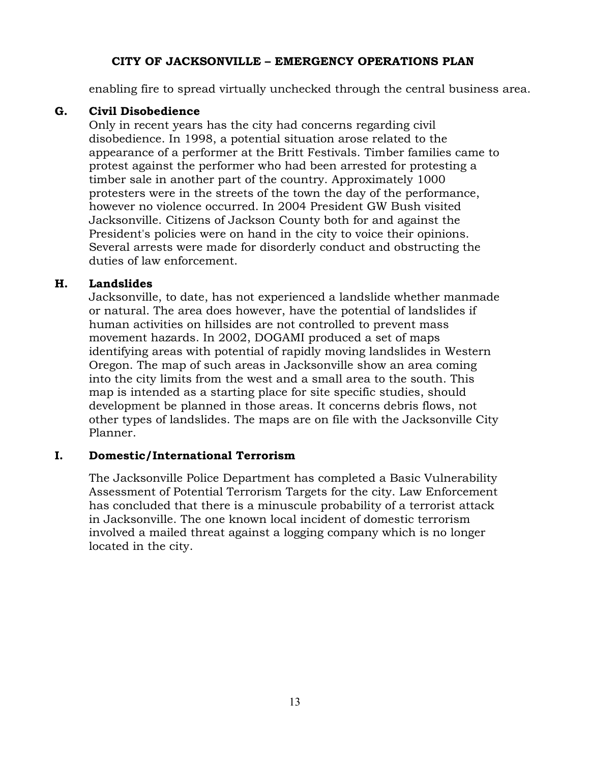enabling fire to spread virtually unchecked through the central business area.

### G. Civil Disobedience

Only in recent years has the city had concerns regarding civil disobedience. In 1998, a potential situation arose related to the appearance of a performer at the Britt Festivals. Timber families came to protest against the performer who had been arrested for protesting a timber sale in another part of the country. Approximately 1000 protesters were in the streets of the town the day of the performance, however no violence occurred. In 2004 President GW Bush visited Jacksonville. Citizens of Jackson County both for and against the President's policies were on hand in the city to voice their opinions. Several arrests were made for disorderly conduct and obstructing the duties of law enforcement.

### H. Landslides

Jacksonville, to date, has not experienced a landslide whether manmade or natural. The area does however, have the potential of landslides if human activities on hillsides are not controlled to prevent mass movement hazards. In 2002, DOGAMI produced a set of maps identifying areas with potential of rapidly moving landslides in Western Oregon. The map of such areas in Jacksonville show an area coming into the city limits from the west and a small area to the south. This map is intended as a starting place for site specific studies, should development be planned in those areas. It concerns debris flows, not other types of landslides. The maps are on file with the Jacksonville City Planner.

### I. Domestic/International Terrorism

The Jacksonville Police Department has completed a Basic Vulnerability Assessment of Potential Terrorism Targets for the city. Law Enforcement has concluded that there is a minuscule probability of a terrorist attack in Jacksonville. The one known local incident of domestic terrorism involved a mailed threat against a logging company which is no longer located in the city.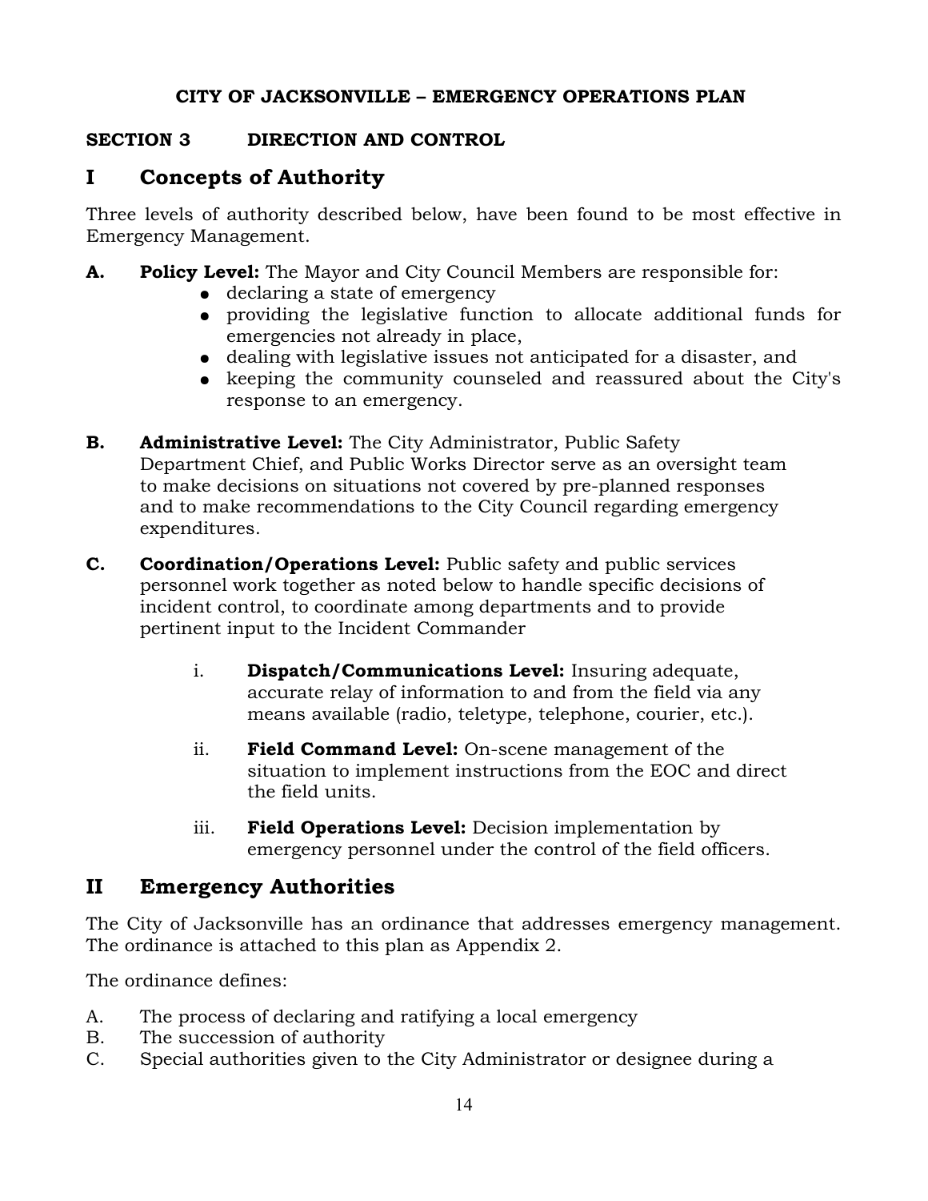**CITY OF JACKSONVILLE – EMERGENCY OPERATIONS PLAN**

**SECTION 3 DIRECTION AND CONTROL**

## I Concepts of Authority

Three levels of authority described below, have been found to be most effective in Emergency Management.

**A. Policy Level:** The Mayor and City Council Members are responsible for:

- declaring a state of emergency
- providing the legislative function to allocate additional funds for emergencies not already in place,
- dealing with legislative issues not anticipated for a disaster, and
- keeping the community counseled and reassured about the City's response to an emergency.

**B. Administrative Level:** The City Administrator, Public Safety Department Chief, and Public Works Director serve as an oversight team to make decisions on situations not covered by pre-planned responses and to make recommendations to the City Council regarding emergency expenditures.

**C. Coordination/Operations Level:** Public safety and public services personnel work together as noted below to handle specific decisions of incident control, to coordinate among departments and to provide pertinent input to the Incident Commander

i. **Dispatch/Communications Level:** Insuring adequate, accurate relay of information to and from the field via any means available (radio, teletype, telephone, courier, etc.).

ii. **Field Command Level:** On-scene management of the situation to implement instructions from the EOC and direct the field units.

iii. **Field Operations Level:** Decision implementation by emergency personnel under the control of the field officers.

## II Emergency Authorities

The City of Jacksonville has an ordinance that addresses emergency management. The ordinance is attached to this plan as Appendix 2.

The ordinance defines:

A. The process of declaring and ratifying a local emergency
B. The succession of authority
C. Special authorities given to the City Administrator or designee during a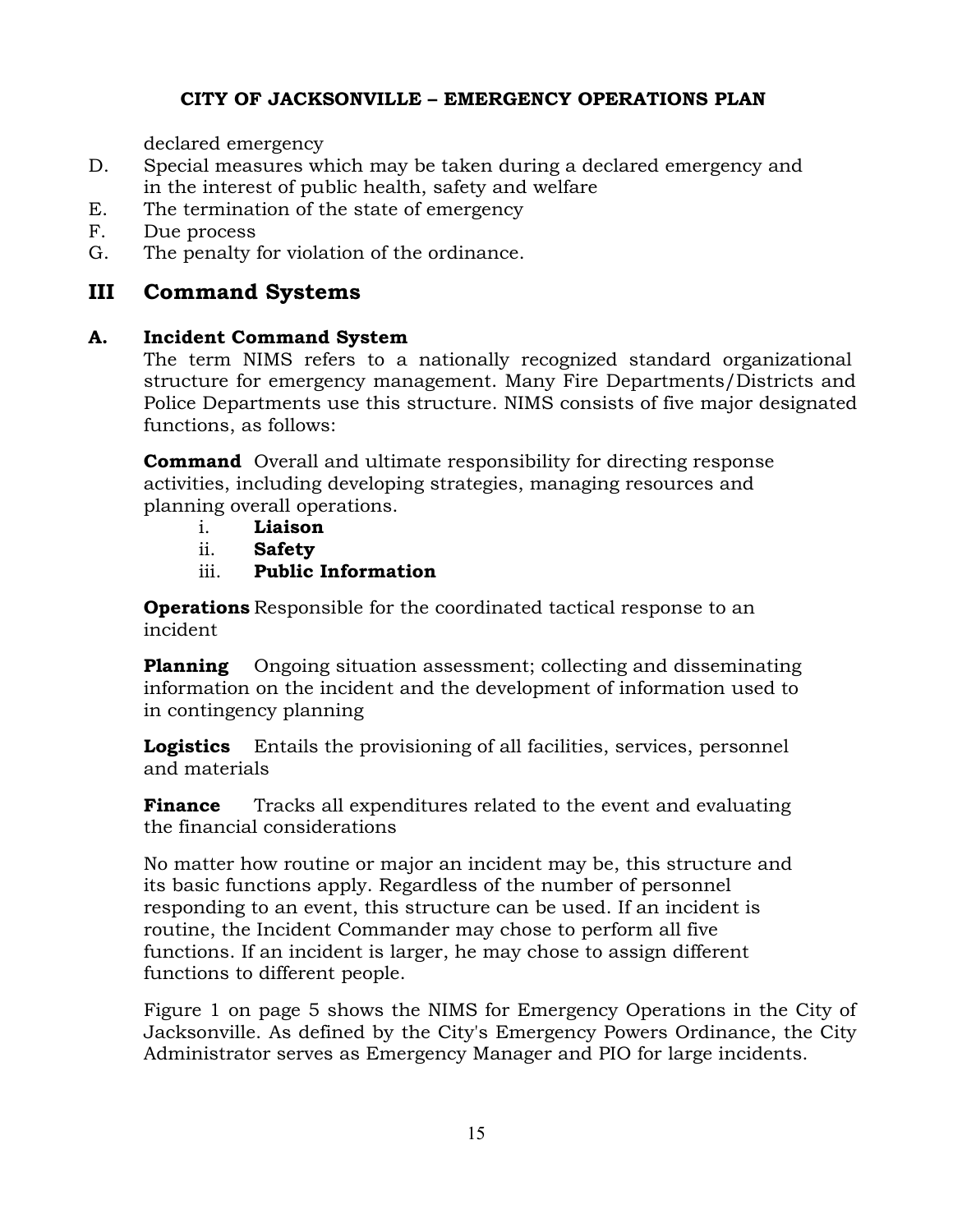declared emergency

D. Special measures which may be taken during a declared emergency and in the interest of public health, safety and welfare
E. The termination of the state of emergency
F. Due process
G. The penalty for violation of the ordinance.

## III Command Systems

### A. Incident Command System

The term NIMS refers to a nationally recognized standard organizational structure for emergency management. Many Fire Departments/Districts and Police Departments use this structure. NIMS consists of five major designated functions, as follows:

**Command** Overall and ultimate responsibility for directing response activities, including developing strategies, managing resources and planning overall operations.

i. **Liaison**
ii. **Safety**
iii. **Public Information**

**Operations** Responsible for the coordinated tactical response to an incident

**Planning** Ongoing situation assessment; collecting and disseminating information on the incident and the development of information used to in contingency planning

**Logistics** Entails the provisioning of all facilities, services, personnel and materials

**Finance** Tracks all expenditures related to the event and evaluating the financial considerations

No matter how routine or major an incident may be, this structure and its basic functions apply. Regardless of the number of personnel responding to an event, this structure can be used. If an incident is routine, the Incident Commander may chose to perform all five functions. If an incident is larger, he may chose to assign different functions to different people.

Figure 1 on page 5 shows the NIMS for Emergency Operations in the City of Jacksonville. As defined by the City's Emergency Powers Ordinance, the City Administrator serves as Emergency Manager and PIO for large incidents.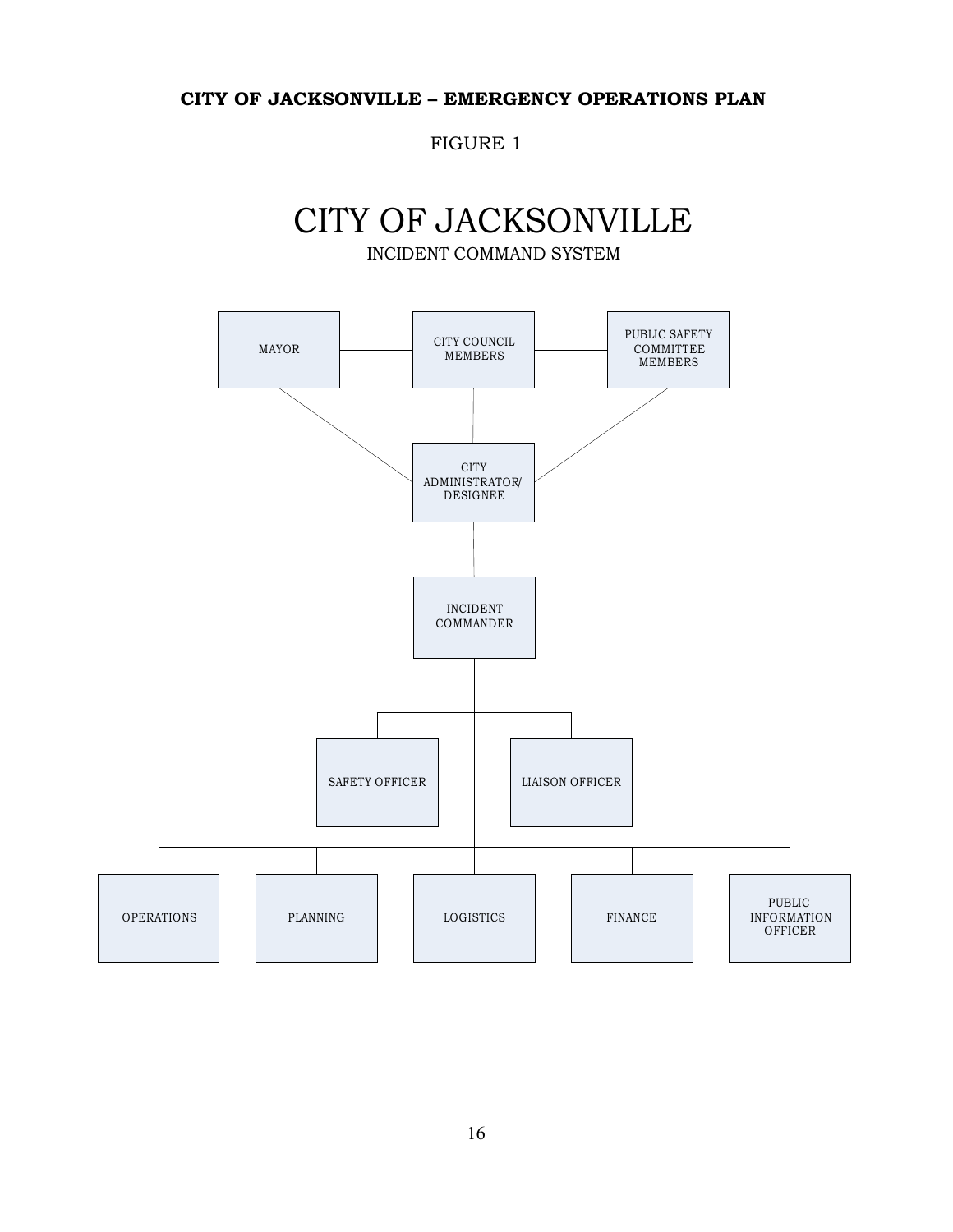**CITY OF JACKSONVILLE – EMERGENCY OPERATIONS PLAN**

FIGURE 1

# CITY OF JACKSONVILLE

INCIDENT COMMAND SYSTEM

MAYOR

CITY COUNCIL MEMBERS

PUBLIC SAFETY COMMITTEE MEMBERS

CITY ADMINISTRATOR/ DESIGNEE

INCIDENT COMMANDER

SAFETY OFFICER

LIAISON OFFICER

OPERATIONS

PLANNING

LOGISTICS

FINANCE

PUBLIC INFORMATION OFFICER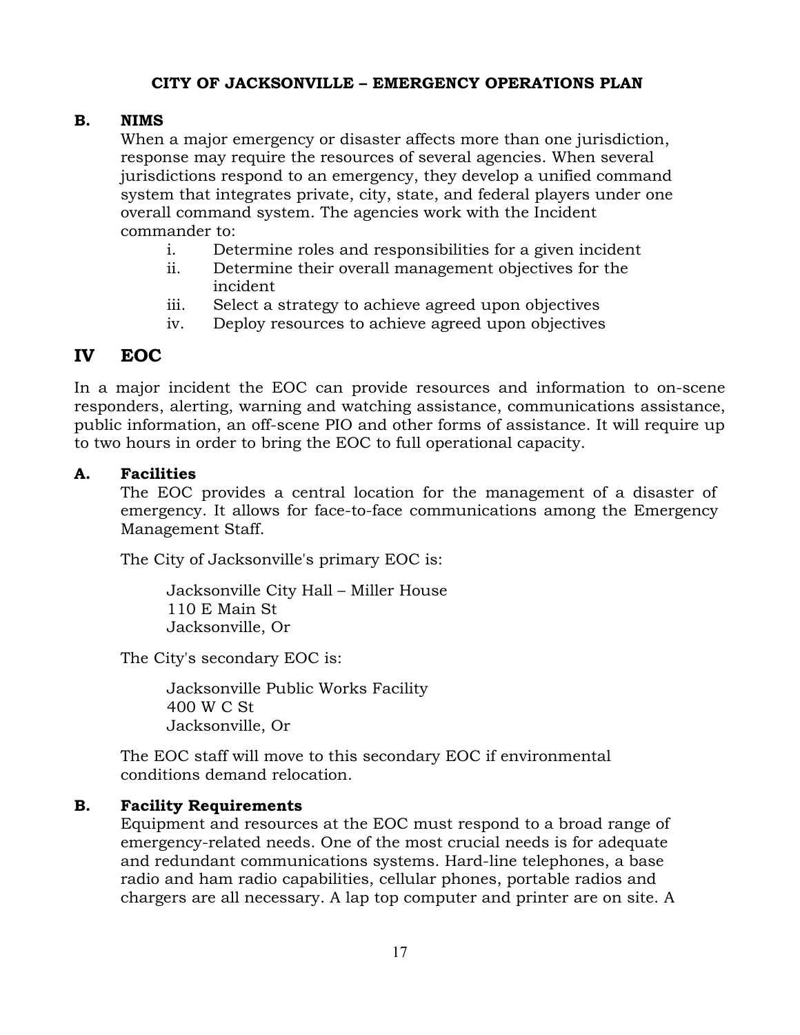### B. NIMS

When a major emergency or disaster affects more than one jurisdiction, response may require the resources of several agencies. When several jurisdictions respond to an emergency, they develop a unified command system that integrates private, city, state, and federal players under one overall command system. The agencies work with the Incident commander to:

- i. Determine roles and responsibilities for a given incident
- ii. Determine their overall management objectives for the incident
- iii. Select a strategy to achieve agreed upon objectives
- iv. Deploy resources to achieve agreed upon objectives

## IV EOC

In a major incident the EOC can provide resources and information to on-scene responders, alerting, warning and watching assistance, communications assistance, public information, an off-scene PIO and other forms of assistance. It will require up to two hours in order to bring the EOC to full operational capacity.

### A. Facilities

The EOC provides a central location for the management of a disaster of emergency. It allows for face-to-face communications among the Emergency Management Staff.

The City of Jacksonville's primary EOC is:

Jacksonville City Hall – Miller House
110 E Main St
Jacksonville, Or

The City's secondary EOC is:

Jacksonville Public Works Facility
400 W C St
Jacksonville, Or

The EOC staff will move to this secondary EOC if environmental conditions demand relocation.

### B. Facility Requirements

Equipment and resources at the EOC must respond to a broad range of emergency-related needs. One of the most crucial needs is for adequate and redundant communications systems. Hard-line telephones, a base radio and ham radio capabilities, cellular phones, portable radios and chargers are all necessary. A lap top computer and printer are on site. A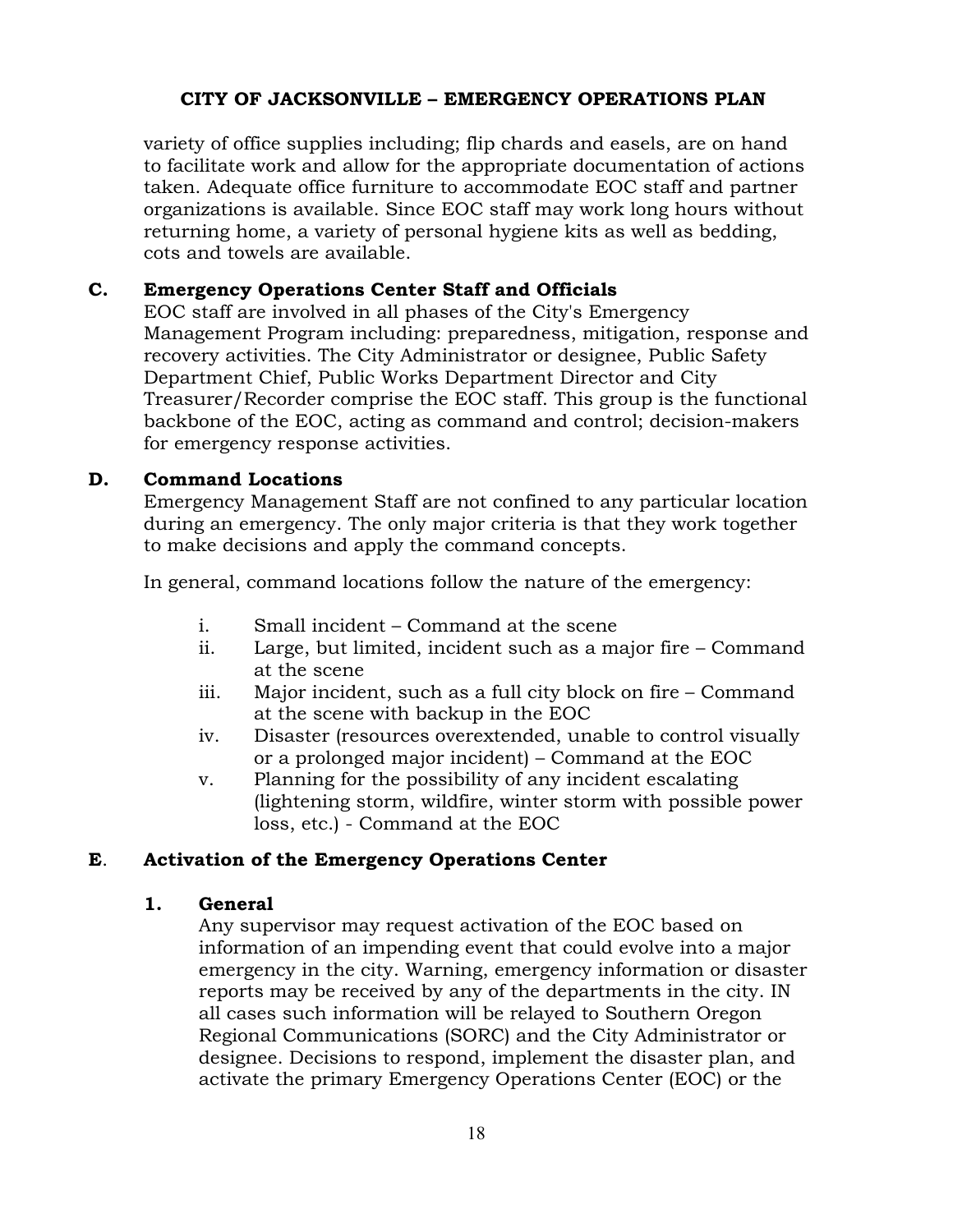variety of office supplies including; flip chards and easels, are on hand to facilitate work and allow for the appropriate documentation of actions taken. Adequate office furniture to accommodate EOC staff and partner organizations is available. Since EOC staff may work long hours without returning home, a variety of personal hygiene kits as well as bedding, cots and towels are available.

### C. Emergency Operations Center Staff and Officials

EOC staff are involved in all phases of the City's Emergency Management Program including: preparedness, mitigation, response and recovery activities. The City Administrator or designee, Public Safety Department Chief, Public Works Department Director and City Treasurer/Recorder comprise the EOC staff. This group is the functional backbone of the EOC, acting as command and control; decision-makers for emergency response activities.

### D. Command Locations

Emergency Management Staff are not confined to any particular location during an emergency. The only major criteria is that they work together to make decisions and apply the command concepts.

In general, command locations follow the nature of the emergency:

- i. Small incident – Command at the scene
- ii. Large, but limited, incident such as a major fire – Command at the scene
- iii. Major incident, such as a full city block on fire – Command at the scene with backup in the EOC
- iv. Disaster (resources overextended, unable to control visually or a prolonged major incident) – Command at the EOC
- v. Planning for the possibility of any incident escalating (lightening storm, wildfire, winter storm with possible power loss, etc.) - Command at the EOC

### E. Activation of the Emergency Operations Center

#### 1. General

Any supervisor may request activation of the EOC based on information of an impending event that could evolve into a major emergency in the city. Warning, emergency information or disaster reports may be received by any of the departments in the city. IN all cases such information will be relayed to Southern Oregon Regional Communications (SORC) and the City Administrator or designee. Decisions to respond, implement the disaster plan, and activate the primary Emergency Operations Center (EOC) or the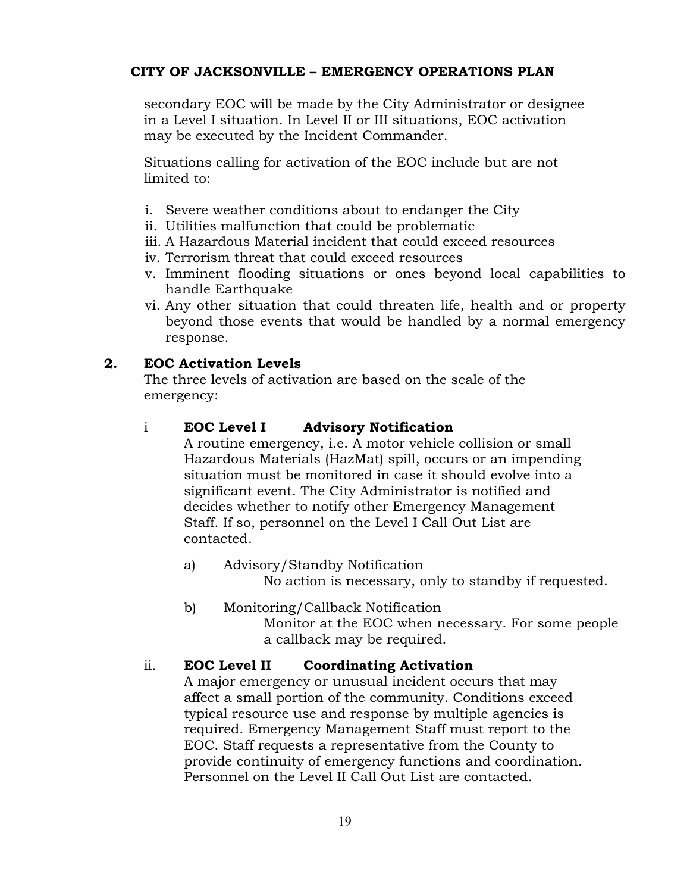secondary EOC will be made by the City Administrator or designee in a Level I situation. In Level II or III situations, EOC activation may be executed by the Incident Commander.

Situations calling for activation of the EOC include but are not limited to:

i. Severe weather conditions about to endanger the City
ii. Utilities malfunction that could be problematic
iii. A Hazardous Material incident that could exceed resources
iv. Terrorism threat that could exceed resources
v. Imminent flooding situations or ones beyond local capabilities to handle Earthquake
vi. Any other situation that could threaten life, health and or property beyond those events that would be handled by a normal emergency response.

**2. EOC Activation Levels**

The three levels of activation are based on the scale of the emergency:

i **EOC Level I Advisory Notification**

A routine emergency, i.e. A motor vehicle collision or small Hazardous Materials (HazMat) spill, occurs or an impending situation must be monitored in case it should evolve into a significant event. The City Administrator is notified and decides whether to notify other Emergency Management Staff. If so, personnel on the Level I Call Out List are contacted.

a) Advisory/Standby Notification
No action is necessary, only to standby if requested.

b) Monitoring/Callback Notification
Monitor at the EOC when necessary. For some people a callback may be required.

ii. **EOC Level II Coordinating Activation**

A major emergency or unusual incident occurs that may affect a small portion of the community. Conditions exceed typical resource use and response by multiple agencies is required. Emergency Management Staff must report to the EOC. Staff requests a representative from the County to provide continuity of emergency functions and coordination. Personnel on the Level II Call Out List are contacted.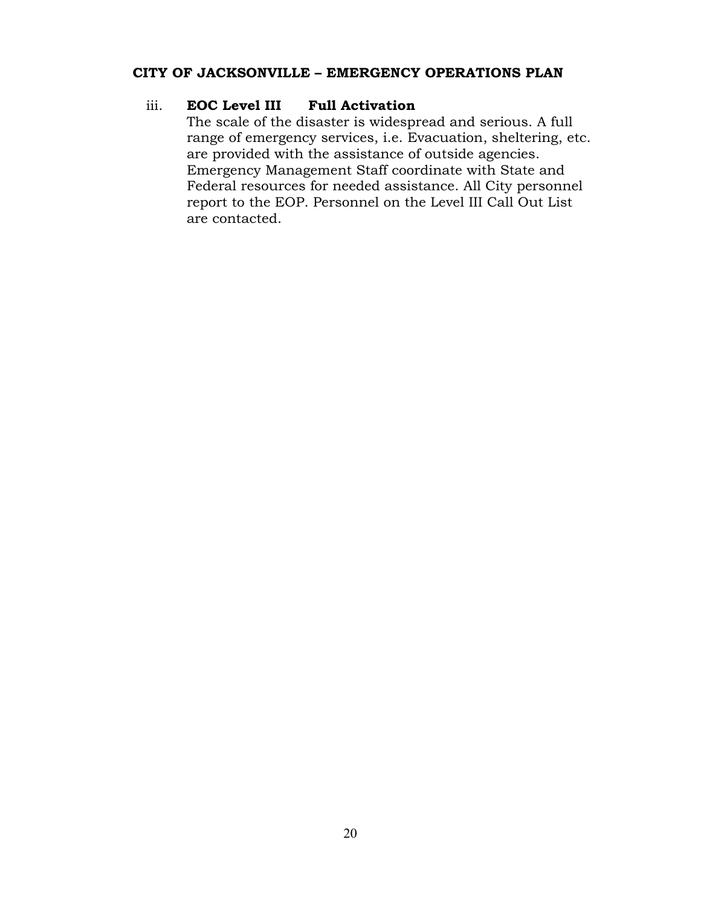iii. **EOC Level III Full Activation**

The scale of the disaster is widespread and serious. A full range of emergency services, i.e. Evacuation, sheltering, etc. are provided with the assistance of outside agencies. Emergency Management Staff coordinate with State and Federal resources for needed assistance. All City personnel report to the EOP. Personnel on the Level III Call Out List are contacted.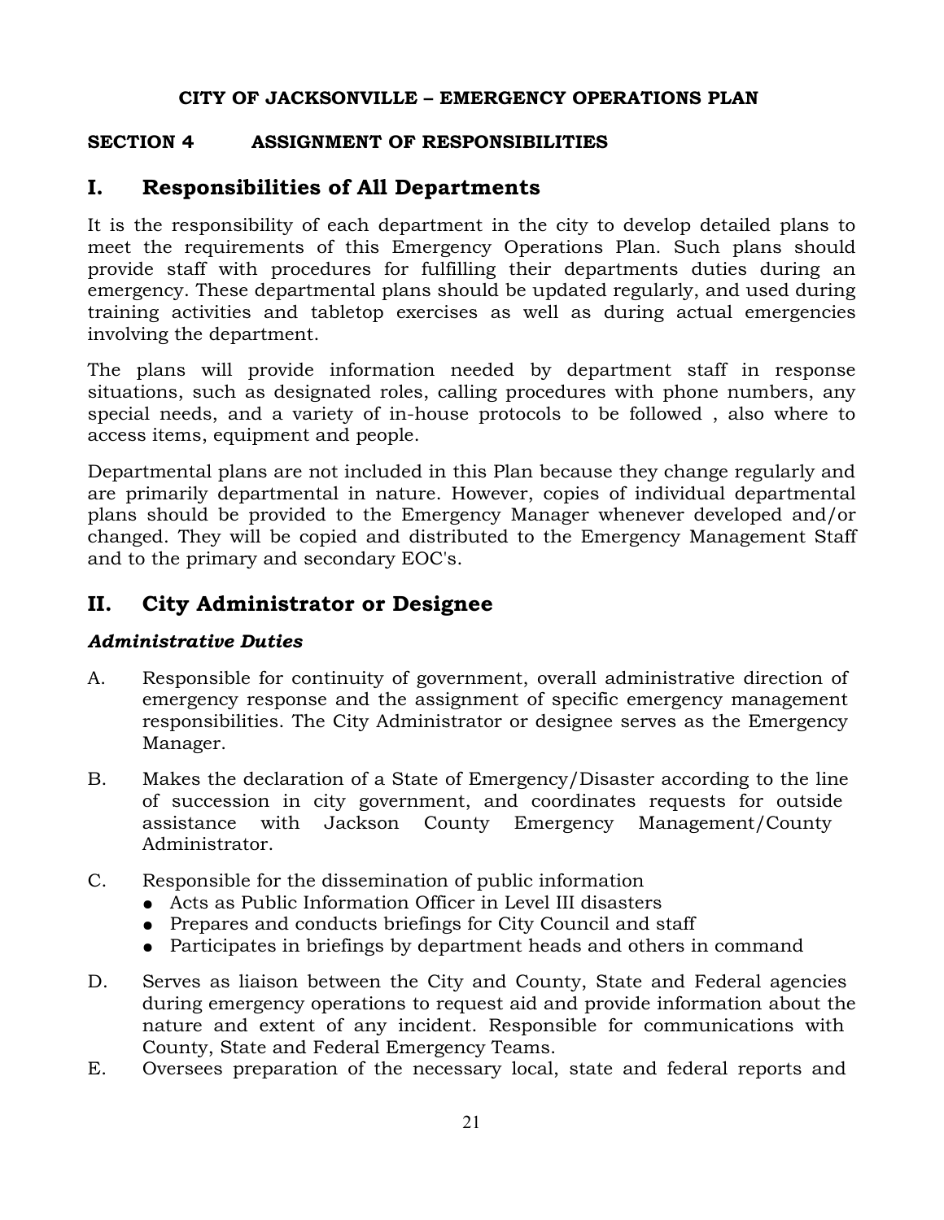**CITY OF JACKSONVILLE – EMERGENCY OPERATIONS PLAN**

**SECTION 4 ASSIGNMENT OF RESPONSIBILITIES**

## I. Responsibilities of All Departments

It is the responsibility of each department in the city to develop detailed plans to meet the requirements of this Emergency Operations Plan. Such plans should provide staff with procedures for fulfilling their departments duties during an emergency. These departmental plans should be updated regularly, and used during training activities and tabletop exercises as well as during actual emergencies involving the department.

The plans will provide information needed by department staff in response situations, such as designated roles, calling procedures with phone numbers, any special needs, and a variety of in-house protocols to be followed , also where to access items, equipment and people.

Departmental plans are not included in this Plan because they change regularly and are primarily departmental in nature. However, copies of individual departmental plans should be provided to the Emergency Manager whenever developed and/or changed. They will be copied and distributed to the Emergency Management Staff and to the primary and secondary EOC's.

## II. City Administrator or Designee

***Administrative Duties***

A. Responsible for continuity of government, overall administrative direction of emergency response and the assignment of specific emergency management responsibilities. The City Administrator or designee serves as the Emergency Manager.

B. Makes the declaration of a State of Emergency/Disaster according to the line of succession in city government, and coordinates requests for outside assistance with Jackson County Emergency Management/County Administrator.

C. Responsible for the dissemination of public information
   - Acts as Public Information Officer in Level III disasters
   - Prepares and conducts briefings for City Council and staff
   - Participates in briefings by department heads and others in command

D. Serves as liaison between the City and County, State and Federal agencies during emergency operations to request aid and provide information about the nature and extent of any incident. Responsible for communications with County, State and Federal Emergency Teams.

E. Oversees preparation of the necessary local, state and federal reports and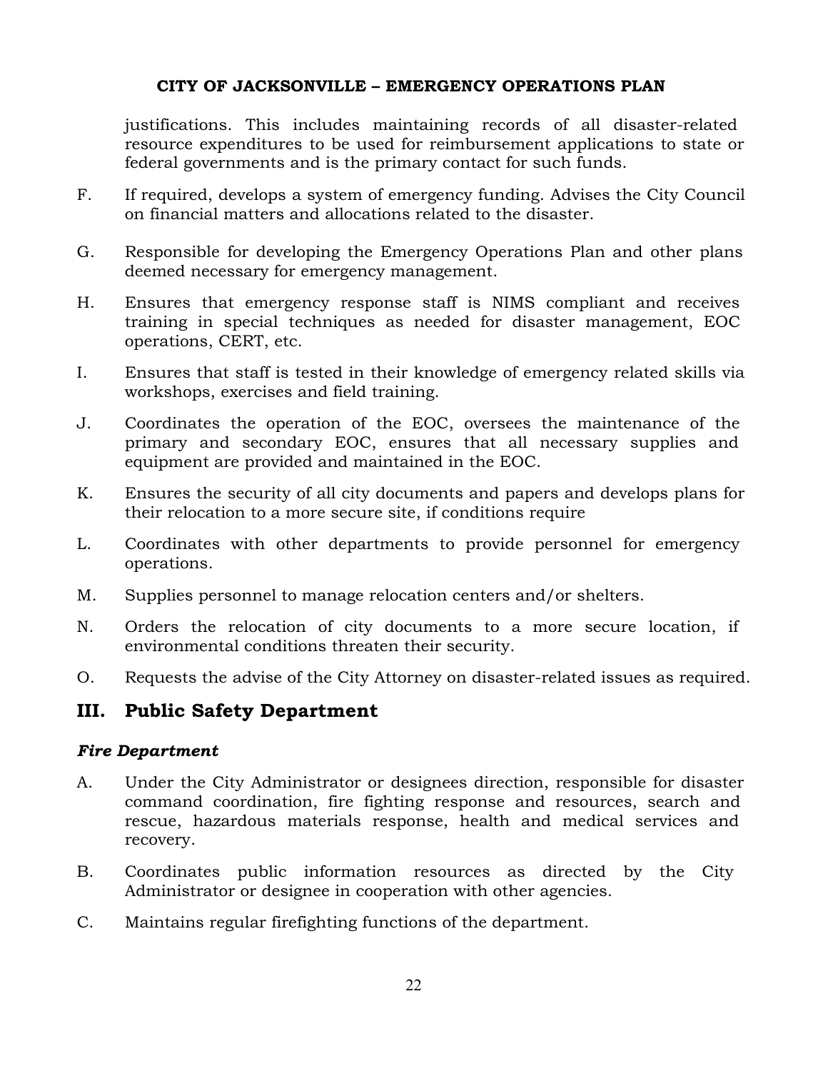justifications. This includes maintaining records of all disaster-related resource expenditures to be used for reimbursement applications to state or federal governments and is the primary contact for such funds.

F. If required, develops a system of emergency funding. Advises the City Council on financial matters and allocations related to the disaster.

G. Responsible for developing the Emergency Operations Plan and other plans deemed necessary for emergency management.

H. Ensures that emergency response staff is NIMS compliant and receives training in special techniques as needed for disaster management, EOC operations, CERT, etc.

I. Ensures that staff is tested in their knowledge of emergency related skills via workshops, exercises and field training.

J. Coordinates the operation of the EOC, oversees the maintenance of the primary and secondary EOC, ensures that all necessary supplies and equipment are provided and maintained in the EOC.

K. Ensures the security of all city documents and papers and develops plans for their relocation to a more secure site, if conditions require

L. Coordinates with other departments to provide personnel for emergency operations.

M. Supplies personnel to manage relocation centers and/or shelters.

N. Orders the relocation of city documents to a more secure location, if environmental conditions threaten their security.

O. Requests the advise of the City Attorney on disaster-related issues as required.

## III. Public Safety Department

### *Fire Department*

A. Under the City Administrator or designees direction, responsible for disaster command coordination, fire fighting response and resources, search and rescue, hazardous materials response, health and medical services and recovery.

B. Coordinates public information resources as directed by the City Administrator or designee in cooperation with other agencies.

C. Maintains regular firefighting functions of the department.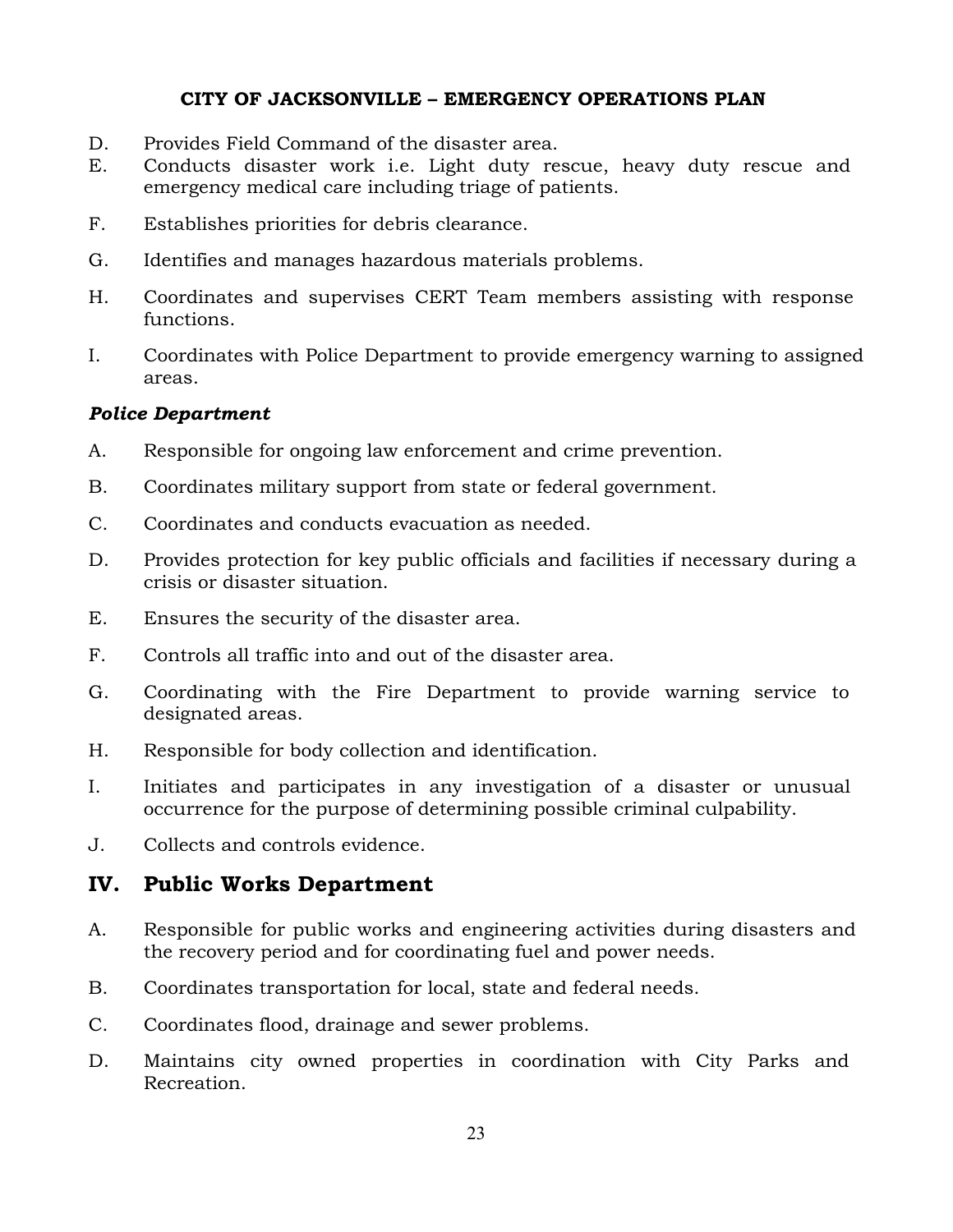D. Provides Field Command of the disaster area.

E. Conducts disaster work i.e. Light duty rescue, heavy duty rescue and emergency medical care including triage of patients.

F. Establishes priorities for debris clearance.

G. Identifies and manages hazardous materials problems.

H. Coordinates and supervises CERT Team members assisting with response functions.

I. Coordinates with Police Department to provide emergency warning to assigned areas.

***Police Department***

A. Responsible for ongoing law enforcement and crime prevention.

B. Coordinates military support from state or federal government.

C. Coordinates and conducts evacuation as needed.

D. Provides protection for key public officials and facilities if necessary during a crisis or disaster situation.

E. Ensures the security of the disaster area.

F. Controls all traffic into and out of the disaster area.

G. Coordinating with the Fire Department to provide warning service to designated areas.

H. Responsible for body collection and identification.

I. Initiates and participates in any investigation of a disaster or unusual occurrence for the purpose of determining possible criminal culpability.

J. Collects and controls evidence.

## IV. Public Works Department

A. Responsible for public works and engineering activities during disasters and the recovery period and for coordinating fuel and power needs.

B. Coordinates transportation for local, state and federal needs.

C. Coordinates flood, drainage and sewer problems.

D. Maintains city owned properties in coordination with City Parks and Recreation.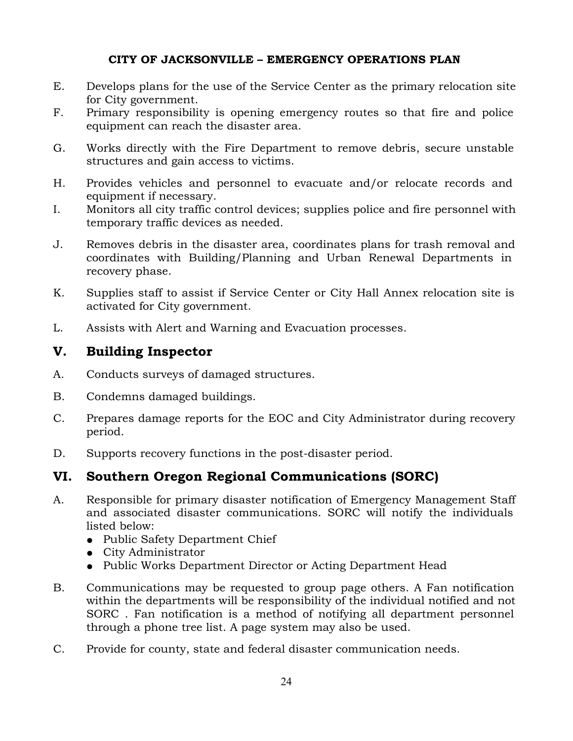E. Develops plans for the use of the Service Center as the primary relocation site for City government.

F. Primary responsibility is opening emergency routes so that fire and police equipment can reach the disaster area.

G. Works directly with the Fire Department to remove debris, secure unstable structures and gain access to victims.

H. Provides vehicles and personnel to evacuate and/or relocate records and equipment if necessary.

I. Monitors all city traffic control devices; supplies police and fire personnel with temporary traffic devices as needed.

J. Removes debris in the disaster area, coordinates plans for trash removal and coordinates with Building/Planning and Urban Renewal Departments in recovery phase.

K. Supplies staff to assist if Service Center or City Hall Annex relocation site is activated for City government.

L. Assists with Alert and Warning and Evacuation processes.

## V. Building Inspector

A. Conducts surveys of damaged structures.

B. Condemns damaged buildings.

C. Prepares damage reports for the EOC and City Administrator during recovery period.

D. Supports recovery functions in the post-disaster period.

## VI. Southern Oregon Regional Communications (SORC)

A. Responsible for primary disaster notification of Emergency Management Staff and associated disaster communications. SORC will notify the individuals listed below:
   - Public Safety Department Chief
   - City Administrator
   - Public Works Department Director or Acting Department Head

B. Communications may be requested to group page others. A Fan notification within the departments will be responsibility of the individual notified and not SORC . Fan notification is a method of notifying all department personnel through a phone tree list. A page system may also be used.

C. Provide for county, state and federal disaster communication needs.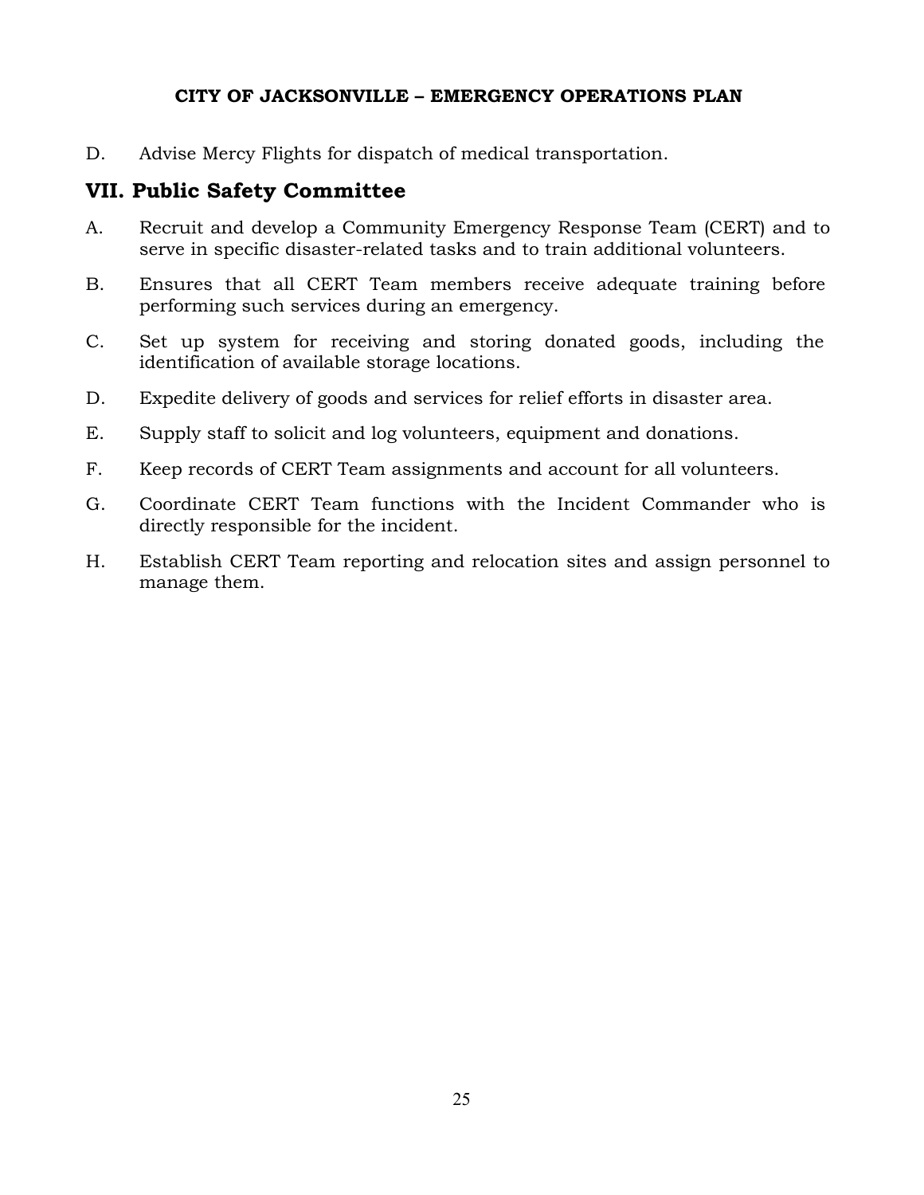D. Advise Mercy Flights for dispatch of medical transportation.

## VII. Public Safety Committee

A. Recruit and develop a Community Emergency Response Team (CERT) and to serve in specific disaster-related tasks and to train additional volunteers.

B. Ensures that all CERT Team members receive adequate training before performing such services during an emergency.

C. Set up system for receiving and storing donated goods, including the identification of available storage locations.

D. Expedite delivery of goods and services for relief efforts in disaster area.

E. Supply staff to solicit and log volunteers, equipment and donations.

F. Keep records of CERT Team assignments and account for all volunteers.

G. Coordinate CERT Team functions with the Incident Commander who is directly responsible for the incident.

H. Establish CERT Team reporting and relocation sites and assign personnel to manage them.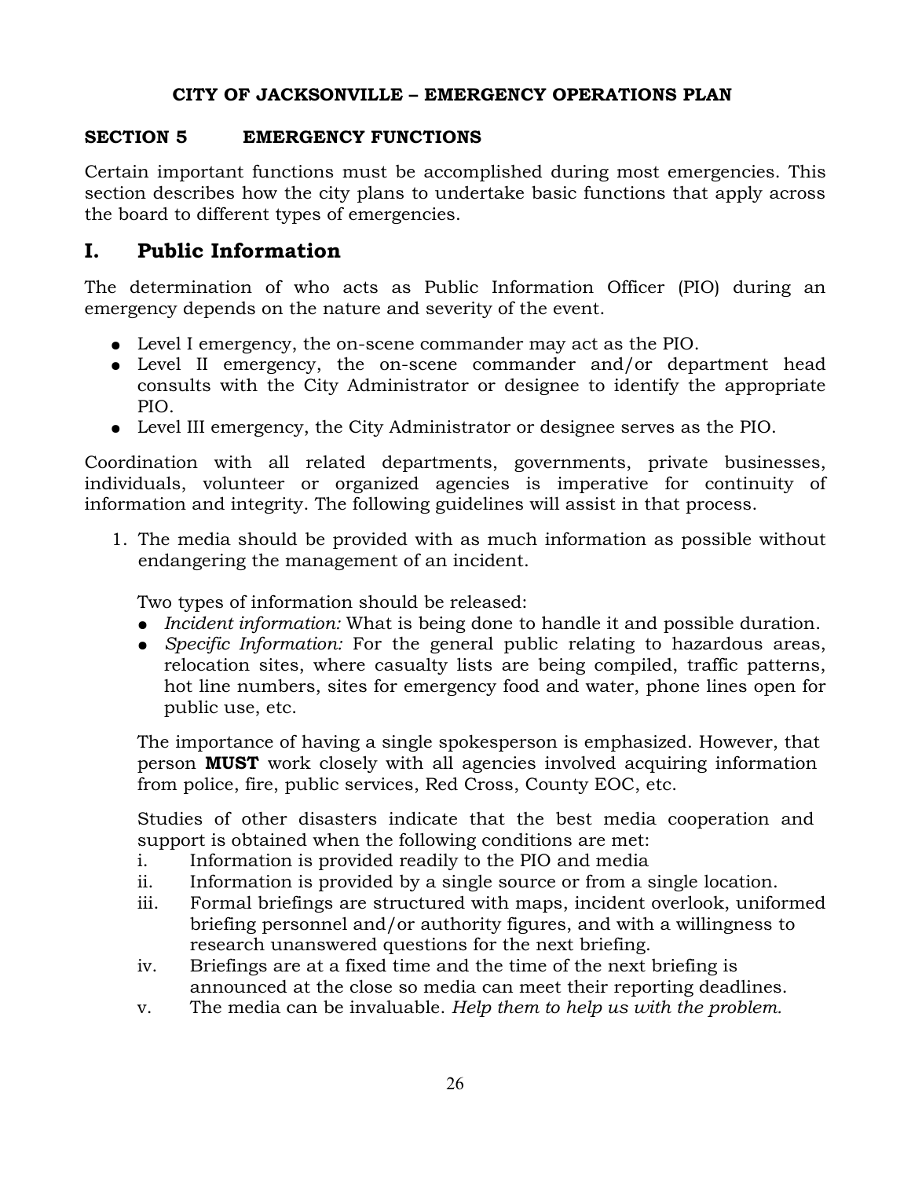**CITY OF JACKSONVILLE – EMERGENCY OPERATIONS PLAN**

## SECTION 5 EMERGENCY FUNCTIONS

Certain important functions must be accomplished during most emergencies. This section describes how the city plans to undertake basic functions that apply across the board to different types of emergencies.

# I. Public Information

The determination of who acts as Public Information Officer (PIO) during an emergency depends on the nature and severity of the event.

- Level I emergency, the on-scene commander may act as the PIO.
- Level II emergency, the on-scene commander and/or department head consults with the City Administrator or designee to identify the appropriate PIO.
- Level III emergency, the City Administrator or designee serves as the PIO.

Coordination with all related departments, governments, private businesses, individuals, volunteer or organized agencies is imperative for continuity of information and integrity. The following guidelines will assist in that process.

1. The media should be provided with as much information as possible without endangering the management of an incident.

   Two types of information should be released:
   - *Incident information:* What is being done to handle it and possible duration.
   - *Specific Information:* For the general public relating to hazardous areas, relocation sites, where casualty lists are being compiled, traffic patterns, hot line numbers, sites for emergency food and water, phone lines open for public use, etc.

   The importance of having a single spokesperson is emphasized. However, that person **MUST** work closely with all agencies involved acquiring information from police, fire, public services, Red Cross, County EOC, etc.

   Studies of other disasters indicate that the best media cooperation and support is obtained when the following conditions are met:
   - i. Information is provided readily to the PIO and media
   - ii. Information is provided by a single source or from a single location.
   - iii. Formal briefings are structured with maps, incident overlook, uniformed briefing personnel and/or authority figures, and with a willingness to research unanswered questions for the next briefing.
   - iv. Briefings are at a fixed time and the time of the next briefing is announced at the close so media can meet their reporting deadlines.
   - v. The media can be invaluable. *Help them to help us with the problem.*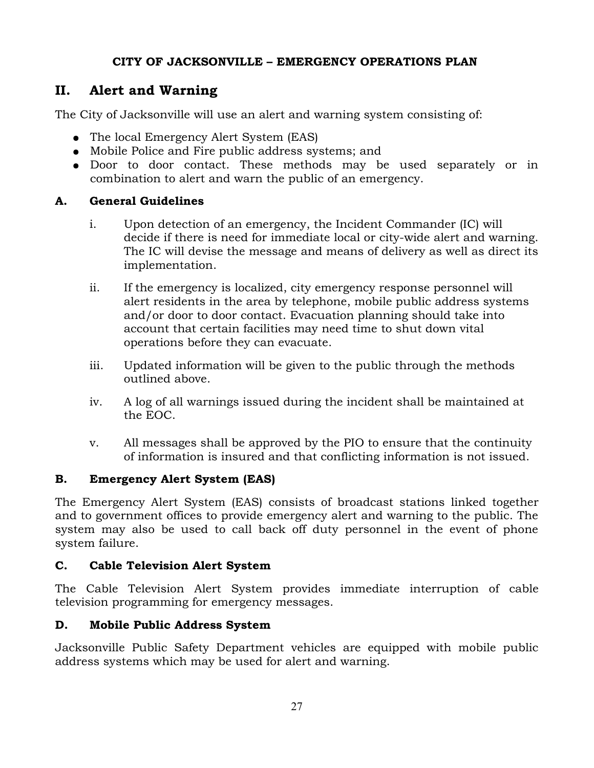**CITY OF JACKSONVILLE – EMERGENCY OPERATIONS PLAN**

## II. Alert and Warning

The City of Jacksonville will use an alert and warning system consisting of:

- The local Emergency Alert System (EAS)
- Mobile Police and Fire public address systems; and
- Door to door contact. These methods may be used separately or in combination to alert and warn the public of an emergency.

### A. General Guidelines

i. Upon detection of an emergency, the Incident Commander (IC) will decide if there is need for immediate local or city-wide alert and warning. The IC will devise the message and means of delivery as well as direct its implementation.

ii. If the emergency is localized, city emergency response personnel will alert residents in the area by telephone, mobile public address systems and/or door to door contact. Evacuation planning should take into account that certain facilities may need time to shut down vital operations before they can evacuate.

iii. Updated information will be given to the public through the methods outlined above.

iv. A log of all warnings issued during the incident shall be maintained at the EOC.

v. All messages shall be approved by the PIO to ensure that the continuity of information is insured and that conflicting information is not issued.

### B. Emergency Alert System (EAS)

The Emergency Alert System (EAS) consists of broadcast stations linked together and to government offices to provide emergency alert and warning to the public. The system may also be used to call back off duty personnel in the event of phone system failure.

### C. Cable Television Alert System

The Cable Television Alert System provides immediate interruption of cable television programming for emergency messages.

### D. Mobile Public Address System

Jacksonville Public Safety Department vehicles are equipped with mobile public address systems which may be used for alert and warning.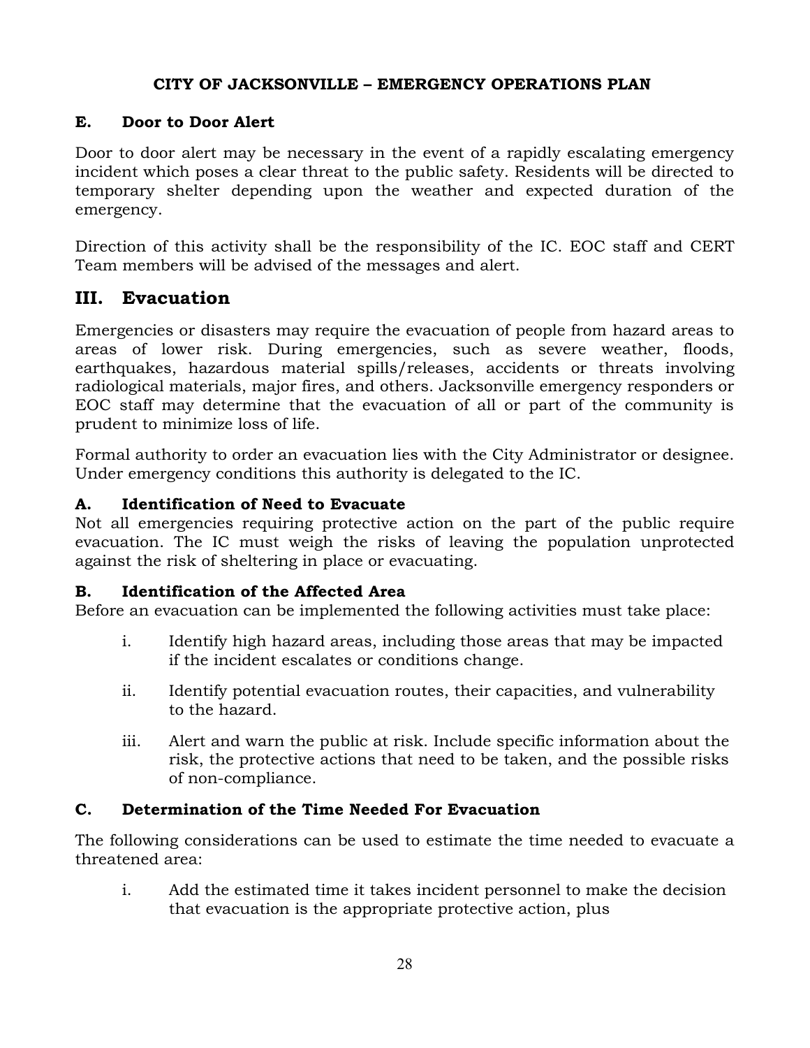### E. Door to Door Alert

Door to door alert may be necessary in the event of a rapidly escalating emergency incident which poses a clear threat to the public safety. Residents will be directed to temporary shelter depending upon the weather and expected duration of the emergency.

Direction of this activity shall be the responsibility of the IC. EOC staff and CERT Team members will be advised of the messages and alert.

## III. Evacuation

Emergencies or disasters may require the evacuation of people from hazard areas to areas of lower risk. During emergencies, such as severe weather, floods, earthquakes, hazardous material spills/releases, accidents or threats involving radiological materials, major fires, and others. Jacksonville emergency responders or EOC staff may determine that the evacuation of all or part of the community is prudent to minimize loss of life.

Formal authority to order an evacuation lies with the City Administrator or designee. Under emergency conditions this authority is delegated to the IC.

### A. Identification of Need to Evacuate

Not all emergencies requiring protective action on the part of the public require evacuation. The IC must weigh the risks of leaving the population unprotected against the risk of sheltering in place or evacuating.

### B. Identification of the Affected Area

Before an evacuation can be implemented the following activities must take place:

i. Identify high hazard areas, including those areas that may be impacted if the incident escalates or conditions change.

ii. Identify potential evacuation routes, their capacities, and vulnerability to the hazard.

iii. Alert and warn the public at risk. Include specific information about the risk, the protective actions that need to be taken, and the possible risks of non-compliance.

### C. Determination of the Time Needed For Evacuation

The following considerations can be used to estimate the time needed to evacuate a threatened area:

i. Add the estimated time it takes incident personnel to make the decision that evacuation is the appropriate protective action, plus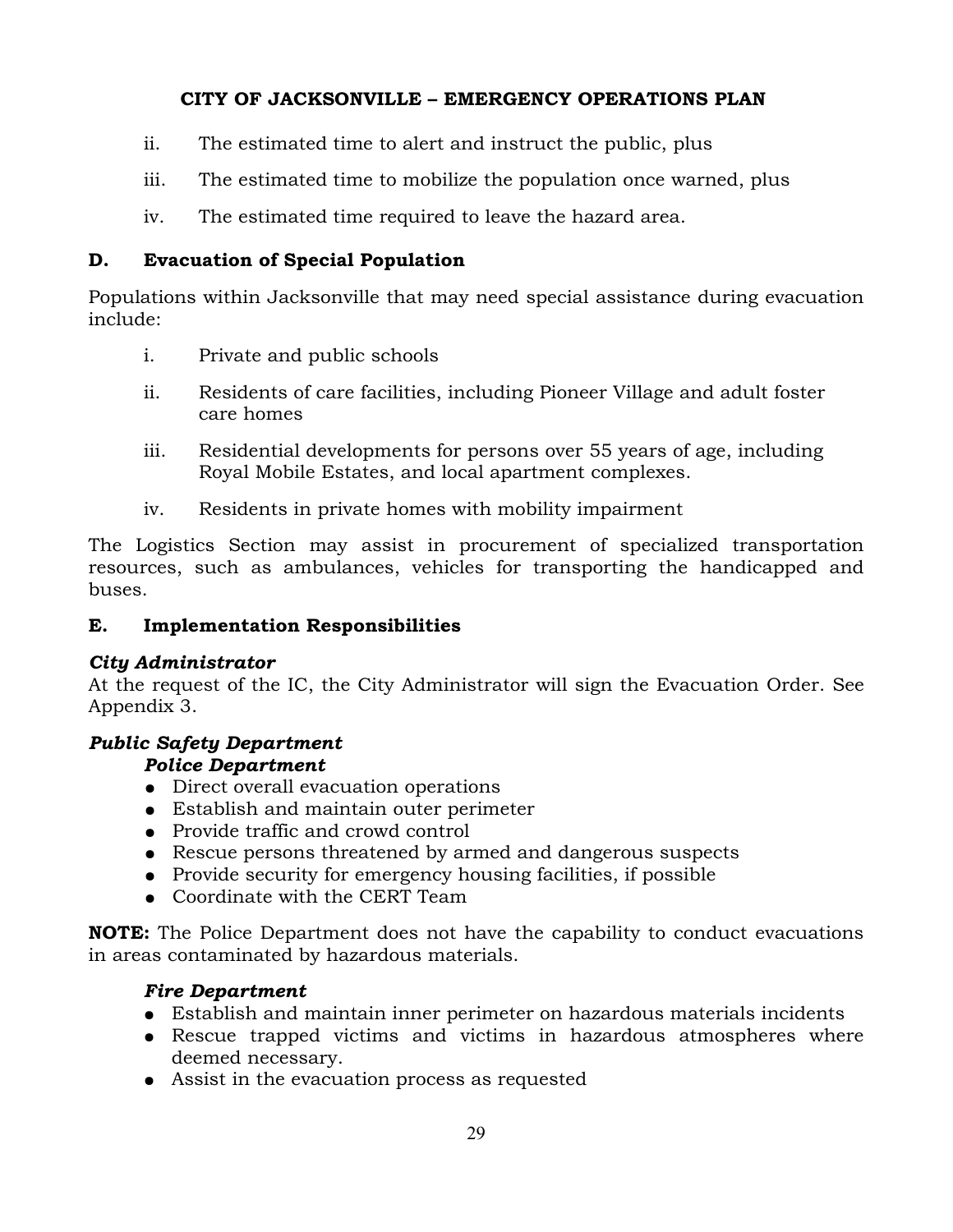ii. The estimated time to alert and instruct the public, plus

iii. The estimated time to mobilize the population once warned, plus

iv. The estimated time required to leave the hazard area.

## D. Evacuation of Special Population

Populations within Jacksonville that may need special assistance during evacuation include:

i. Private and public schools

ii. Residents of care facilities, including Pioneer Village and adult foster care homes

iii. Residential developments for persons over 55 years of age, including Royal Mobile Estates, and local apartment complexes.

iv. Residents in private homes with mobility impairment

The Logistics Section may assist in procurement of specialized transportation resources, such as ambulances, vehicles for transporting the handicapped and buses.

## E. Implementation Responsibilities

***City Administrator***
At the request of the IC, the City Administrator will sign the Evacuation Order. See Appendix 3.

***Public Safety Department***

***Police Department***

- Direct overall evacuation operations
- Establish and maintain outer perimeter
- Provide traffic and crowd control
- Rescue persons threatened by armed and dangerous suspects
- Provide security for emergency housing facilities, if possible
- Coordinate with the CERT Team

**NOTE:** The Police Department does not have the capability to conduct evacuations in areas contaminated by hazardous materials.

***Fire Department***

- Establish and maintain inner perimeter on hazardous materials incidents
- Rescue trapped victims and victims in hazardous atmospheres where deemed necessary.
- Assist in the evacuation process as requested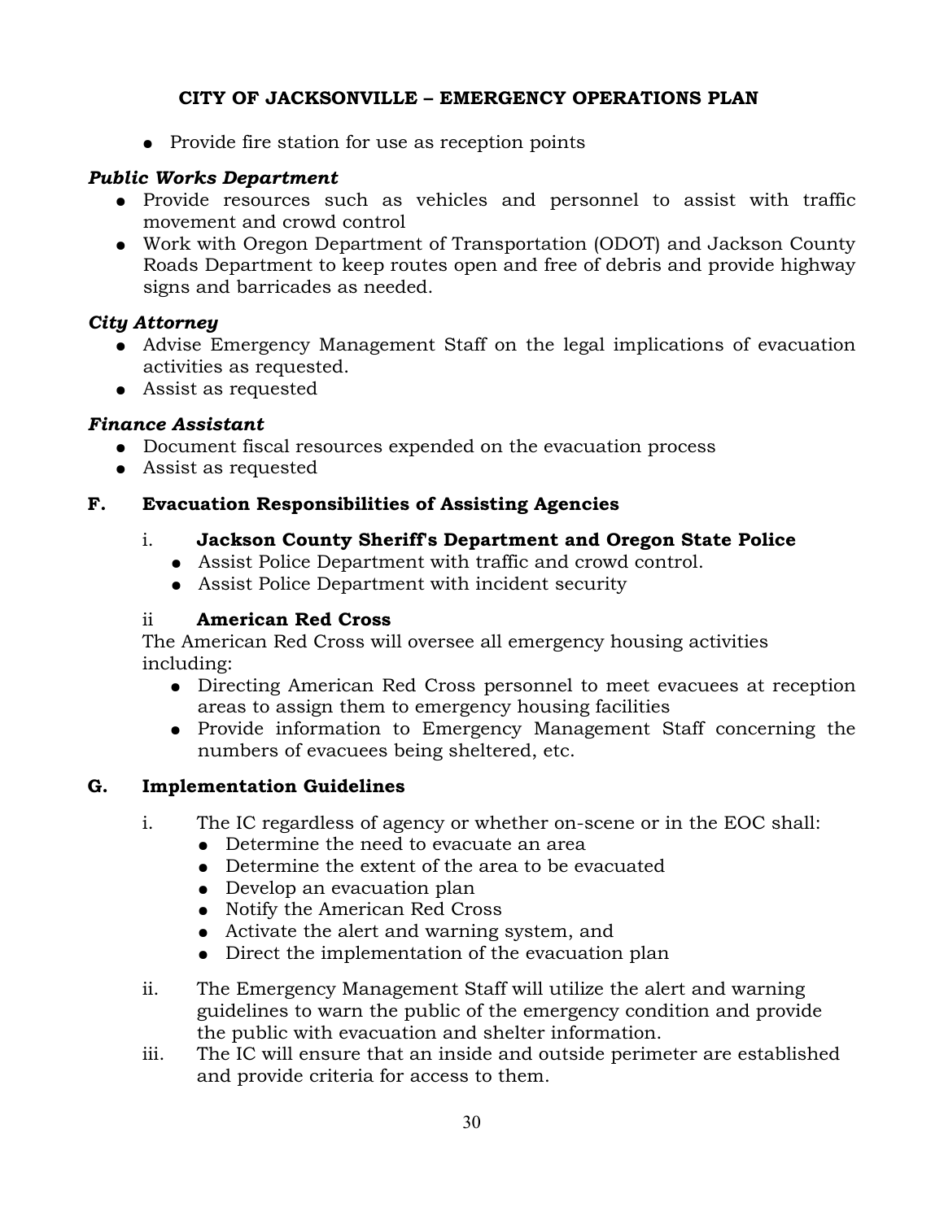- Provide fire station for use as reception points

***Public Works Department***

- Provide resources such as vehicles and personnel to assist with traffic movement and crowd control
- Work with Oregon Department of Transportation (ODOT) and Jackson County Roads Department to keep routes open and free of debris and provide highway signs and barricades as needed.

***City Attorney***

- Advise Emergency Management Staff on the legal implications of evacuation activities as requested.
- Assist as requested

***Finance Assistant***

- Document fiscal resources expended on the evacuation process
- Assist as requested

## F. Evacuation Responsibilities of Assisting Agencies

i. **Jackson County Sheriff's Department and Oregon State Police**

- Assist Police Department with traffic and crowd control.
- Assist Police Department with incident security

ii **American Red Cross**

The American Red Cross will oversee all emergency housing activities including:

- Directing American Red Cross personnel to meet evacuees at reception areas to assign them to emergency housing facilities
- Provide information to Emergency Management Staff concerning the numbers of evacuees being sheltered, etc.

## G. Implementation Guidelines

i. The IC regardless of agency or whether on-scene or in the EOC shall:

- Determine the need to evacuate an area
- Determine the extent of the area to be evacuated
- Develop an evacuation plan
- Notify the American Red Cross
- Activate the alert and warning system, and
- Direct the implementation of the evacuation plan

ii. The Emergency Management Staff will utilize the alert and warning guidelines to warn the public of the emergency condition and provide the public with evacuation and shelter information.

iii. The IC will ensure that an inside and outside perimeter are established and provide criteria for access to them.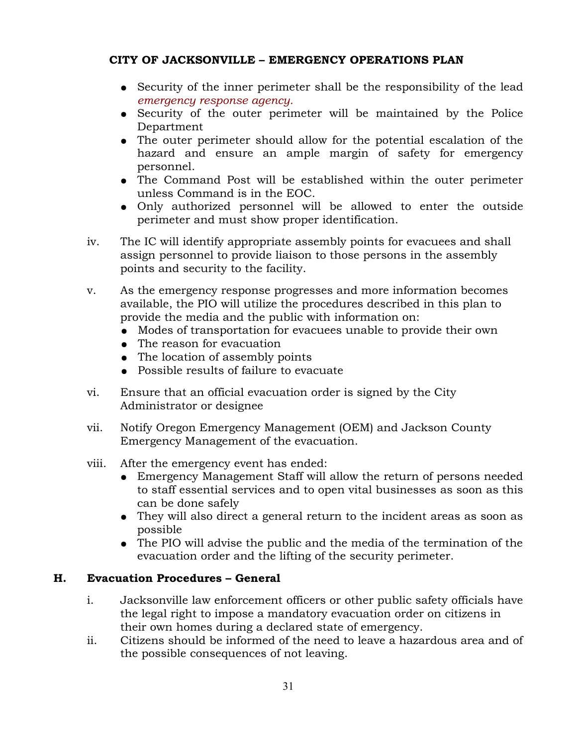- Security of the inner perimeter shall be the responsibility of the lead *emergency response agency.*
- Security of the outer perimeter will be maintained by the Police Department
- The outer perimeter should allow for the potential escalation of the hazard and ensure an ample margin of safety for emergency personnel.
- The Command Post will be established within the outer perimeter unless Command is in the EOC.
- Only authorized personnel will be allowed to enter the outside perimeter and must show proper identification.

iv. The IC will identify appropriate assembly points for evacuees and shall assign personnel to provide liaison to those persons in the assembly points and security to the facility.

v. As the emergency response progresses and more information becomes available, the PIO will utilize the procedures described in this plan to provide the media and the public with information on:
- Modes of transportation for evacuees unable to provide their own
- The reason for evacuation
- The location of assembly points
- Possible results of failure to evacuate

vi. Ensure that an official evacuation order is signed by the City Administrator or designee

vii. Notify Oregon Emergency Management (OEM) and Jackson County Emergency Management of the evacuation.

viii. After the emergency event has ended:
- Emergency Management Staff will allow the return of persons needed to staff essential services and to open vital businesses as soon as this can be done safely
- They will also direct a general return to the incident areas as soon as possible
- The PIO will advise the public and the media of the termination of the evacuation order and the lifting of the security perimeter.

## H. Evacuation Procedures – General

i. Jacksonville law enforcement officers or other public safety officials have the legal right to impose a mandatory evacuation order on citizens in their own homes during a declared state of emergency.

ii. Citizens should be informed of the need to leave a hazardous area and of the possible consequences of not leaving.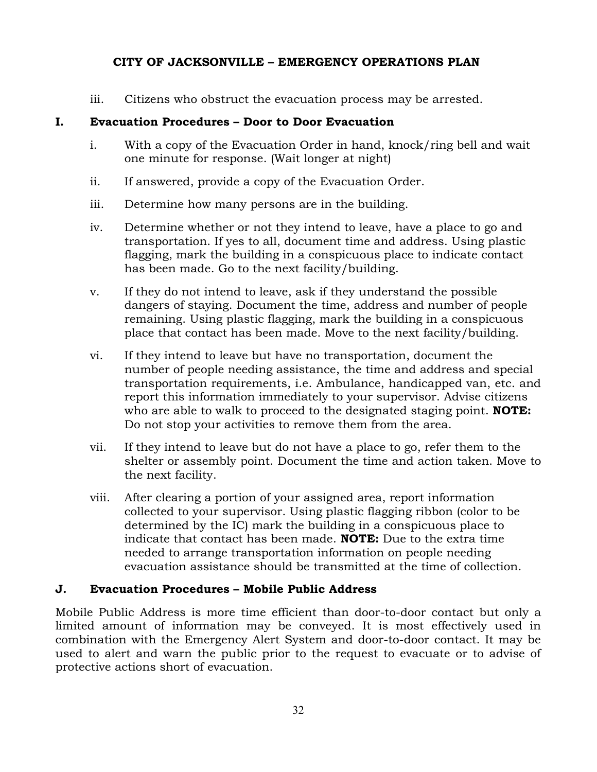iii. Citizens who obstruct the evacuation process may be arrested.

## I. Evacuation Procedures – Door to Door Evacuation

i. With a copy of the Evacuation Order in hand, knock/ring bell and wait one minute for response. (Wait longer at night)

ii. If answered, provide a copy of the Evacuation Order.

iii. Determine how many persons are in the building.

iv. Determine whether or not they intend to leave, have a place to go and transportation. If yes to all, document time and address. Using plastic flagging, mark the building in a conspicuous place to indicate contact has been made. Go to the next facility/building.

v. If they do not intend to leave, ask if they understand the possible dangers of staying. Document the time, address and number of people remaining. Using plastic flagging, mark the building in a conspicuous place that contact has been made. Move to the next facility/building.

vi. If they intend to leave but have no transportation, document the number of people needing assistance, the time and address and special transportation requirements, i.e. Ambulance, handicapped van, etc. and report this information immediately to your supervisor. Advise citizens who are able to walk to proceed to the designated staging point. **NOTE:** Do not stop your activities to remove them from the area.

vii. If they intend to leave but do not have a place to go, refer them to the shelter or assembly point. Document the time and action taken. Move to the next facility.

viii. After clearing a portion of your assigned area, report information collected to your supervisor. Using plastic flagging ribbon (color to be determined by the IC) mark the building in a conspicuous place to indicate that contact has been made. **NOTE:** Due to the extra time needed to arrange transportation information on people needing evacuation assistance should be transmitted at the time of collection.

## J. Evacuation Procedures – Mobile Public Address

Mobile Public Address is more time efficient than door-to-door contact but only a limited amount of information may be conveyed. It is most effectively used in combination with the Emergency Alert System and door-to-door contact. It may be used to alert and warn the public prior to the request to evacuate or to advise of protective actions short of evacuation.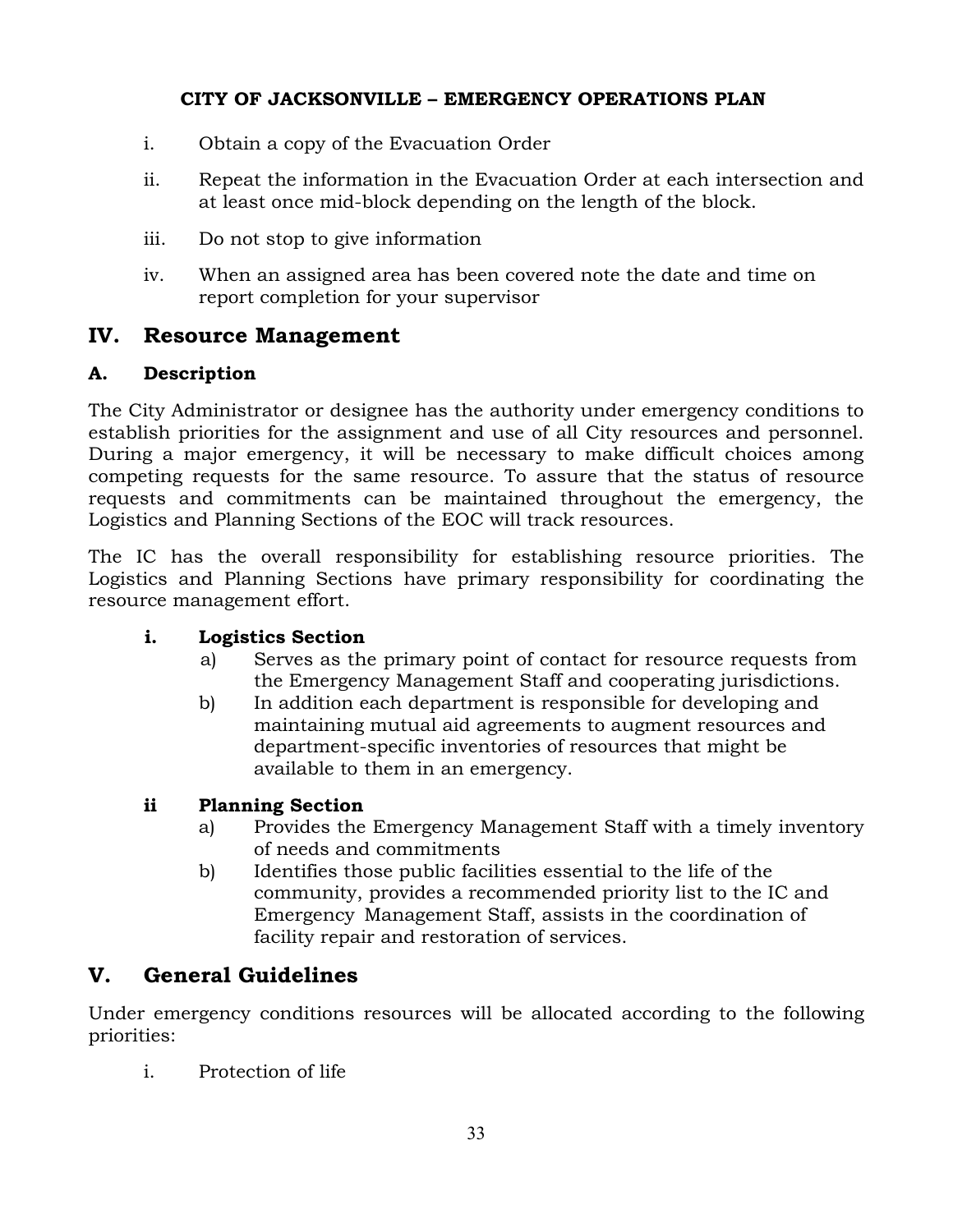i. Obtain a copy of the Evacuation Order

ii. Repeat the information in the Evacuation Order at each intersection and at least once mid-block depending on the length of the block.

iii. Do not stop to give information

iv. When an assigned area has been covered note the date and time on report completion for your supervisor

## IV. Resource Management

### A. Description

The City Administrator or designee has the authority under emergency conditions to establish priorities for the assignment and use of all City resources and personnel. During a major emergency, it will be necessary to make difficult choices among competing requests for the same resource. To assure that the status of resource requests and commitments can be maintained throughout the emergency, the Logistics and Planning Sections of the EOC will track resources.

The IC has the overall responsibility for establishing resource priorities. The Logistics and Planning Sections have primary responsibility for coordinating the resource management effort.

**i. Logistics Section**

a) Serves as the primary point of contact for resource requests from the Emergency Management Staff and cooperating jurisdictions.

b) In addition each department is responsible for developing and maintaining mutual aid agreements to augment resources and department-specific inventories of resources that might be available to them in an emergency.

**ii Planning Section**

a) Provides the Emergency Management Staff with a timely inventory of needs and commitments

b) Identifies those public facilities essential to the life of the community, provides a recommended priority list to the IC and Emergency Management Staff, assists in the coordination of facility repair and restoration of services.

## V. General Guidelines

Under emergency conditions resources will be allocated according to the following priorities:

i. Protection of life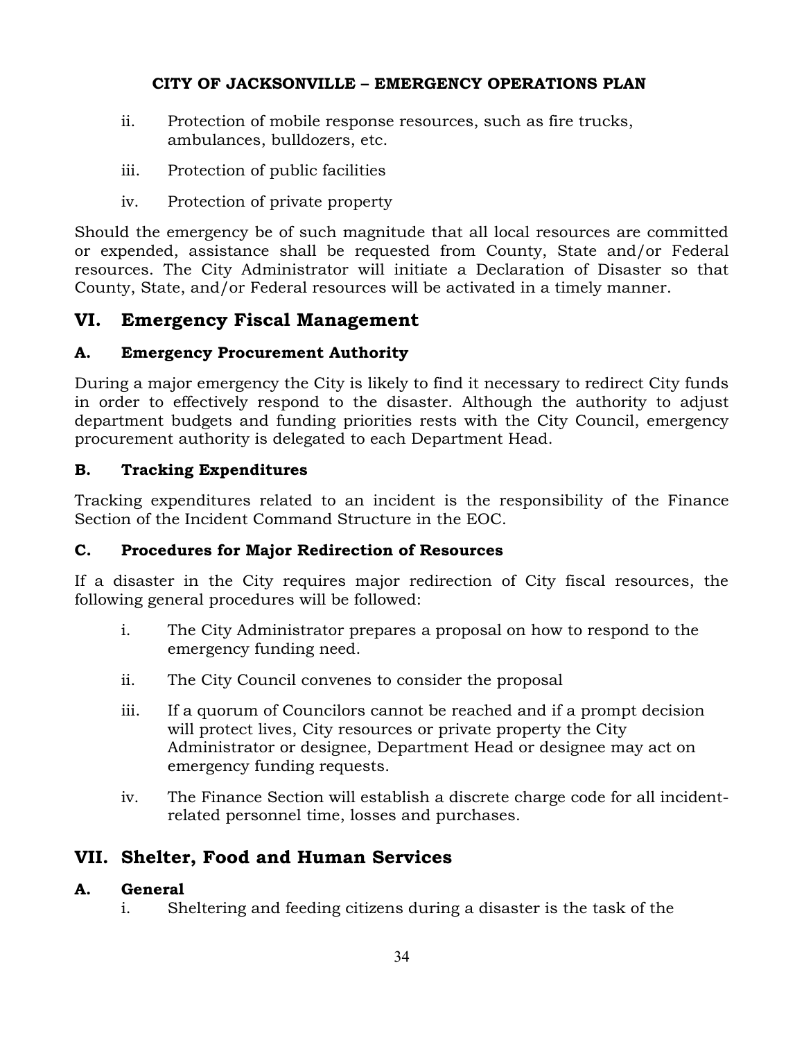ii. Protection of mobile response resources, such as fire trucks, ambulances, bulldozers, etc.

iii. Protection of public facilities

iv. Protection of private property

Should the emergency be of such magnitude that all local resources are committed or expended, assistance shall be requested from County, State and/or Federal resources. The City Administrator will initiate a Declaration of Disaster so that County, State, and/or Federal resources will be activated in a timely manner.

## VI. Emergency Fiscal Management

### A. Emergency Procurement Authority

During a major emergency the City is likely to find it necessary to redirect City funds in order to effectively respond to the disaster. Although the authority to adjust department budgets and funding priorities rests with the City Council, emergency procurement authority is delegated to each Department Head.

### B. Tracking Expenditures

Tracking expenditures related to an incident is the responsibility of the Finance Section of the Incident Command Structure in the EOC.

### C. Procedures for Major Redirection of Resources

If a disaster in the City requires major redirection of City fiscal resources, the following general procedures will be followed:

i. The City Administrator prepares a proposal on how to respond to the emergency funding need.

ii. The City Council convenes to consider the proposal

iii. If a quorum of Councilors cannot be reached and if a prompt decision will protect lives, City resources or private property the City Administrator or designee, Department Head or designee may act on emergency funding requests.

iv. The Finance Section will establish a discrete charge code for all incident-related personnel time, losses and purchases.

## VII. Shelter, Food and Human Services

### A. General

i. Sheltering and feeding citizens during a disaster is the task of the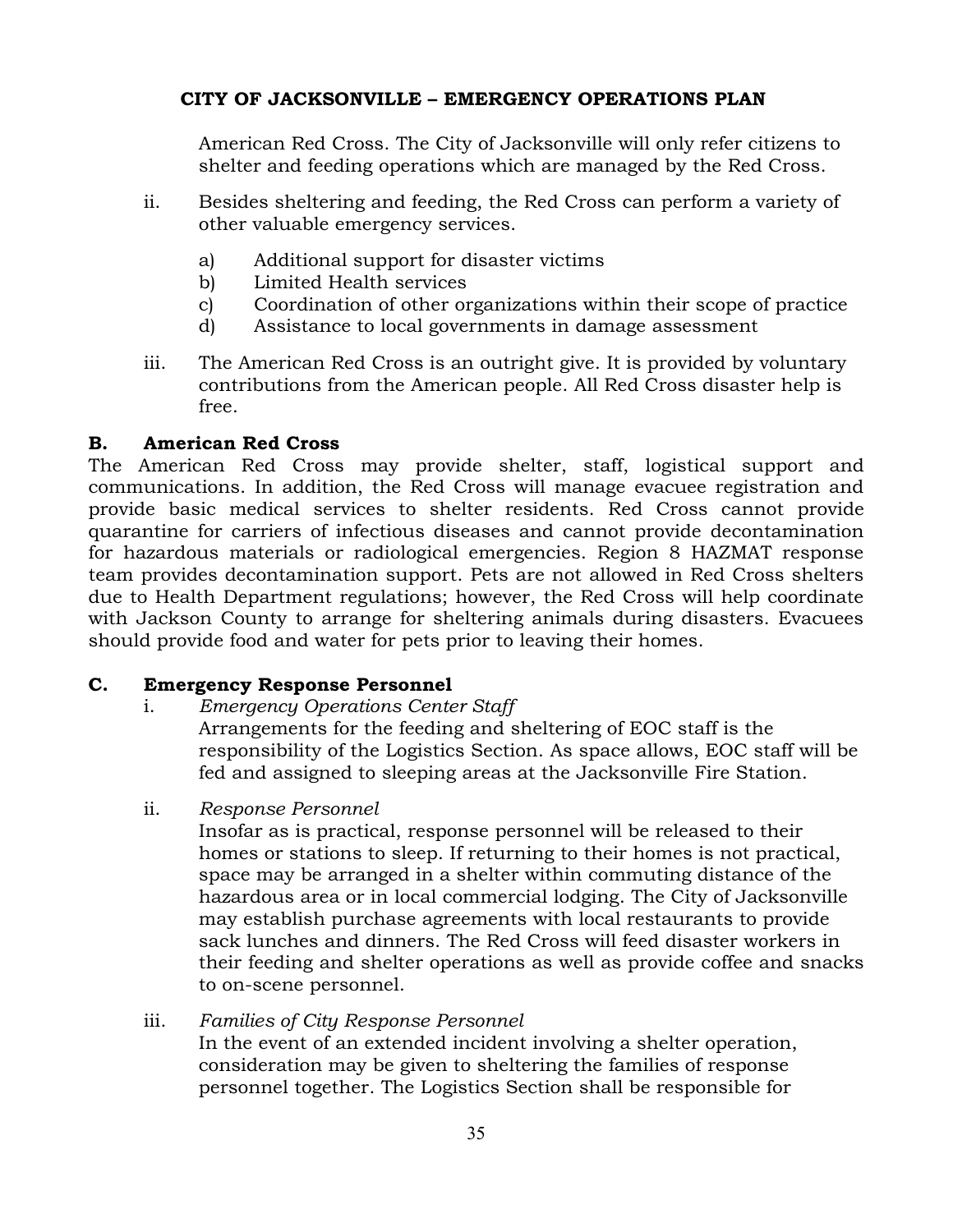American Red Cross. The City of Jacksonville will only refer citizens to shelter and feeding operations which are managed by the Red Cross.

ii. Besides sheltering and feeding, the Red Cross can perform a variety of other valuable emergency services.

   a) Additional support for disaster victims
   b) Limited Health services
   c) Coordination of other organizations within their scope of practice
   d) Assistance to local governments in damage assessment

iii. The American Red Cross is an outright give. It is provided by voluntary contributions from the American people. All Red Cross disaster help is free.

**B. American Red Cross**

The American Red Cross may provide shelter, staff, logistical support and communications. In addition, the Red Cross will manage evacuee registration and provide basic medical services to shelter residents. Red Cross cannot provide quarantine for carriers of infectious diseases and cannot provide decontamination for hazardous materials or radiological emergencies. Region 8 HAZMAT response team provides decontamination support. Pets are not allowed in Red Cross shelters due to Health Department regulations; however, the Red Cross will help coordinate with Jackson County to arrange for sheltering animals during disasters. Evacuees should provide food and water for pets prior to leaving their homes.

**C. Emergency Response Personnel**

i. *Emergency Operations Center Staff*
Arrangements for the feeding and sheltering of EOC staff is the responsibility of the Logistics Section. As space allows, EOC staff will be fed and assigned to sleeping areas at the Jacksonville Fire Station.

ii. *Response Personnel*
Insofar as is practical, response personnel will be released to their homes or stations to sleep. If returning to their homes is not practical, space may be arranged in a shelter within commuting distance of the hazardous area or in local commercial lodging. The City of Jacksonville may establish purchase agreements with local restaurants to provide sack lunches and dinners. The Red Cross will feed disaster workers in their feeding and shelter operations as well as provide coffee and snacks to on-scene personnel.

iii. *Families of City Response Personnel*
In the event of an extended incident involving a shelter operation, consideration may be given to sheltering the families of response personnel together. The Logistics Section shall be responsible for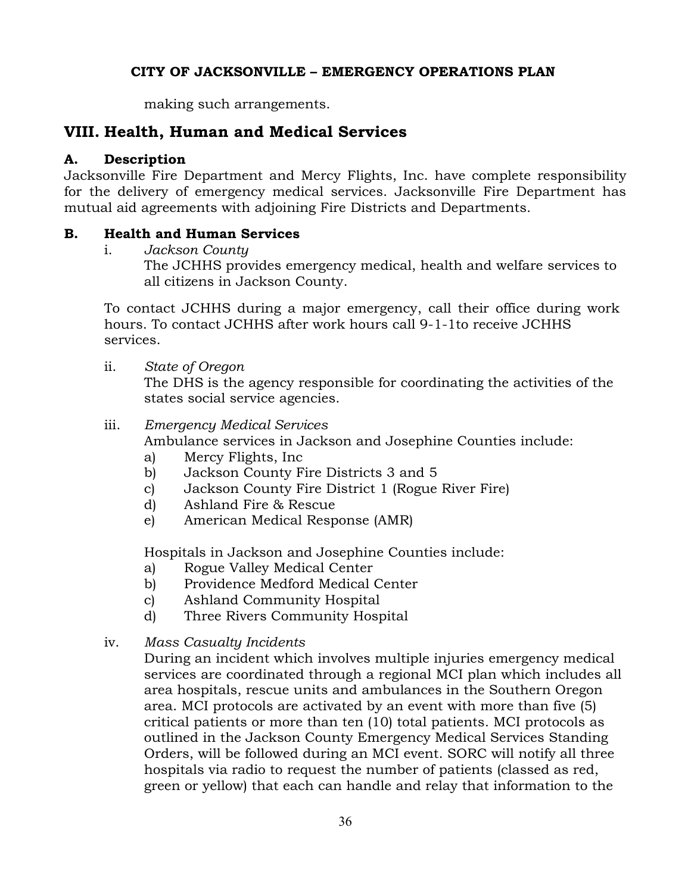making such arrangements.

## VIII. Health, Human and Medical Services

### A. Description

Jacksonville Fire Department and Mercy Flights, Inc. have complete responsibility for the delivery of emergency medical services. Jacksonville Fire Department has mutual aid agreements with adjoining Fire Districts and Departments.

### B. Health and Human Services

i. *Jackson County*

The JCHHS provides emergency medical, health and welfare services to all citizens in Jackson County.

To contact JCHHS during a major emergency, call their office during work hours. To contact JCHHS after work hours call 9-1-1to receive JCHHS services.

ii. *State of Oregon*

The DHS is the agency responsible for coordinating the activities of the states social service agencies.

iii. *Emergency Medical Services*

Ambulance services in Jackson and Josephine Counties include:

a) Mercy Flights, Inc
b) Jackson County Fire Districts 3 and 5
c) Jackson County Fire District 1 (Rogue River Fire)
d) Ashland Fire & Rescue
e) American Medical Response (AMR)

Hospitals in Jackson and Josephine Counties include:

a) Rogue Valley Medical Center
b) Providence Medford Medical Center
c) Ashland Community Hospital
d) Three Rivers Community Hospital

iv. *Mass Casualty Incidents*

During an incident which involves multiple injuries emergency medical services are coordinated through a regional MCI plan which includes all area hospitals, rescue units and ambulances in the Southern Oregon area. MCI protocols are activated by an event with more than five (5) critical patients or more than ten (10) total patients. MCI protocols as outlined in the Jackson County Emergency Medical Services Standing Orders, will be followed during an MCI event. SORC will notify all three hospitals via radio to request the number of patients (classed as red, green or yellow) that each can handle and relay that information to the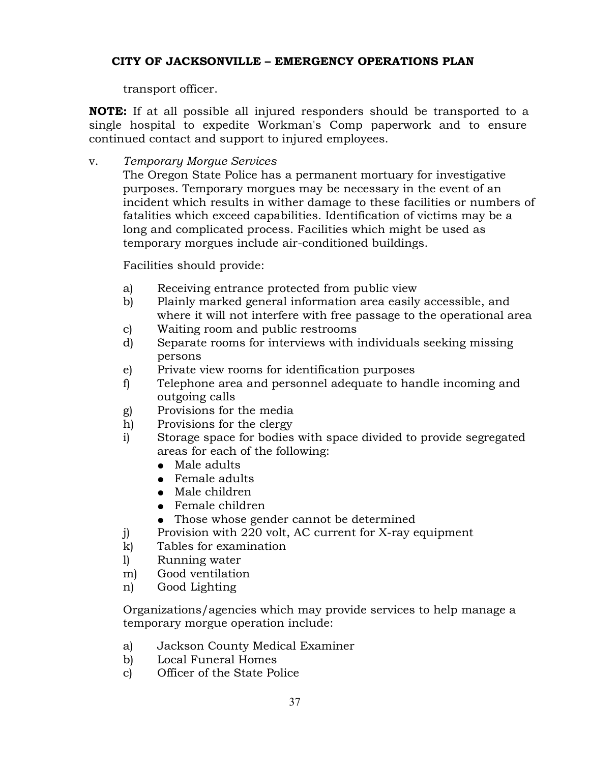transport officer.

**NOTE:** If at all possible all injured responders should be transported to a single hospital to expedite Workman's Comp paperwork and to ensure continued contact and support to injured employees.

v. *Temporary Morgue Services*

The Oregon State Police has a permanent mortuary for investigative purposes. Temporary morgues may be necessary in the event of an incident which results in wither damage to these facilities or numbers of fatalities which exceed capabilities. Identification of victims may be a long and complicated process. Facilities which might be used as temporary morgues include air-conditioned buildings.

Facilities should provide:

a) Receiving entrance protected from public view
b) Plainly marked general information area easily accessible, and where it will not interfere with free passage to the operational area
c) Waiting room and public restrooms
d) Separate rooms for interviews with individuals seeking missing persons
e) Private view rooms for identification purposes
f) Telephone area and personnel adequate to handle incoming and outgoing calls
g) Provisions for the media
h) Provisions for the clergy
i) Storage space for bodies with space divided to provide segregated areas for each of the following:
   - Male adults
   - Female adults
   - Male children
   - Female children
   - Those whose gender cannot be determined
j) Provision with 220 volt, AC current for X-ray equipment
k) Tables for examination
l) Running water
m) Good ventilation
n) Good Lighting

Organizations/agencies which may provide services to help manage a temporary morgue operation include:

a) Jackson County Medical Examiner
b) Local Funeral Homes
c) Officer of the State Police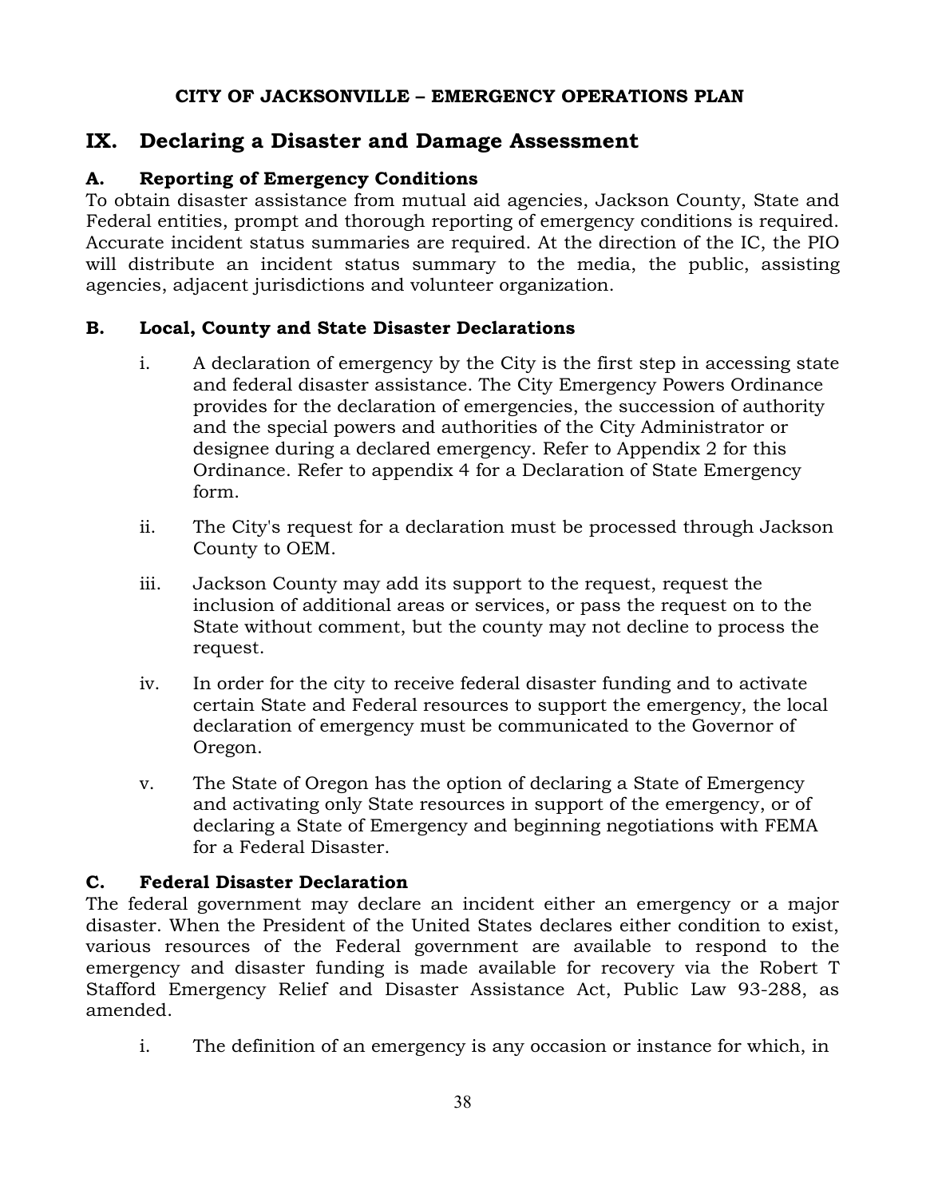## IX. Declaring a Disaster and Damage Assessment

### A. Reporting of Emergency Conditions

To obtain disaster assistance from mutual aid agencies, Jackson County, State and Federal entities, prompt and thorough reporting of emergency conditions is required. Accurate incident status summaries are required. At the direction of the IC, the PIO will distribute an incident status summary to the media, the public, assisting agencies, adjacent jurisdictions and volunteer organization.

### B. Local, County and State Disaster Declarations

i. A declaration of emergency by the City is the first step in accessing state and federal disaster assistance. The City Emergency Powers Ordinance provides for the declaration of emergencies, the succession of authority and the special powers and authorities of the City Administrator or designee during a declared emergency. Refer to Appendix 2 for this Ordinance. Refer to appendix 4 for a Declaration of State Emergency form.

ii. The City's request for a declaration must be processed through Jackson County to OEM.

iii. Jackson County may add its support to the request, request the inclusion of additional areas or services, or pass the request on to the State without comment, but the county may not decline to process the request.

iv. In order for the city to receive federal disaster funding and to activate certain State and Federal resources to support the emergency, the local declaration of emergency must be communicated to the Governor of Oregon.

v. The State of Oregon has the option of declaring a State of Emergency and activating only State resources in support of the emergency, or of declaring a State of Emergency and beginning negotiations with FEMA for a Federal Disaster.

### C. Federal Disaster Declaration

The federal government may declare an incident either an emergency or a major disaster. When the President of the United States declares either condition to exist, various resources of the Federal government are available to respond to the emergency and disaster funding is made available for recovery via the Robert T Stafford Emergency Relief and Disaster Assistance Act, Public Law 93-288, as amended.

i. The definition of an emergency is any occasion or instance for which, in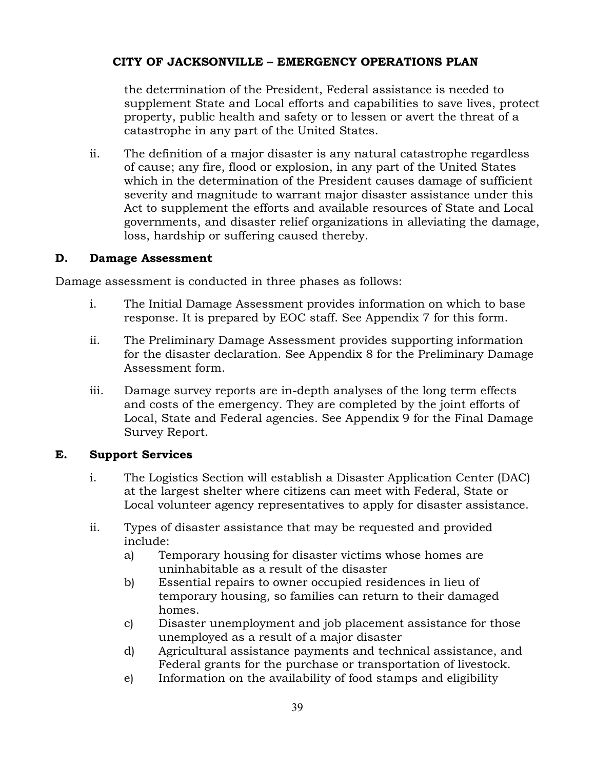the determination of the President, Federal assistance is needed to supplement State and Local efforts and capabilities to save lives, protect property, public health and safety or to lessen or avert the threat of a catastrophe in any part of the United States.

ii. The definition of a major disaster is any natural catastrophe regardless of cause; any fire, flood or explosion, in any part of the United States which in the determination of the President causes damage of sufficient severity and magnitude to warrant major disaster assistance under this Act to supplement the efforts and available resources of State and Local governments, and disaster relief organizations in alleviating the damage, loss, hardship or suffering caused thereby.

## D. Damage Assessment

Damage assessment is conducted in three phases as follows:

i. The Initial Damage Assessment provides information on which to base response. It is prepared by EOC staff. See Appendix 7 for this form.

ii. The Preliminary Damage Assessment provides supporting information for the disaster declaration. See Appendix 8 for the Preliminary Damage Assessment form.

iii. Damage survey reports are in-depth analyses of the long term effects and costs of the emergency. They are completed by the joint efforts of Local, State and Federal agencies. See Appendix 9 for the Final Damage Survey Report.

## E. Support Services

i. The Logistics Section will establish a Disaster Application Center (DAC) at the largest shelter where citizens can meet with Federal, State or Local volunteer agency representatives to apply for disaster assistance.

ii. Types of disaster assistance that may be requested and provided include:

a) Temporary housing for disaster victims whose homes are uninhabitable as a result of the disaster

b) Essential repairs to owner occupied residences in lieu of temporary housing, so families can return to their damaged homes.

c) Disaster unemployment and job placement assistance for those unemployed as a result of a major disaster

d) Agricultural assistance payments and technical assistance, and Federal grants for the purchase or transportation of livestock.

e) Information on the availability of food stamps and eligibility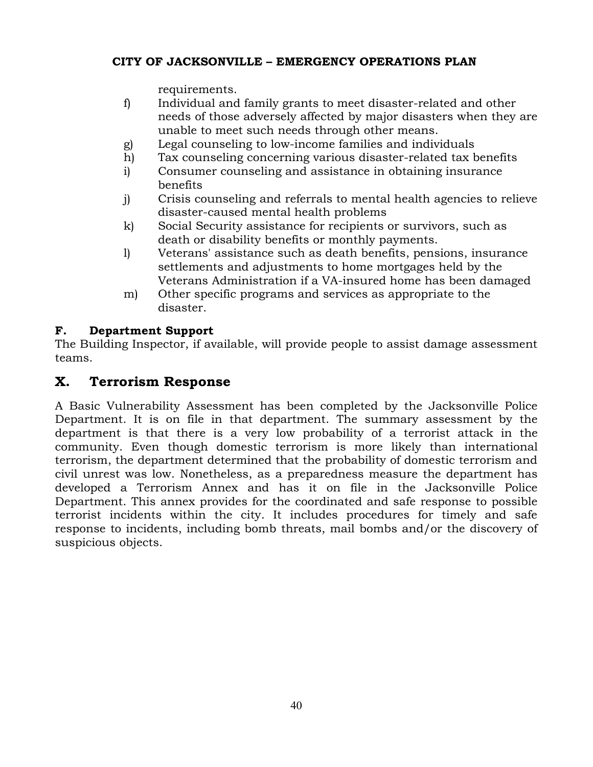requirements.

f) Individual and family grants to meet disaster-related and other needs of those adversely affected by major disasters when they are unable to meet such needs through other means.
g) Legal counseling to low-income families and individuals
h) Tax counseling concerning various disaster-related tax benefits
i) Consumer counseling and assistance in obtaining insurance benefits
j) Crisis counseling and referrals to mental health agencies to relieve disaster-caused mental health problems
k) Social Security assistance for recipients or survivors, such as death or disability benefits or monthly payments.
l) Veterans' assistance such as death benefits, pensions, insurance settlements and adjustments to home mortgages held by the Veterans Administration if a VA-insured home has been damaged
m) Other specific programs and services as appropriate to the disaster.

**F. Department Support**

The Building Inspector, if available, will provide people to assist damage assessment teams.

## X. Terrorism Response

A Basic Vulnerability Assessment has been completed by the Jacksonville Police Department. It is on file in that department. The summary assessment by the department is that there is a very low probability of a terrorist attack in the community. Even though domestic terrorism is more likely than international terrorism, the department determined that the probability of domestic terrorism and civil unrest was low. Nonetheless, as a preparedness measure the department has developed a Terrorism Annex and has it on file in the Jacksonville Police Department. This annex provides for the coordinated and safe response to possible terrorist incidents within the city. It includes procedures for timely and safe response to incidents, including bomb threats, mail bombs and/or the discovery of suspicious objects.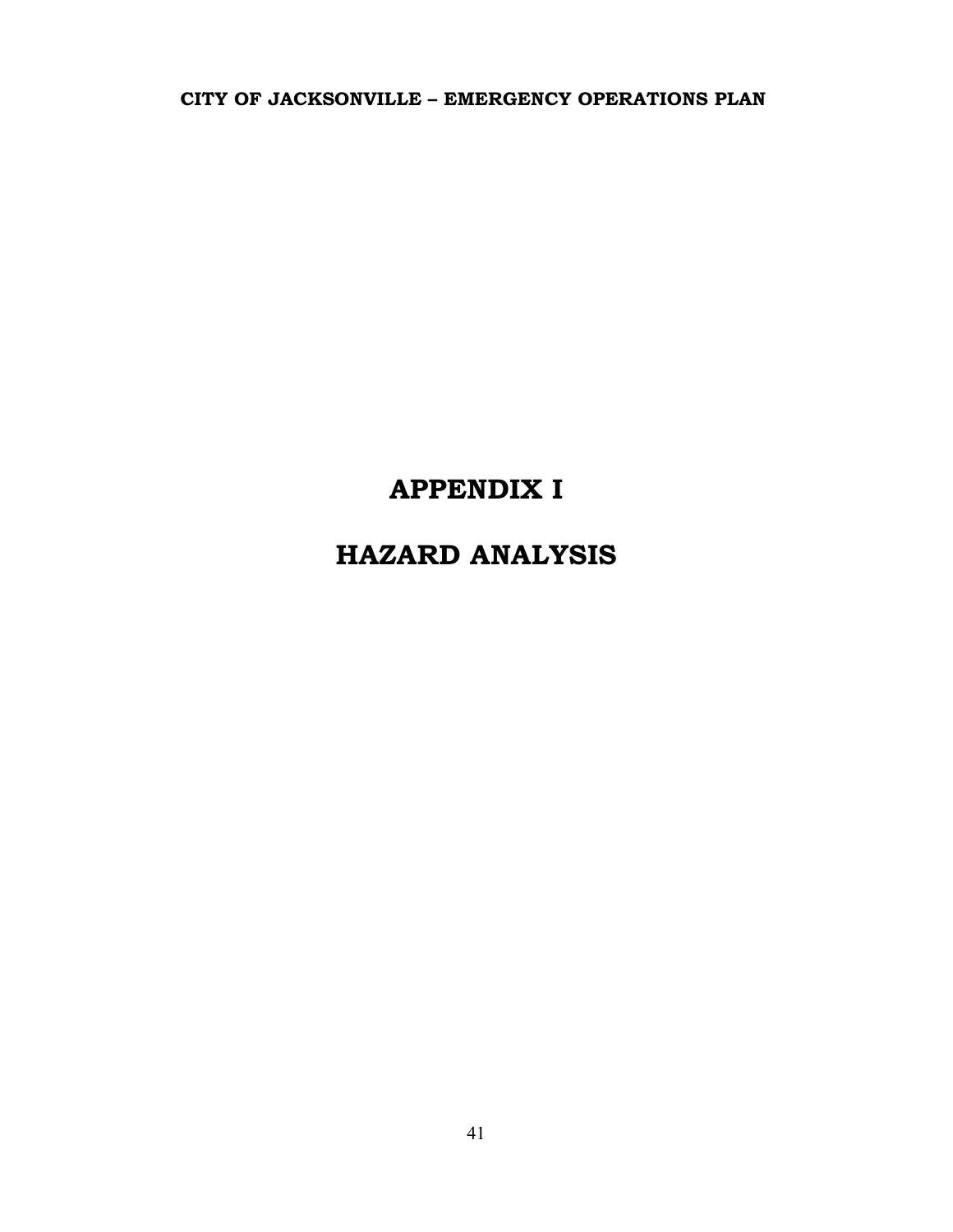# APPENDIX I

# HAZARD ANALYSIS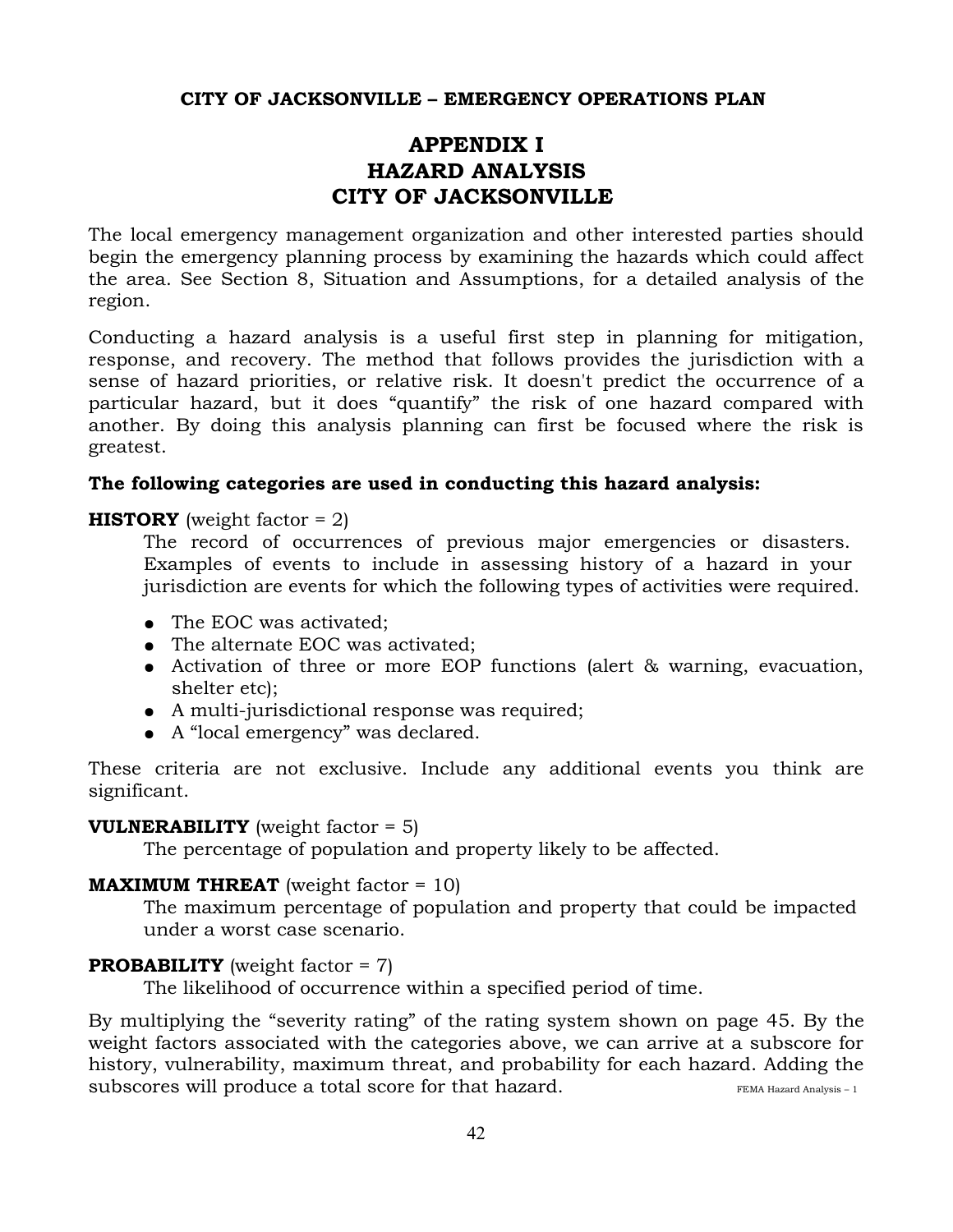**CITY OF JACKSONVILLE – EMERGENCY OPERATIONS PLAN**

# APPENDIX I
# HAZARD ANALYSIS
# CITY OF JACKSONVILLE

The local emergency management organization and other interested parties should begin the emergency planning process by examining the hazards which could affect the area. See Section 8, Situation and Assumptions, for a detailed analysis of the region.

Conducting a hazard analysis is a useful first step in planning for mitigation, response, and recovery. The method that follows provides the jurisdiction with a sense of hazard priorities, or relative risk. It doesn't predict the occurrence of a particular hazard, but it does "quantify" the risk of one hazard compared with another. By doing this analysis planning can first be focused where the risk is greatest.

**The following categories are used in conducting this hazard analysis:**

**HISTORY** (weight factor = 2)

The record of occurrences of previous major emergencies or disasters. Examples of events to include in assessing history of a hazard in your jurisdiction are events for which the following types of activities were required.

- The EOC was activated;
- The alternate EOC was activated;
- Activation of three or more EOP functions (alert & warning, evacuation, shelter etc);
- A multi-jurisdictional response was required;
- A "local emergency" was declared.

These criteria are not exclusive. Include any additional events you think are significant.

**VULNERABILITY** (weight factor = 5)

The percentage of population and property likely to be affected.

**MAXIMUM THREAT** (weight factor = 10)

The maximum percentage of population and property that could be impacted under a worst case scenario.

**PROBABILITY** (weight factor = 7)

The likelihood of occurrence within a specified period of time.

By multiplying the "severity rating" of the rating system shown on page 45. By the weight factors associated with the categories above, we can arrive at a subscore for history, vulnerability, maximum threat, and probability for each hazard. Adding the subscores will produce a total score for that hazard.

FEMA Hazard Analysis – 1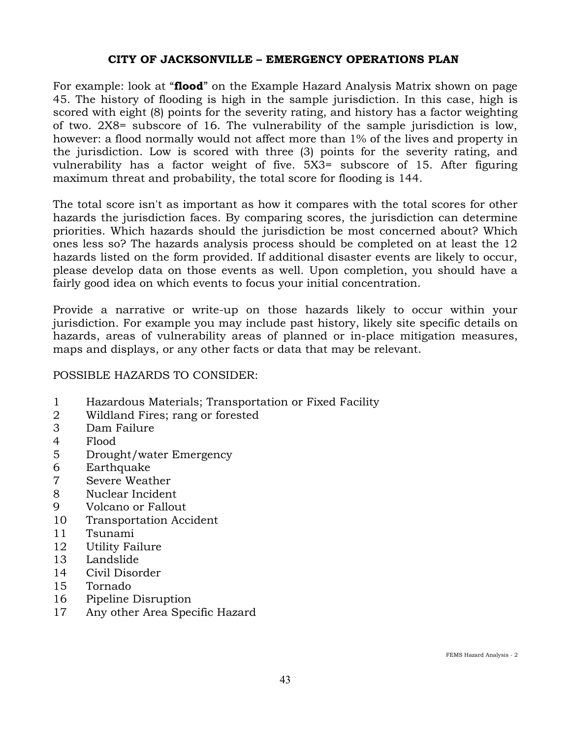# CITY OF JACKSONVILLE – EMERGENCY OPERATIONS PLAN

For example: look at "**flood**" on the Example Hazard Analysis Matrix shown on page 45. The history of flooding is high in the sample jurisdiction. In this case, high is scored with eight (8) points for the severity rating, and history has a factor weighting of two. 2X8= subscore of 16. The vulnerability of the sample jurisdiction is low, however: a flood normally would not affect more than 1% of the lives and property in the jurisdiction. Low is scored with three (3) points for the severity rating, and vulnerability has a factor weight of five. 5X3= subscore of 15. After figuring maximum threat and probability, the total score for flooding is 144.

The total score isn't as important as how it compares with the total scores for other hazards the jurisdiction faces. By comparing scores, the jurisdiction can determine priorities. Which hazards should the jurisdiction be most concerned about? Which ones less so? The hazards analysis process should be completed on at least the 12 hazards listed on the form provided. If additional disaster events are likely to occur, please develop data on those events as well. Upon completion, you should have a fairly good idea on which events to focus your initial concentration.

Provide a narrative or write-up on those hazards likely to occur within your jurisdiction. For example you may include past history, likely site specific details on hazards, areas of vulnerability areas of planned or in-place mitigation measures, maps and displays, or any other facts or data that may be relevant.

POSSIBLE HAZARDS TO CONSIDER:

1. Hazardous Materials; Transportation or Fixed Facility
2. Wildland Fires; rang or forested
3. Dam Failure
4. Flood
5. Drought/water Emergency
6. Earthquake
7. Severe Weather
8. Nuclear Incident
9. Volcano or Fallout
10. Transportation Accident
11. Tsunami
12. Utility Failure
13. Landslide
14. Civil Disorder
15. Tornado
16. Pipeline Disruption
17. Any other Area Specific Hazard

FEMS Hazard Analysis - 2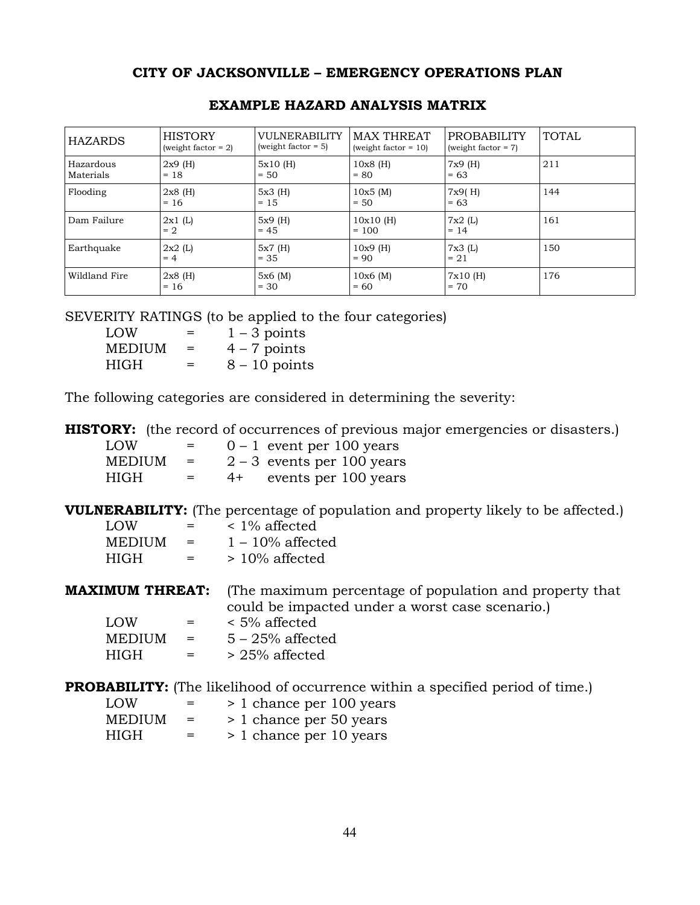**CITY OF JACKSONVILLE – EMERGENCY OPERATIONS PLAN**

**EXAMPLE HAZARD ANALYSIS MATRIX**

| HAZARDS | HISTORY (weight factor = 2) | VULNERABILITY (weight factor = 5) | MAX THREAT (weight factor = 10) | PROBABILITY (weight factor = 7) | TOTAL |
|---|---|---|---|---|---|
| Hazardous Materials | 2x9 (H) = 18 | 5x10 (H) = 50 | 10x8 (H) = 80 | 7x9 (H) = 63 | 211 |
| Flooding | 2x8 (H) = 16 | 5x3 (H) = 15 | 10x5 (M) = 50 | 7x9( H) = 63 | 144 |
| Dam Failure | 2x1 (L) = 2 | 5x9 (H) = 45 | 10x10 (H) = 100 | 7x2 (L) = 14 | 161 |
| Earthquake | 2x2 (L) = 4 | 5x7 (H) = 35 | 10x9 (H) = 90 | 7x3 (L) = 21 | 150 |
| Wildland Fire | 2x8 (H) = 16 | 5x6 (M) = 30 | 10x6 (M) = 60 | 7x10 (H) = 70 | 176 |

SEVERITY RATINGS (to be applied to the four categories)

- LOW = 1 – 3 points
- MEDIUM = 4 – 7 points
- HIGH = 8 – 10 points

The following categories are considered in determining the severity:

**HISTORY:** (the record of occurrences of previous major emergencies or disasters.)

- LOW = 0 – 1 event per 100 years
- MEDIUM = 2 – 3 events per 100 years
- HIGH = 4+ events per 100 years

**VULNERABILITY:** (The percentage of population and property likely to be affected.)

- LOW = < 1% affected
- MEDIUM = 1 – 10% affected
- HIGH = > 10% affected

**MAXIMUM THREAT:** (The maximum percentage of population and property that could be impacted under a worst case scenario.)

- LOW = < 5% affected
- MEDIUM = 5 – 25% affected
- HIGH = > 25% affected

**PROBABILITY:** (The likelihood of occurrence within a specified period of time.)

- LOW = > 1 chance per 100 years
- MEDIUM = > 1 chance per 50 years
- HIGH = > 1 chance per 10 years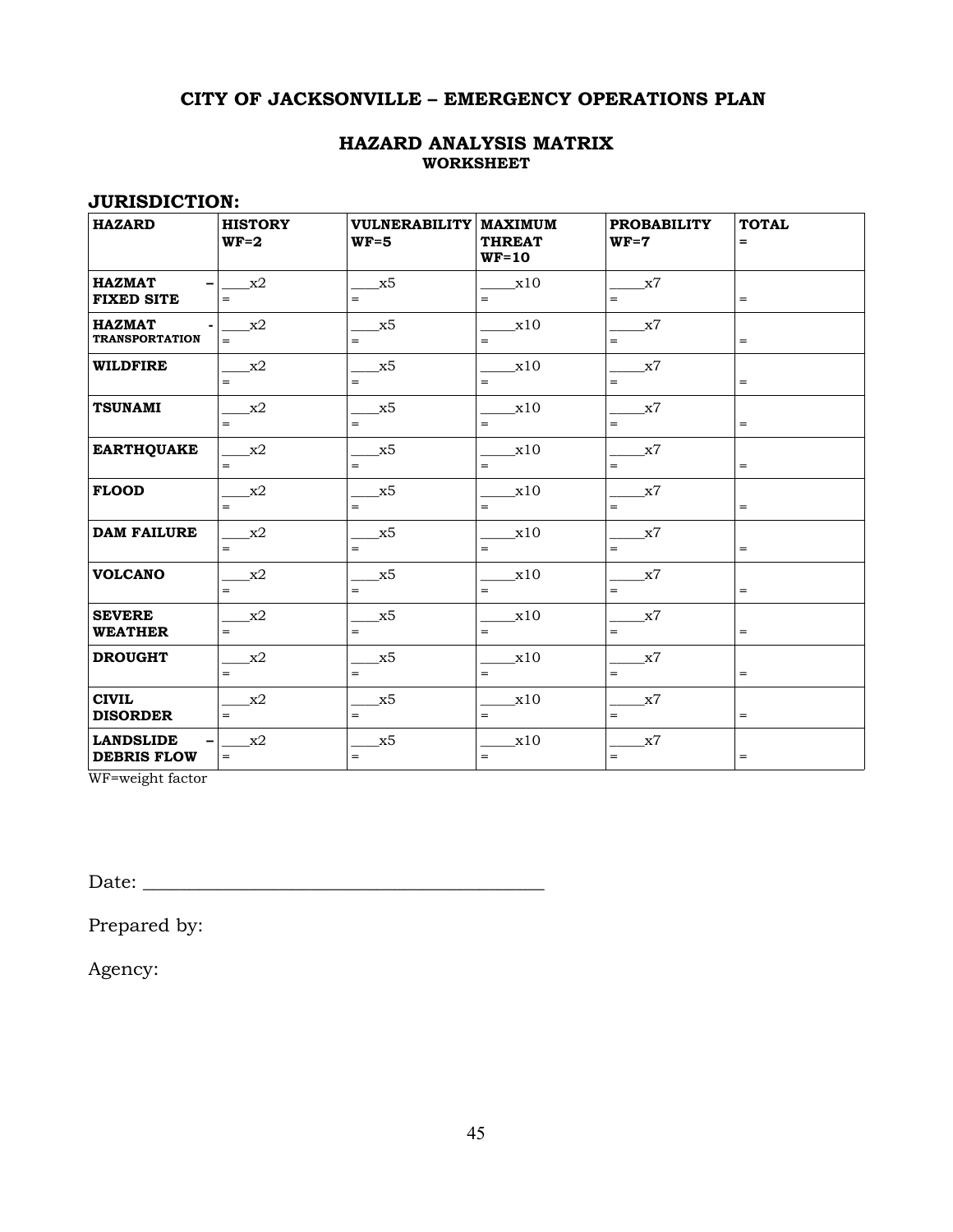## CITY OF JACKSONVILLE – EMERGENCY OPERATIONS PLAN

### HAZARD ANALYSIS MATRIX
**WORKSHEET**

**JURISDICTION:**

| HAZARD | HISTORY WF=2 | VULNERABILITY WF=5 | MAXIMUM THREAT WF=10 | PROBABILITY WF=7 | TOTAL = |
|---|---|---|---|---|---|
| **HAZMAT – FIXED SITE** | ____x2 = | ____x5 = | _____x10 = | _____x7 = | = |
| **HAZMAT - TRANSPORTATION** | ____x2 = | ____x5 = | _____x10 = | _____x7 = | = |
| **WILDFIRE** | ____x2 = | ____x5 = | _____x10 = | _____x7 = | = |
| **TSUNAMI** | ____x2 = | ____x5 = | _____x10 = | _____x7 = | = |
| **EARTHQUAKE** | ____x2 = | ____x5 = | _____x10 = | _____x7 = | = |
| **FLOOD** | ____x2 = | ____x5 = | _____x10 = | _____x7 = | = |
| **DAM FAILURE** | ____x2 = | ____x5 = | _____x10 = | _____x7 = | = |
| **VOLCANO** | ____x2 = | ____x5 = | _____x10 = | _____x7 = | = |
| **SEVERE WEATHER** | ____x2 = | ____x5 = | _____x10 = | _____x7 = | = |
| **DROUGHT** | ____x2 = | ____x5 = | _____x10 = | _____x7 = | = |
| **CIVIL DISORDER** | ____x2 = | ____x5 = | _____x10 = | _____x7 = | = |
| **LANDSLIDE – DEBRIS FLOW** | ____x2 = | ____x5 = | _____x10 = | _____x7 = | = |

WF=weight factor

Date: ___________________________________________

Prepared by:

Agency: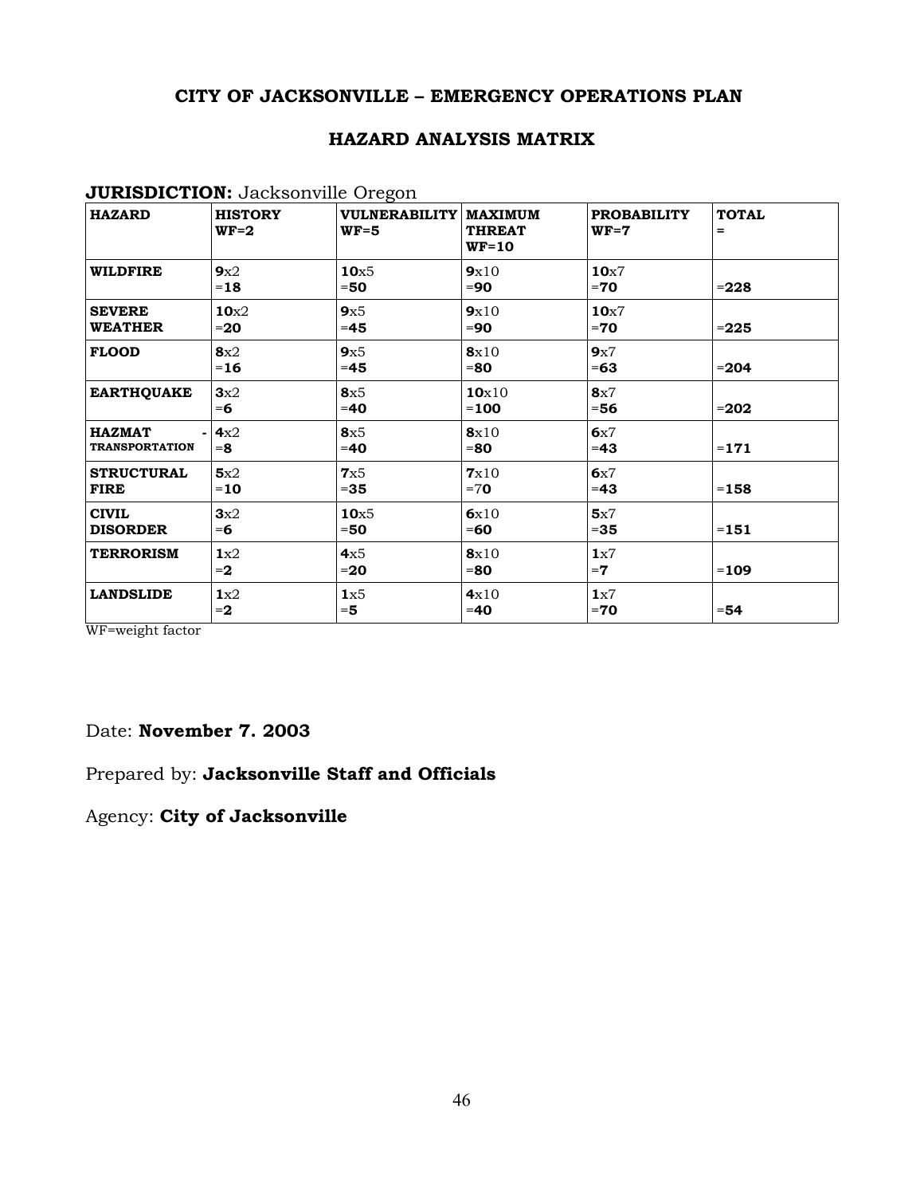**CITY OF JACKSONVILLE – EMERGENCY OPERATIONS PLAN**

**HAZARD ANALYSIS MATRIX**

**JURISDICTION:** Jacksonville Oregon

| HAZARD | HISTORY WF=2 | VULNERABILITY WF=5 | MAXIMUM THREAT WF=10 | PROBABILITY WF=7 | TOTAL = |
|---|---|---|---|---|---|
| **WILDFIRE** | **9**x2 =**18** | **10**x5 =**50** | **9**x10 =**90** | **10**x7 =**70** | =**228** |
| **SEVERE WEATHER** | **10**x2 =**20** | **9**x5 =**45** | **9**x10 =**90** | **10**x7 =**70** | =**225** |
| **FLOOD** | **8**x2 =**16** | **9**x5 =**45** | **8**x10 =**80** | **9**x7 =**63** | =**204** |
| **EARTHQUAKE** | **3**x2 =**6** | **8**x5 =**40** | **10**x10 =**100** | **8**x7 =**56** | =**202** |
| **HAZMAT - TRANSPORTATION** | **4**x2 =**8** | **8**x5 =**40** | **8**x10 =**80** | **6**x7 =**43** | =**171** |
| **STRUCTURAL FIRE** | **5**x2 =**10** | **7**x5 =**35** | **7**x10 =7**0** | **6**x7 =**43** | =**158** |
| **CIVIL DISORDER** | **3**x2 =**6** | **10**x5 =**50** | **6**x10 =**60** | **5**x7 =**35** | =**151** |
| **TERRORISM** | **1**x2 =**2** | **4**x5 =**20** | **8**x10 =**80** | **1**x7 =**7** | =**109** |
| **LANDSLIDE** | **1**x2 =**2** | **1**x5 =**5** | **4**x10 =**40** | **1**x7 =**70** | =**54** |

WF=weight factor

Date: **November 7. 2003**

Prepared by: **Jacksonville Staff and Officials**

Agency: **City of Jacksonville**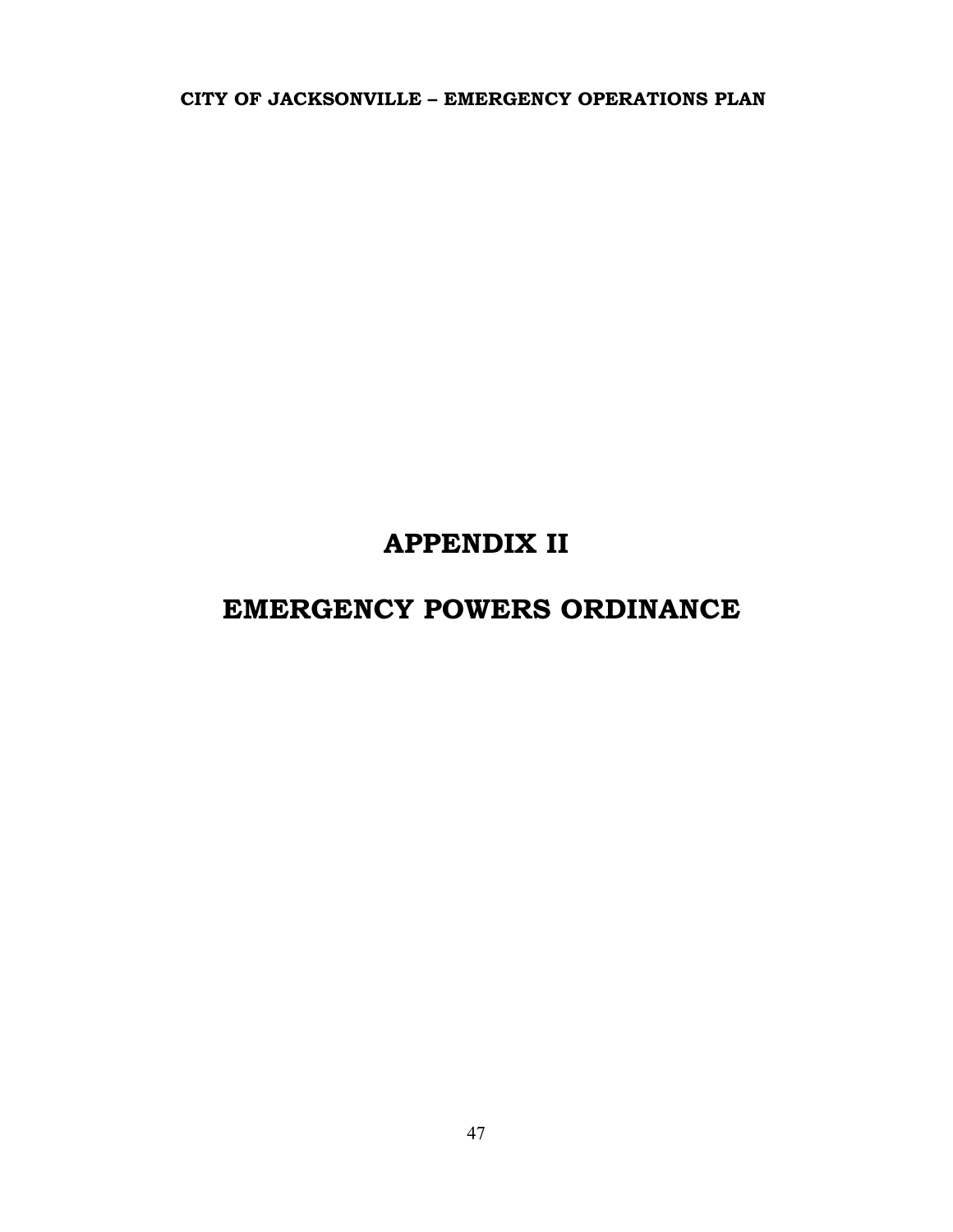# APPENDIX II

# EMERGENCY POWERS ORDINANCE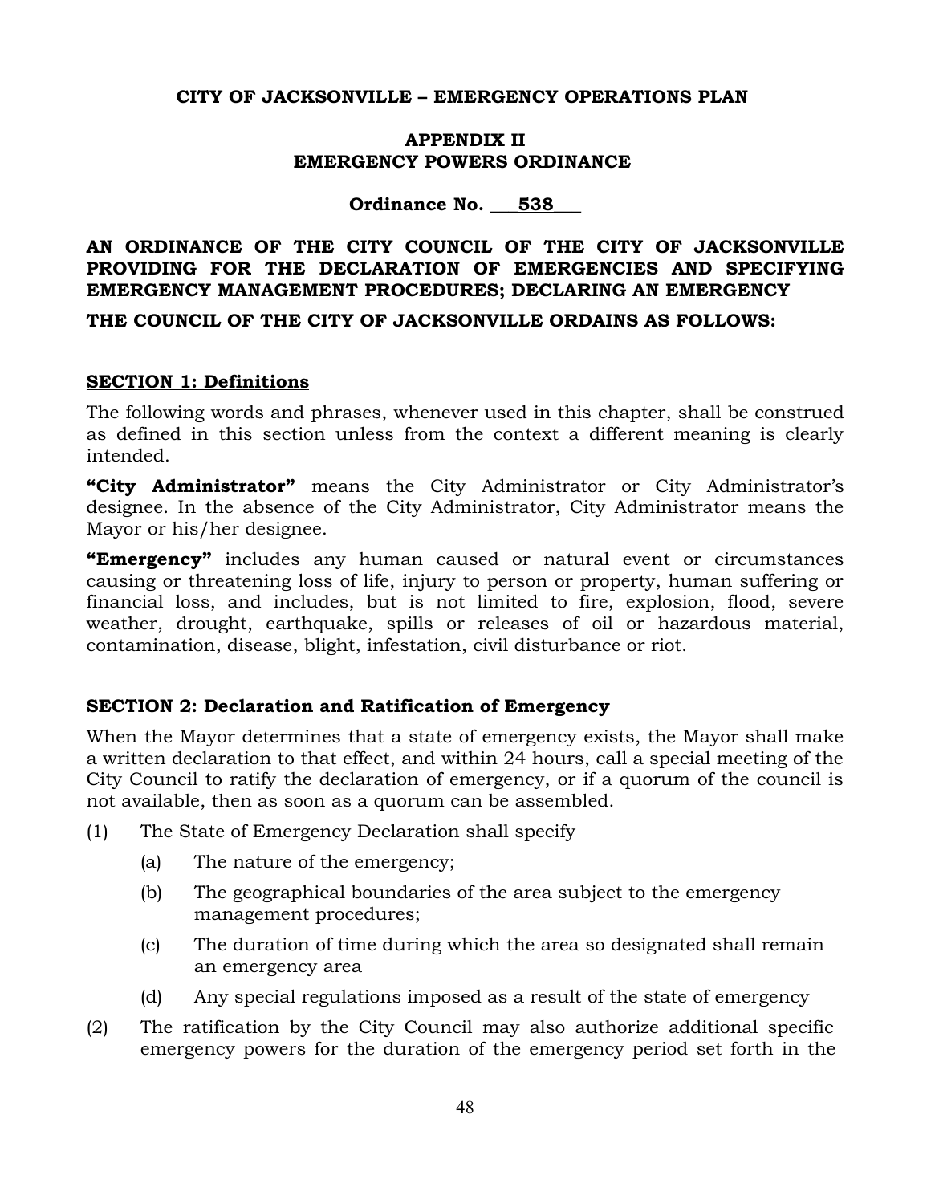**CITY OF JACKSONVILLE – EMERGENCY OPERATIONS PLAN**

**APPENDIX II**
**EMERGENCY POWERS ORDINANCE**

**Ordinance No. 538**

**AN ORDINANCE OF THE CITY COUNCIL OF THE CITY OF JACKSONVILLE PROVIDING FOR THE DECLARATION OF EMERGENCIES AND SPECIFYING EMERGENCY MANAGEMENT PROCEDURES; DECLARING AN EMERGENCY**

**THE COUNCIL OF THE CITY OF JACKSONVILLE ORDAINS AS FOLLOWS:**

**SECTION 1: Definitions**

The following words and phrases, whenever used in this chapter, shall be construed as defined in this section unless from the context a different meaning is clearly intended.

**"City Administrator"** means the City Administrator or City Administrator's designee. In the absence of the City Administrator, City Administrator means the Mayor or his/her designee.

**"Emergency"** includes any human caused or natural event or circumstances causing or threatening loss of life, injury to person or property, human suffering or financial loss, and includes, but is not limited to fire, explosion, flood, severe weather, drought, earthquake, spills or releases of oil or hazardous material, contamination, disease, blight, infestation, civil disturbance or riot.

**SECTION 2: Declaration and Ratification of Emergency**

When the Mayor determines that a state of emergency exists, the Mayor shall make a written declaration to that effect, and within 24 hours, call a special meeting of the City Council to ratify the declaration of emergency, or if a quorum of the council is not available, then as soon as a quorum can be assembled.

(1) The State of Emergency Declaration shall specify

  (a) The nature of the emergency;

  (b) The geographical boundaries of the area subject to the emergency management procedures;

  (c) The duration of time during which the area so designated shall remain an emergency area

  (d) Any special regulations imposed as a result of the state of emergency

(2) The ratification by the City Council may also authorize additional specific emergency powers for the duration of the emergency period set forth in the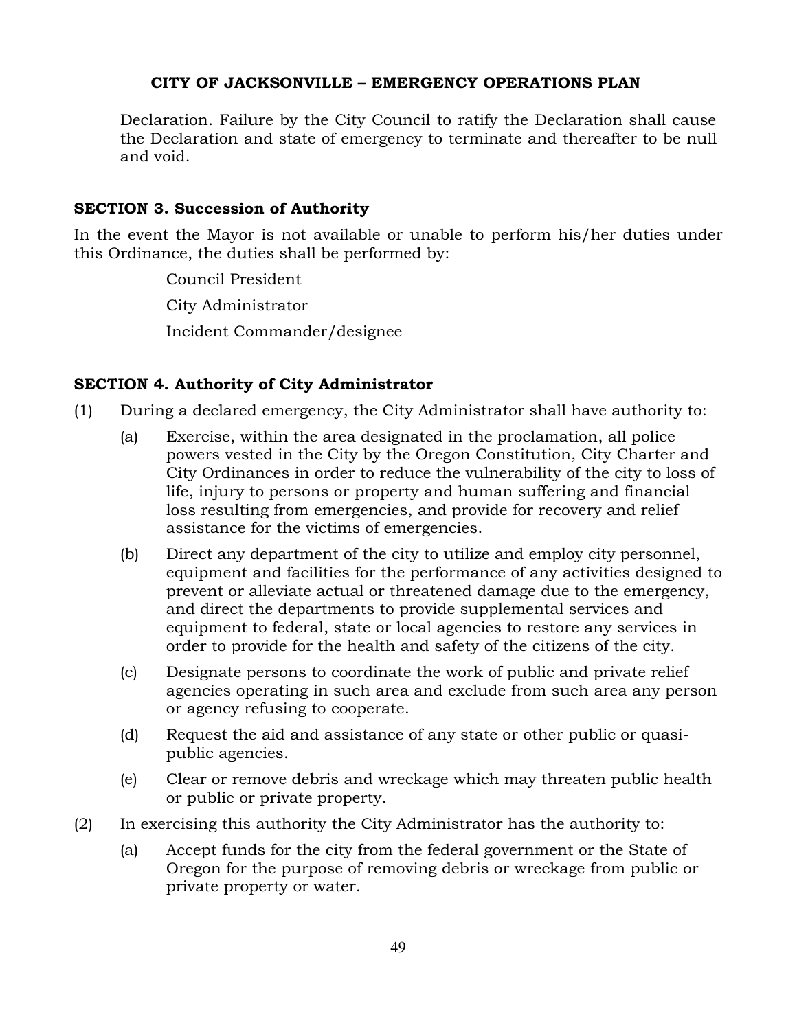Declaration. Failure by the City Council to ratify the Declaration shall cause the Declaration and state of emergency to terminate and thereafter to be null and void.

## SECTION 3. Succession of Authority

In the event the Mayor is not available or unable to perform his/her duties under this Ordinance, the duties shall be performed by:

Council President

City Administrator

Incident Commander/designee

## SECTION 4. Authority of City Administrator

(1) During a declared emergency, the City Administrator shall have authority to:

(a) Exercise, within the area designated in the proclamation, all police powers vested in the City by the Oregon Constitution, City Charter and City Ordinances in order to reduce the vulnerability of the city to loss of life, injury to persons or property and human suffering and financial loss resulting from emergencies, and provide for recovery and relief assistance for the victims of emergencies.

(b) Direct any department of the city to utilize and employ city personnel, equipment and facilities for the performance of any activities designed to prevent or alleviate actual or threatened damage due to the emergency, and direct the departments to provide supplemental services and equipment to federal, state or local agencies to restore any services in order to provide for the health and safety of the citizens of the city.

(c) Designate persons to coordinate the work of public and private relief agencies operating in such area and exclude from such area any person or agency refusing to cooperate.

(d) Request the aid and assistance of any state or other public or quasi-public agencies.

(e) Clear or remove debris and wreckage which may threaten public health or public or private property.

(2) In exercising this authority the City Administrator has the authority to:

(a) Accept funds for the city from the federal government or the State of Oregon for the purpose of removing debris or wreckage from public or private property or water.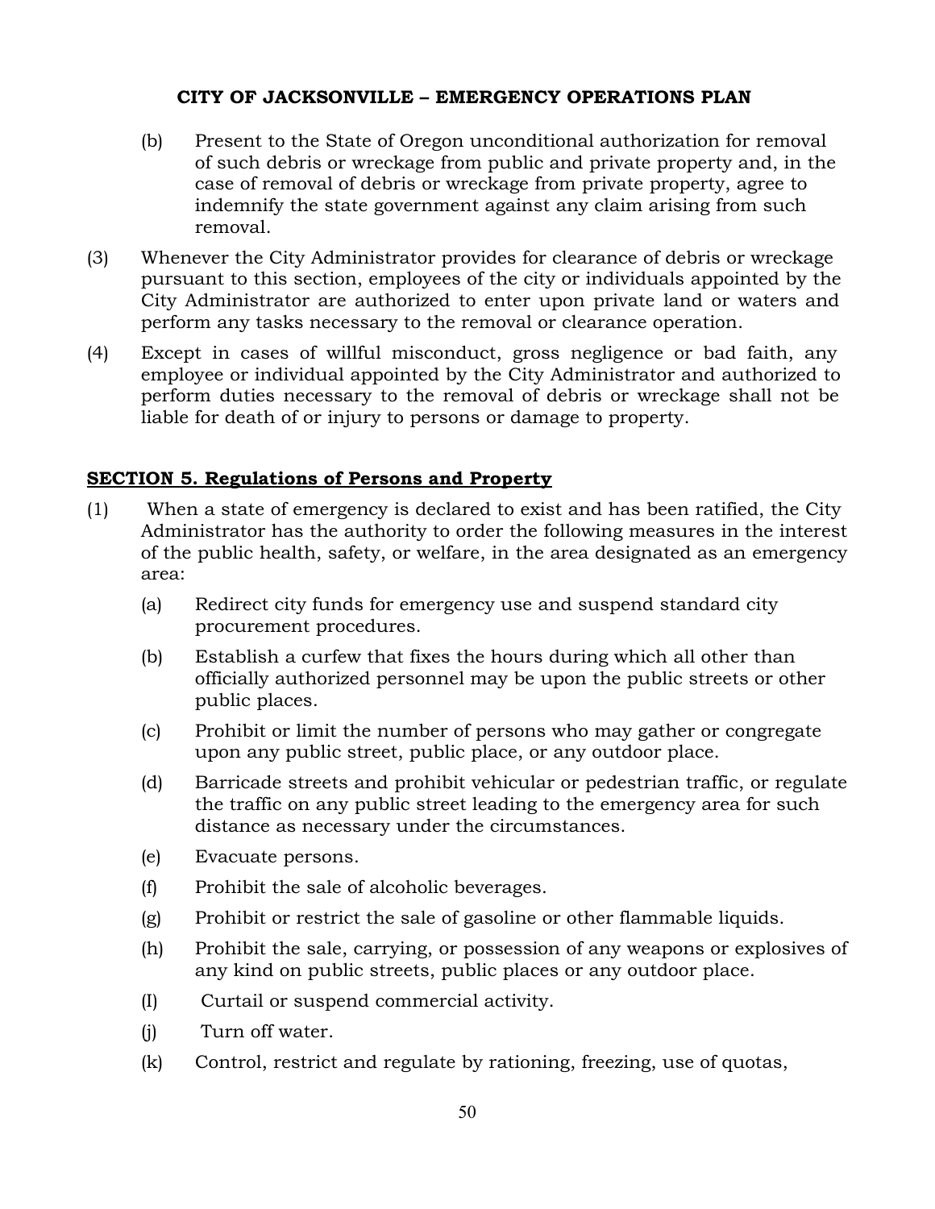(b) Present to the State of Oregon unconditional authorization for removal of such debris or wreckage from public and private property and, in the case of removal of debris or wreckage from private property, agree to indemnify the state government against any claim arising from such removal.

(3) Whenever the City Administrator provides for clearance of debris or wreckage pursuant to this section, employees of the city or individuals appointed by the City Administrator are authorized to enter upon private land or waters and perform any tasks necessary to the removal or clearance operation.

(4) Except in cases of willful misconduct, gross negligence or bad faith, any employee or individual appointed by the City Administrator and authorized to perform duties necessary to the removal of debris or wreckage shall not be liable for death of or injury to persons or damage to property.

## SECTION 5. Regulations of Persons and Property

(1) When a state of emergency is declared to exist and has been ratified, the City Administrator has the authority to order the following measures in the interest of the public health, safety, or welfare, in the area designated as an emergency area:

(a) Redirect city funds for emergency use and suspend standard city procurement procedures.

(b) Establish a curfew that fixes the hours during which all other than officially authorized personnel may be upon the public streets or other public places.

(c) Prohibit or limit the number of persons who may gather or congregate upon any public street, public place, or any outdoor place.

(d) Barricade streets and prohibit vehicular or pedestrian traffic, or regulate the traffic on any public street leading to the emergency area for such distance as necessary under the circumstances.

(e) Evacuate persons.

(f) Prohibit the sale of alcoholic beverages.

(g) Prohibit or restrict the sale of gasoline or other flammable liquids.

(h) Prohibit the sale, carrying, or possession of any weapons or explosives of any kind on public streets, public places or any outdoor place.

(I) Curtail or suspend commercial activity.

(j) Turn off water.

(k) Control, restrict and regulate by rationing, freezing, use of quotas,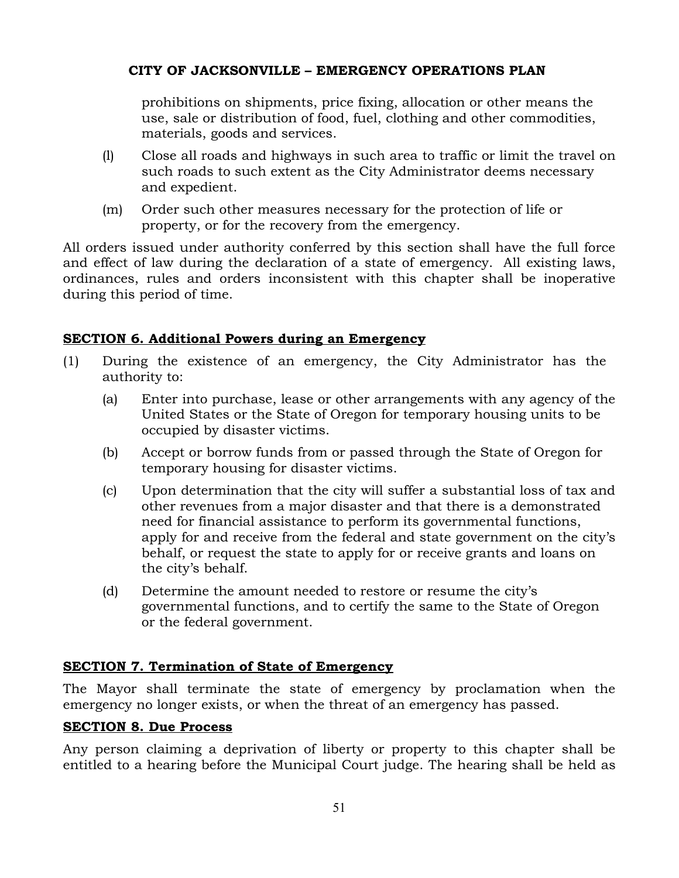prohibitions on shipments, price fixing, allocation or other means the use, sale or distribution of food, fuel, clothing and other commodities, materials, goods and services.

(l) Close all roads and highways in such area to traffic or limit the travel on such roads to such extent as the City Administrator deems necessary and expedient.

(m) Order such other measures necessary for the protection of life or property, or for the recovery from the emergency.

All orders issued under authority conferred by this section shall have the full force and effect of law during the declaration of a state of emergency. All existing laws, ordinances, rules and orders inconsistent with this chapter shall be inoperative during this period of time.

**SECTION 6. Additional Powers during an Emergency**

(1) During the existence of an emergency, the City Administrator has the authority to:

(a) Enter into purchase, lease or other arrangements with any agency of the United States or the State of Oregon for temporary housing units to be occupied by disaster victims.

(b) Accept or borrow funds from or passed through the State of Oregon for temporary housing for disaster victims.

(c) Upon determination that the city will suffer a substantial loss of tax and other revenues from a major disaster and that there is a demonstrated need for financial assistance to perform its governmental functions, apply for and receive from the federal and state government on the city's behalf, or request the state to apply for or receive grants and loans on the city's behalf.

(d) Determine the amount needed to restore or resume the city's governmental functions, and to certify the same to the State of Oregon or the federal government.

**SECTION 7. Termination of State of Emergency**

The Mayor shall terminate the state of emergency by proclamation when the emergency no longer exists, or when the threat of an emergency has passed.

**SECTION 8. Due Process**

Any person claiming a deprivation of liberty or property to this chapter shall be entitled to a hearing before the Municipal Court judge. The hearing shall be held as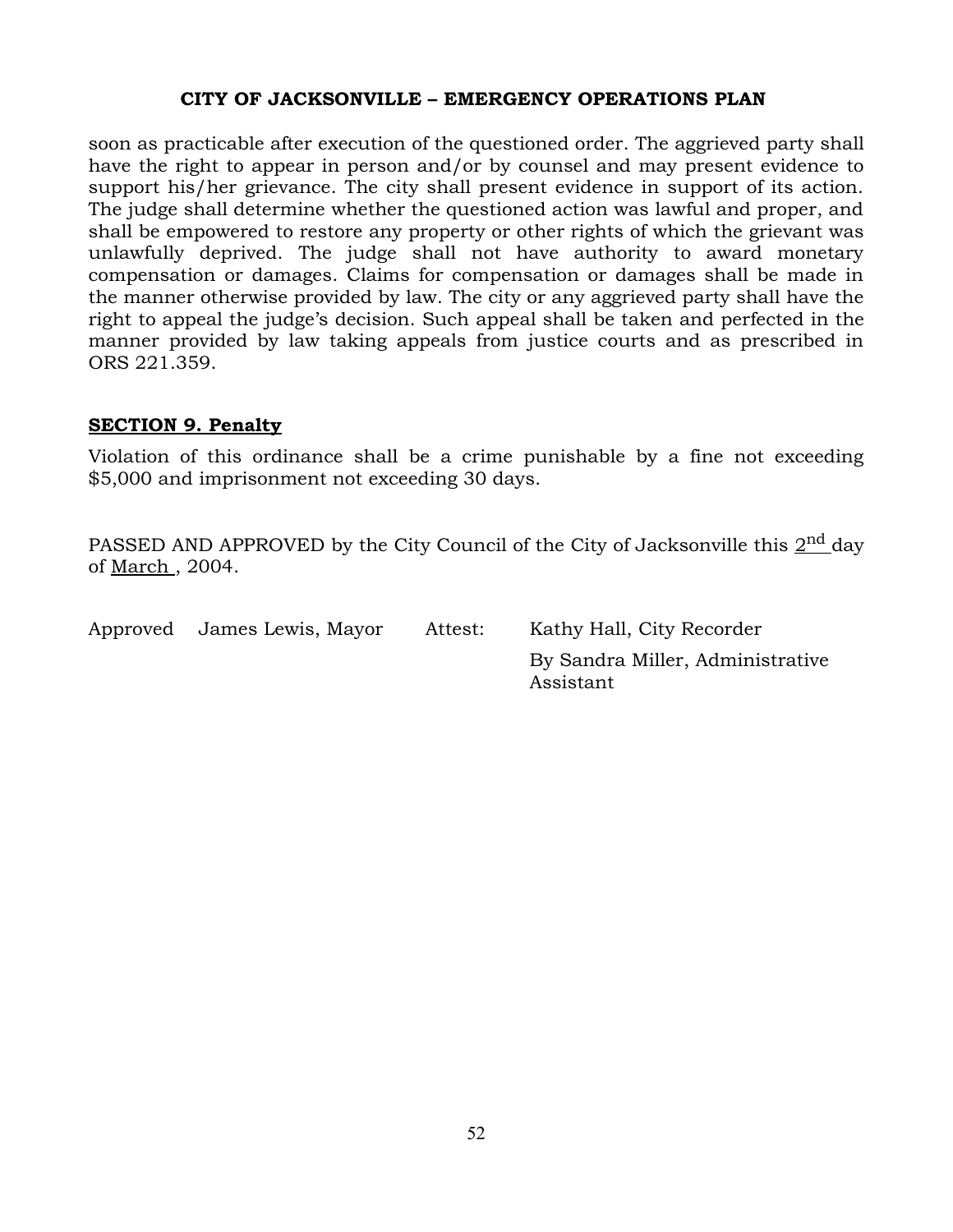soon as practicable after execution of the questioned order. The aggrieved party shall have the right to appear in person and/or by counsel and may present evidence to support his/her grievance. The city shall present evidence in support of its action. The judge shall determine whether the questioned action was lawful and proper, and shall be empowered to restore any property or other rights of which the grievant was unlawfully deprived. The judge shall not have authority to award monetary compensation or damages. Claims for compensation or damages shall be made in the manner otherwise provided by law. The city or any aggrieved party shall have the right to appeal the judge's decision. Such appeal shall be taken and perfected in the manner provided by law taking appeals from justice courts and as prescribed in ORS 221.359.

## SECTION 9. Penalty

Violation of this ordinance shall be a crime punishable by a fine not exceeding $5,000 and imprisonment not exceeding 30 days.

PASSED AND APPROVED by the City Council of the City of Jacksonville this 2nd day of March , 2004.

Approved James Lewis, Mayor Attest: Kathy Hall, City Recorder

By Sandra Miller, Administrative Assistant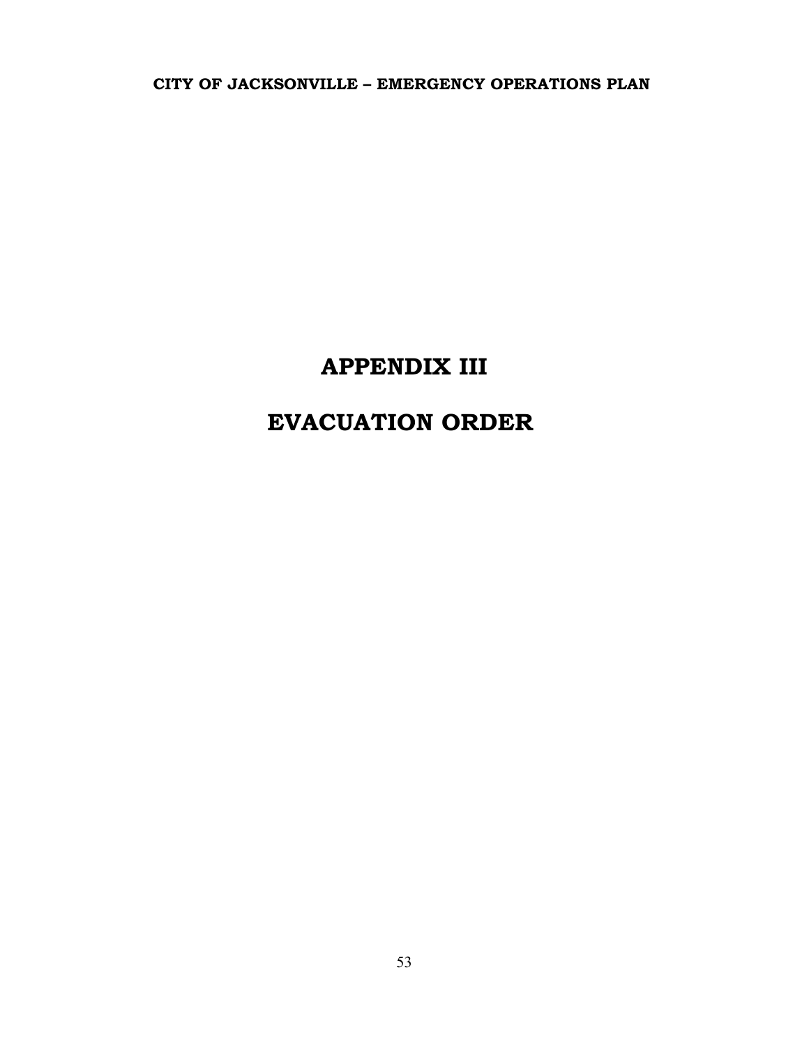# APPENDIX III

# EVACUATION ORDER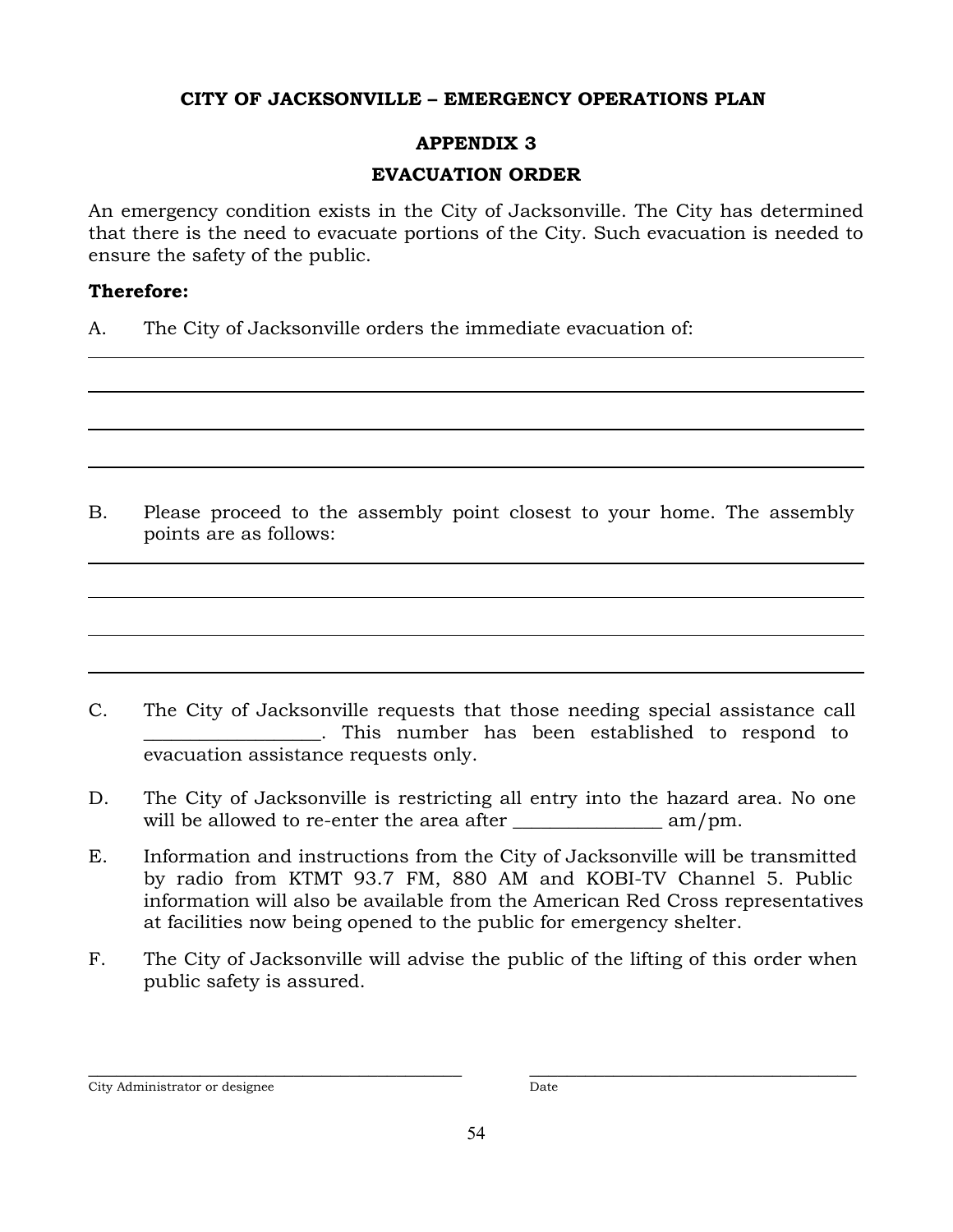**CITY OF JACKSONVILLE – EMERGENCY OPERATIONS PLAN**

## APPENDIX 3

## EVACUATION ORDER

An emergency condition exists in the City of Jacksonville. The City has determined that there is the need to evacuate portions of the City. Such evacuation is needed to ensure the safety of the public.

**Therefore:**

A. The City of Jacksonville orders the immediate evacuation of:

______________________________________________________________________

______________________________________________________________________

______________________________________________________________________

______________________________________________________________________

B. Please proceed to the assembly point closest to your home. The assembly points are as follows:

______________________________________________________________________

______________________________________________________________________

______________________________________________________________________

______________________________________________________________________

C. The City of Jacksonville requests that those needing special assistance call __________________. This number has been established to respond to evacuation assistance requests only.

D. The City of Jacksonville is restricting all entry into the hazard area. No one will be allowed to re-enter the area after _______________ am/pm.

E. Information and instructions from the City of Jacksonville will be transmitted by radio from KTMT 93.7 FM, 880 AM and KOBI-TV Channel 5. Public information will also be available from the American Red Cross representatives at facilities now being opened to the public for emergency shelter.

F. The City of Jacksonville will advise the public of the lifting of this order when public safety is assured.

_______________________________________ _______________________________________

City Administrator or designee Date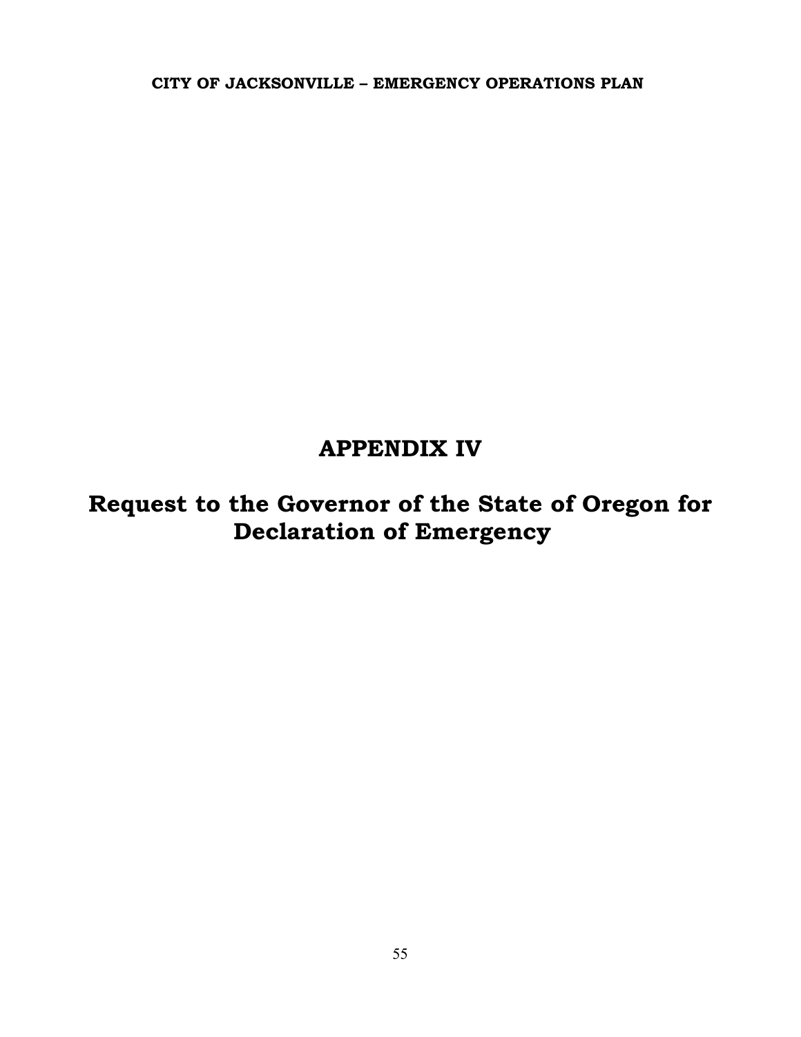# APPENDIX IV

# Request to the Governor of the State of Oregon for Declaration of Emergency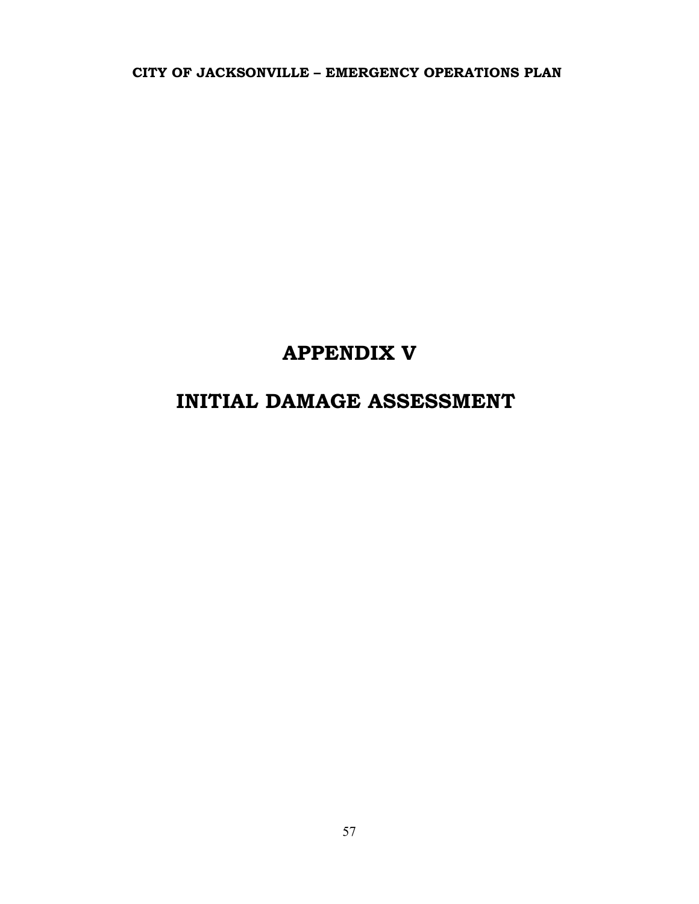# APPENDIX V

# INITIAL DAMAGE ASSESSMENT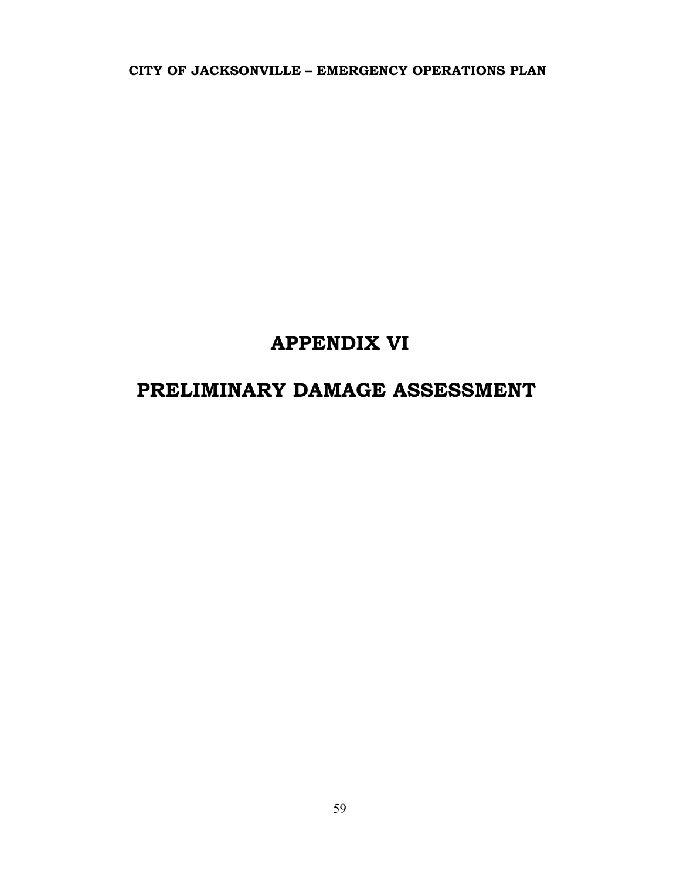# APPENDIX VI

# PRELIMINARY DAMAGE ASSESSMENT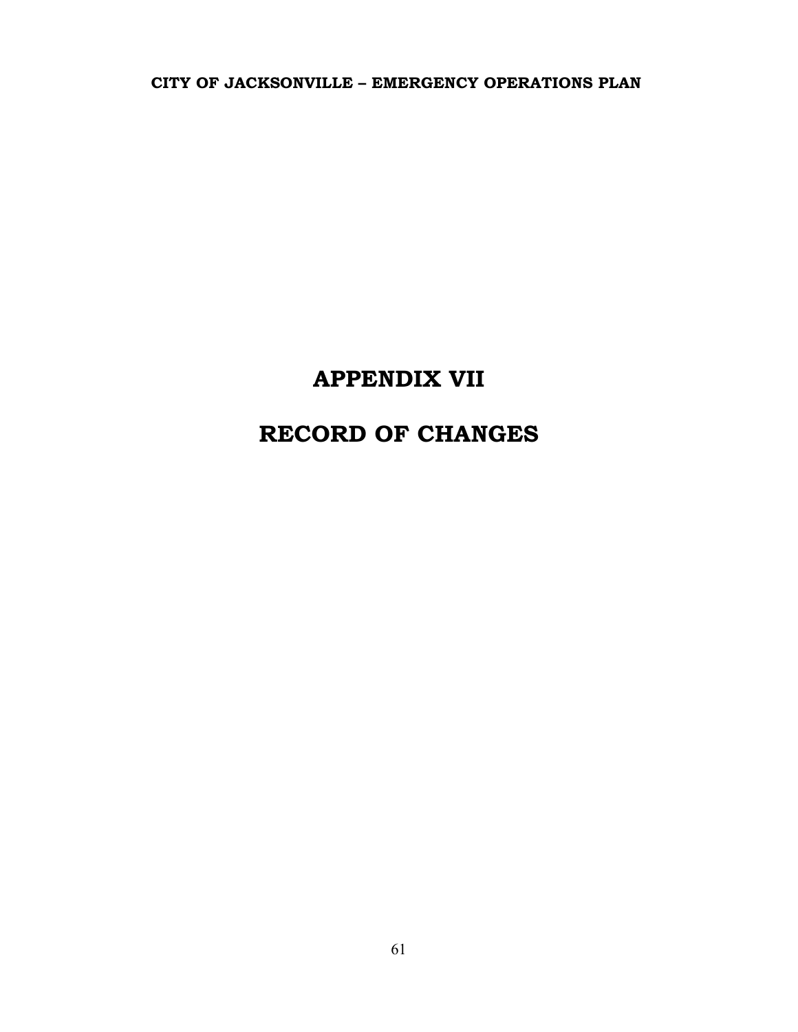# APPENDIX VII

# RECORD OF CHANGES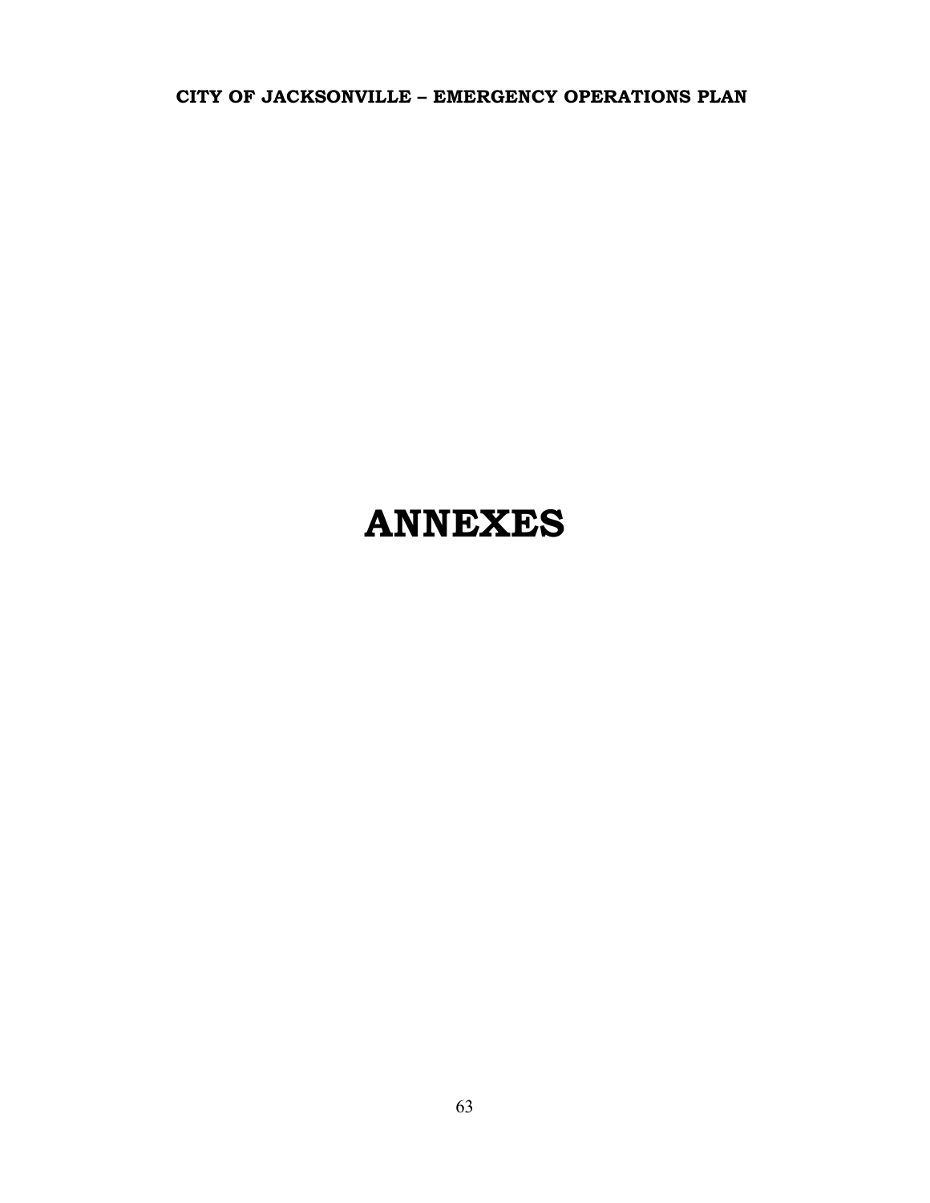# ANNEXES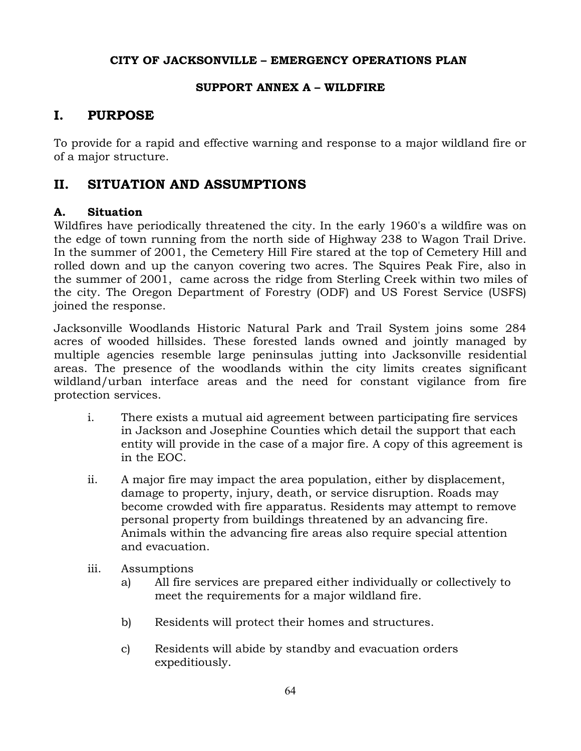**CITY OF JACKSONVILLE – EMERGENCY OPERATIONS PLAN**

**SUPPORT ANNEX A – WILDFIRE**

# I. PURPOSE

To provide for a rapid and effective warning and response to a major wildland fire or of a major structure.

# II. SITUATION AND ASSUMPTIONS

## A. Situation

Wildfires have periodically threatened the city. In the early 1960's a wildfire was on the edge of town running from the north side of Highway 238 to Wagon Trail Drive. In the summer of 2001, the Cemetery Hill Fire stared at the top of Cemetery Hill and rolled down and up the canyon covering two acres. The Squires Peak Fire, also in the summer of 2001, came across the ridge from Sterling Creek within two miles of the city. The Oregon Department of Forestry (ODF) and US Forest Service (USFS) joined the response.

Jacksonville Woodlands Historic Natural Park and Trail System joins some 284 acres of wooded hillsides. These forested lands owned and jointly managed by multiple agencies resemble large peninsulas jutting into Jacksonville residential areas. The presence of the woodlands within the city limits creates significant wildland/urban interface areas and the need for constant vigilance from fire protection services.

i. There exists a mutual aid agreement between participating fire services in Jackson and Josephine Counties which detail the support that each entity will provide in the case of a major fire. A copy of this agreement is in the EOC.

ii. A major fire may impact the area population, either by displacement, damage to property, injury, death, or service disruption. Roads may become crowded with fire apparatus. Residents may attempt to remove personal property from buildings threatened by an advancing fire. Animals within the advancing fire areas also require special attention and evacuation.

iii. Assumptions

   a) All fire services are prepared either individually or collectively to meet the requirements for a major wildland fire.

   b) Residents will protect their homes and structures.

   c) Residents will abide by standby and evacuation orders expeditiously.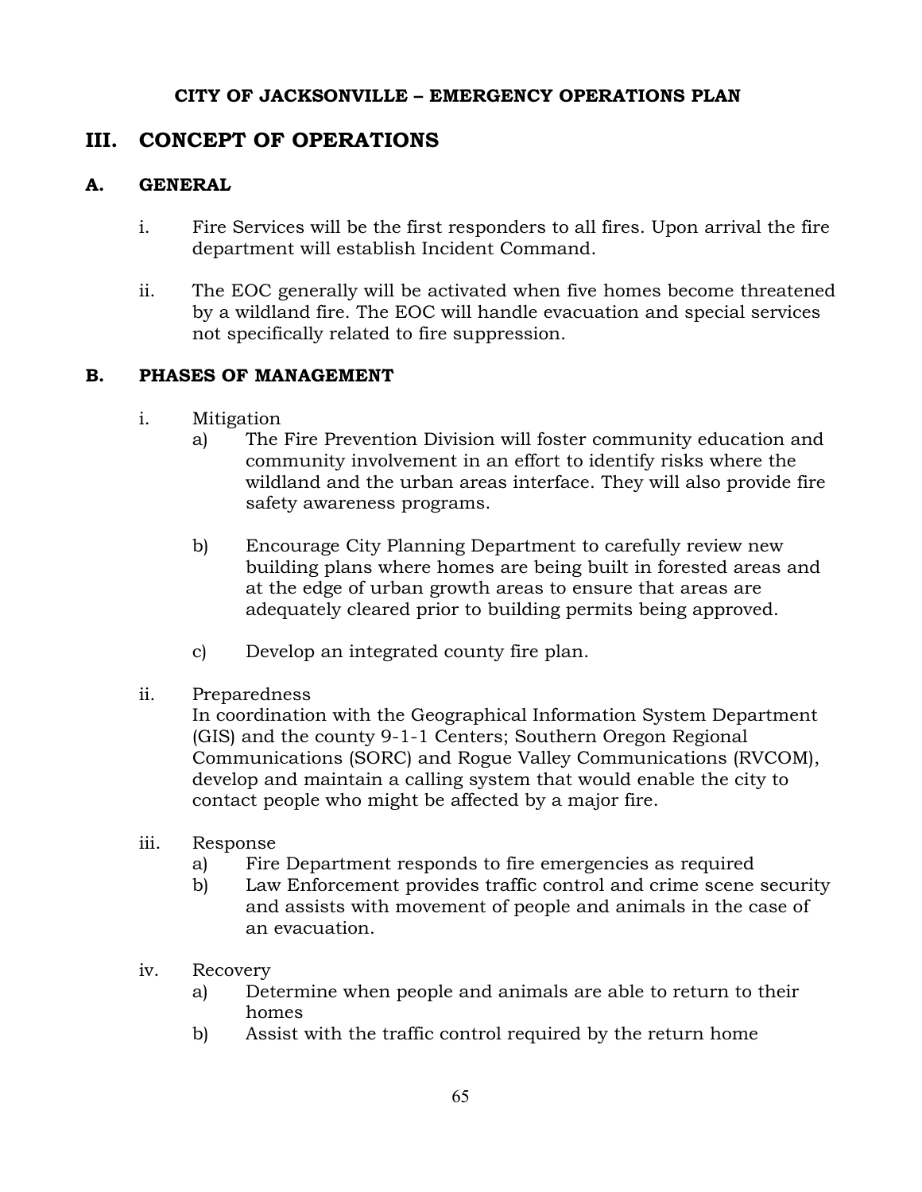**CITY OF JACKSONVILLE – EMERGENCY OPERATIONS PLAN**

# III. CONCEPT OF OPERATIONS

## A. GENERAL

i. Fire Services will be the first responders to all fires. Upon arrival the fire department will establish Incident Command.

ii. The EOC generally will be activated when five homes become threatened by a wildland fire. The EOC will handle evacuation and special services not specifically related to fire suppression.

## B. PHASES OF MANAGEMENT

i. Mitigation
   - a) The Fire Prevention Division will foster community education and community involvement in an effort to identify risks where the wildland and the urban areas interface. They will also provide fire safety awareness programs.
   - b) Encourage City Planning Department to carefully review new building plans where homes are being built in forested areas and at the edge of urban growth areas to ensure that areas are adequately cleared prior to building permits being approved.
   - c) Develop an integrated county fire plan.

ii. Preparedness
   In coordination with the Geographical Information System Department (GIS) and the county 9-1-1 Centers; Southern Oregon Regional Communications (SORC) and Rogue Valley Communications (RVCOM), develop and maintain a calling system that would enable the city to contact people who might be affected by a major fire.

iii. Response
   - a) Fire Department responds to fire emergencies as required
   - b) Law Enforcement provides traffic control and crime scene security and assists with movement of people and animals in the case of an evacuation.

iv. Recovery
   - a) Determine when people and animals are able to return to their homes
   - b) Assist with the traffic control required by the return home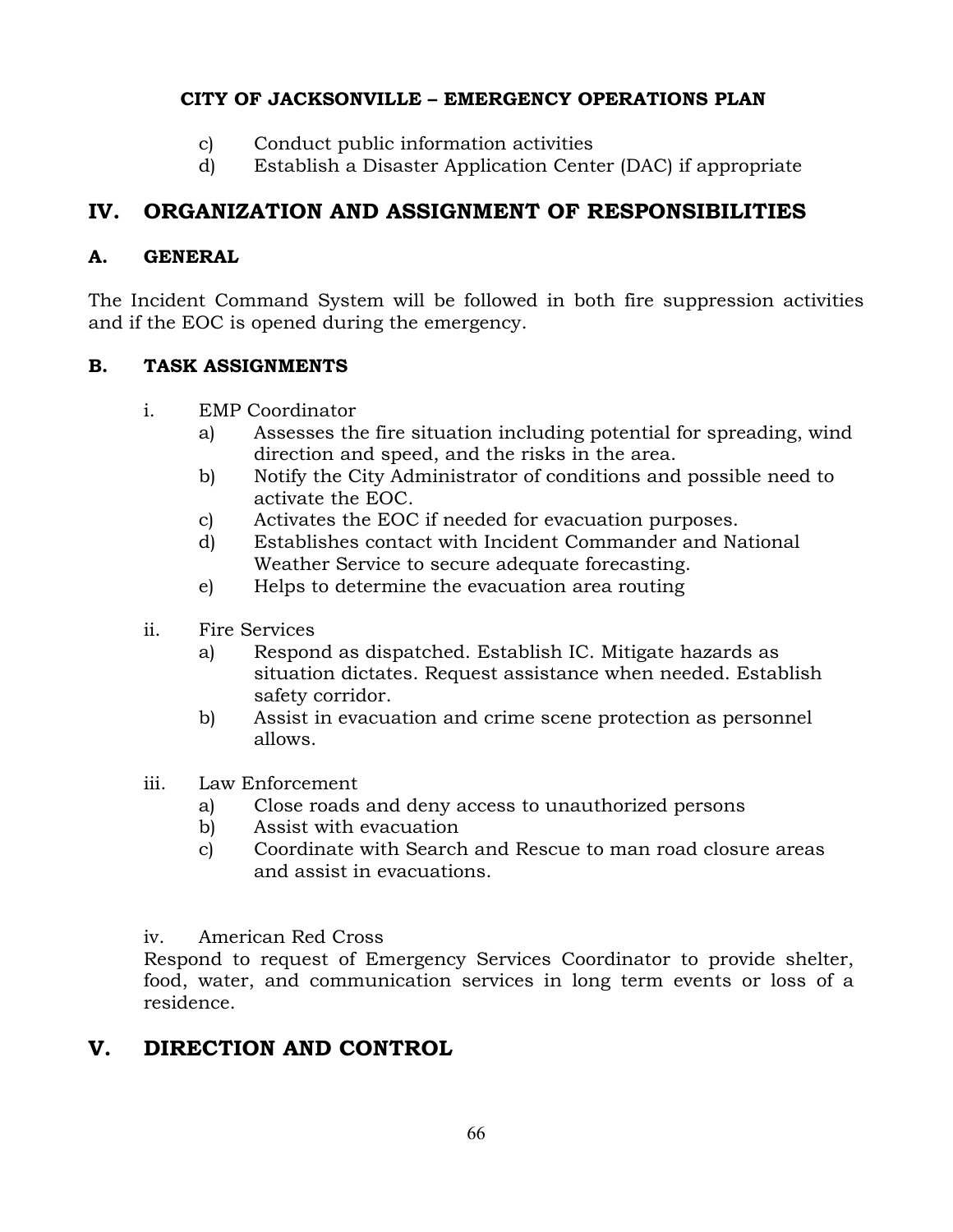c) Conduct public information activities
d) Establish a Disaster Application Center (DAC) if appropriate

## IV. ORGANIZATION AND ASSIGNMENT OF RESPONSIBILITIES

### A. GENERAL

The Incident Command System will be followed in both fire suppression activities and if the EOC is opened during the emergency.

### B. TASK ASSIGNMENTS

i. EMP Coordinator
   a) Assesses the fire situation including potential for spreading, wind direction and speed, and the risks in the area.
   b) Notify the City Administrator of conditions and possible need to activate the EOC.
   c) Activates the EOC if needed for evacuation purposes.
   d) Establishes contact with Incident Commander and National Weather Service to secure adequate forecasting.
   e) Helps to determine the evacuation area routing

ii. Fire Services
   a) Respond as dispatched. Establish IC. Mitigate hazards as situation dictates. Request assistance when needed. Establish safety corridor.
   b) Assist in evacuation and crime scene protection as personnel allows.

iii. Law Enforcement
   a) Close roads and deny access to unauthorized persons
   b) Assist with evacuation
   c) Coordinate with Search and Rescue to man road closure areas and assist in evacuations.

iv. American Red Cross

Respond to request of Emergency Services Coordinator to provide shelter, food, water, and communication services in long term events or loss of a residence.

## V. DIRECTION AND CONTROL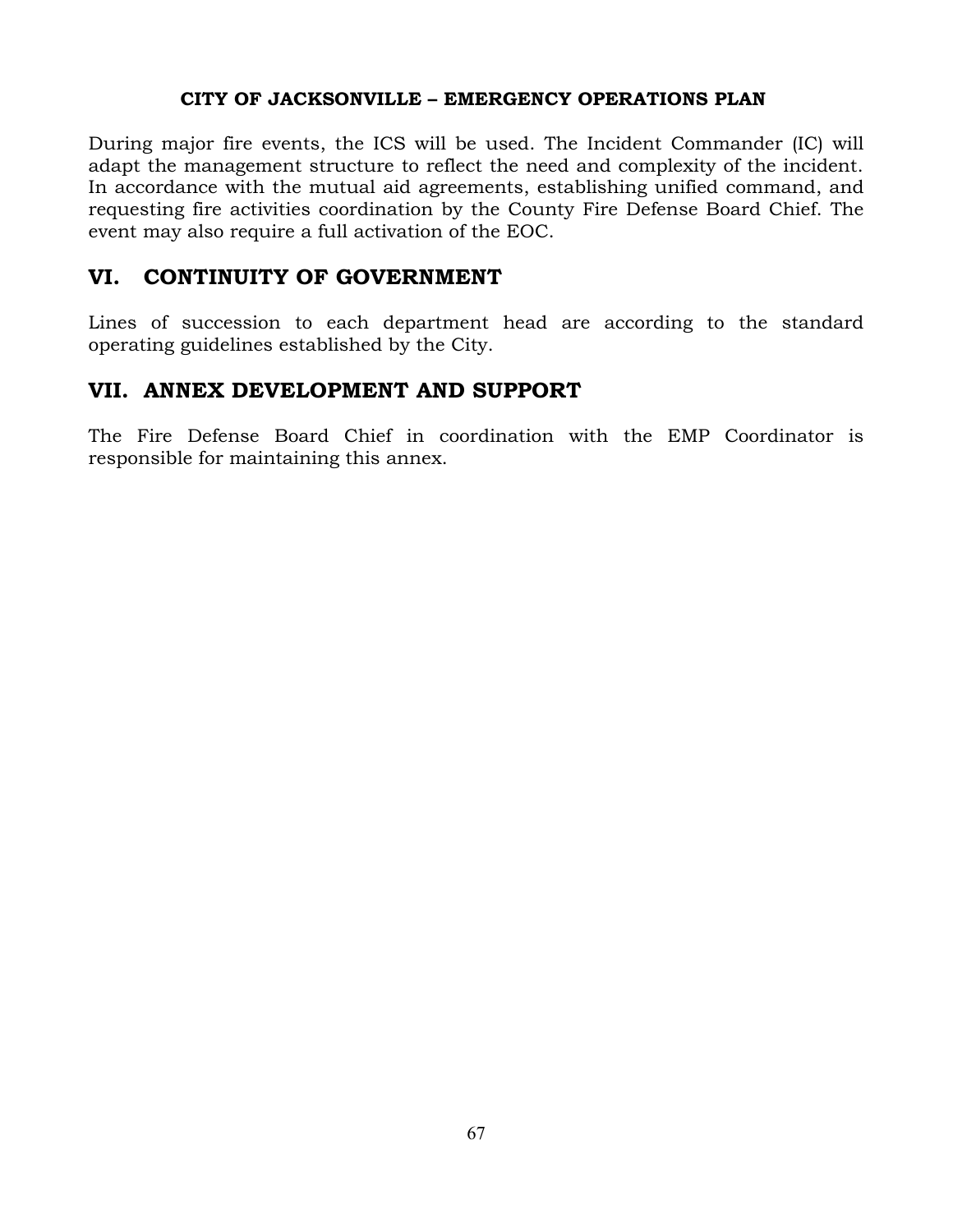During major fire events, the ICS will be used. The Incident Commander (IC) will adapt the management structure to reflect the need and complexity of the incident. In accordance with the mutual aid agreements, establishing unified command, and requesting fire activities coordination by the County Fire Defense Board Chief. The event may also require a full activation of the EOC.

## VI. CONTINUITY OF GOVERNMENT

Lines of succession to each department head are according to the standard operating guidelines established by the City.

## VII. ANNEX DEVELOPMENT AND SUPPORT

The Fire Defense Board Chief in coordination with the EMP Coordinator is responsible for maintaining this annex.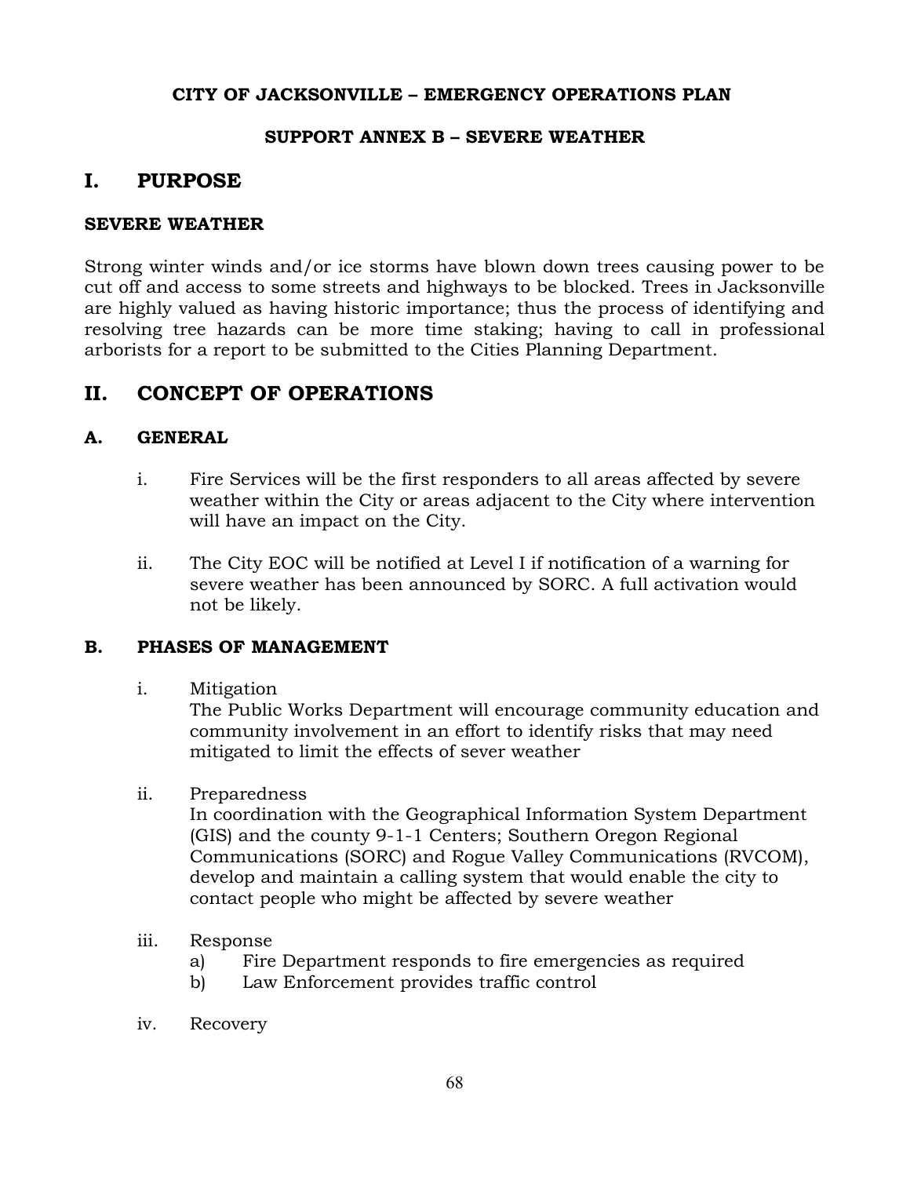**CITY OF JACKSONVILLE – EMERGENCY OPERATIONS PLAN**

**SUPPORT ANNEX B – SEVERE WEATHER**

# I. PURPOSE

### SEVERE WEATHER

Strong winter winds and/or ice storms have blown down trees causing power to be cut off and access to some streets and highways to be blocked. Trees in Jacksonville are highly valued as having historic importance; thus the process of identifying and resolving tree hazards can be more time staking; having to call in professional arborists for a report to be submitted to the Cities Planning Department.

# II. CONCEPT OF OPERATIONS

### A. GENERAL

i. Fire Services will be the first responders to all areas affected by severe weather within the City or areas adjacent to the City where intervention will have an impact on the City.

ii. The City EOC will be notified at Level I if notification of a warning for severe weather has been announced by SORC. A full activation would not be likely.

### B. PHASES OF MANAGEMENT

i. Mitigation
The Public Works Department will encourage community education and community involvement in an effort to identify risks that may need mitigated to limit the effects of sever weather

ii. Preparedness
In coordination with the Geographical Information System Department (GIS) and the county 9-1-1 Centers; Southern Oregon Regional Communications (SORC) and Rogue Valley Communications (RVCOM), develop and maintain a calling system that would enable the city to contact people who might be affected by severe weather

iii. Response
   a) Fire Department responds to fire emergencies as required
   b) Law Enforcement provides traffic control

iv. Recovery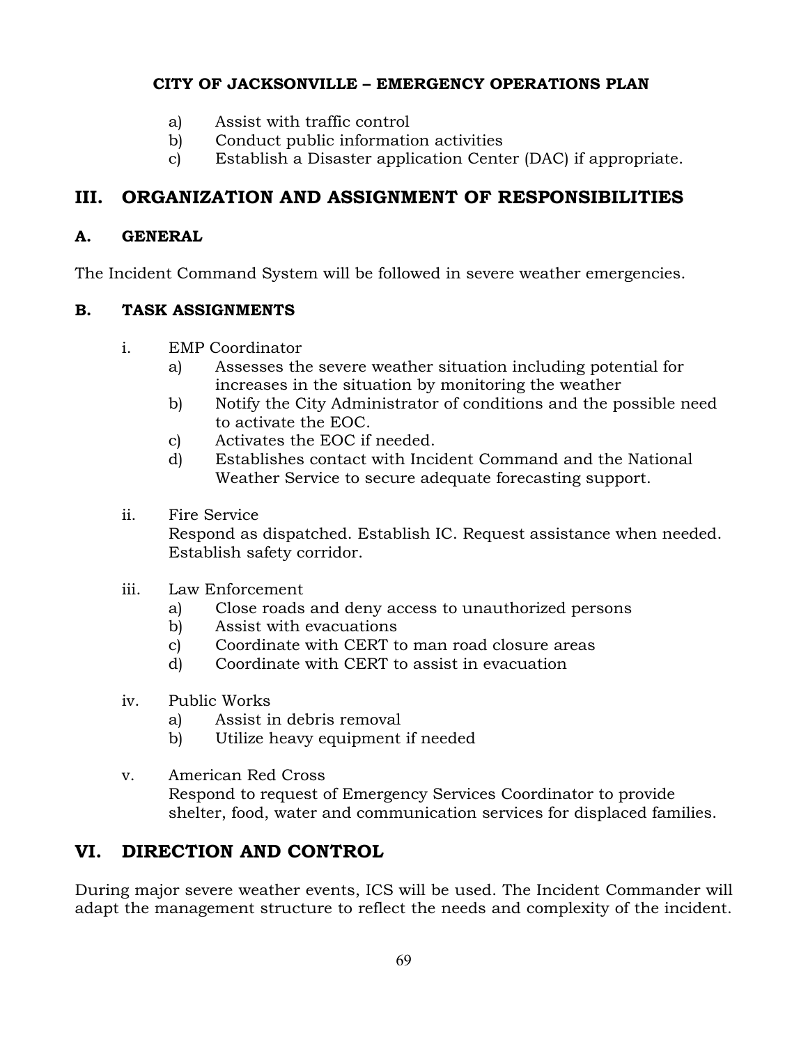a) Assist with traffic control
b) Conduct public information activities
c) Establish a Disaster application Center (DAC) if appropriate.

## III. ORGANIZATION AND ASSIGNMENT OF RESPONSIBILITIES

### A. GENERAL

The Incident Command System will be followed in severe weather emergencies.

### B. TASK ASSIGNMENTS

i. EMP Coordinator
   a) Assesses the severe weather situation including potential for increases in the situation by monitoring the weather
   b) Notify the City Administrator of conditions and the possible need to activate the EOC.
   c) Activates the EOC if needed.
   d) Establishes contact with Incident Command and the National Weather Service to secure adequate forecasting support.

ii. Fire Service
   Respond as dispatched. Establish IC. Request assistance when needed. Establish safety corridor.

iii. Law Enforcement
   a) Close roads and deny access to unauthorized persons
   b) Assist with evacuations
   c) Coordinate with CERT to man road closure areas
   d) Coordinate with CERT to assist in evacuation

iv. Public Works
   a) Assist in debris removal
   b) Utilize heavy equipment if needed

v. American Red Cross
   Respond to request of Emergency Services Coordinator to provide shelter, food, water and communication services for displaced families.

## VI. DIRECTION AND CONTROL

During major severe weather events, ICS will be used. The Incident Commander will adapt the management structure to reflect the needs and complexity of the incident.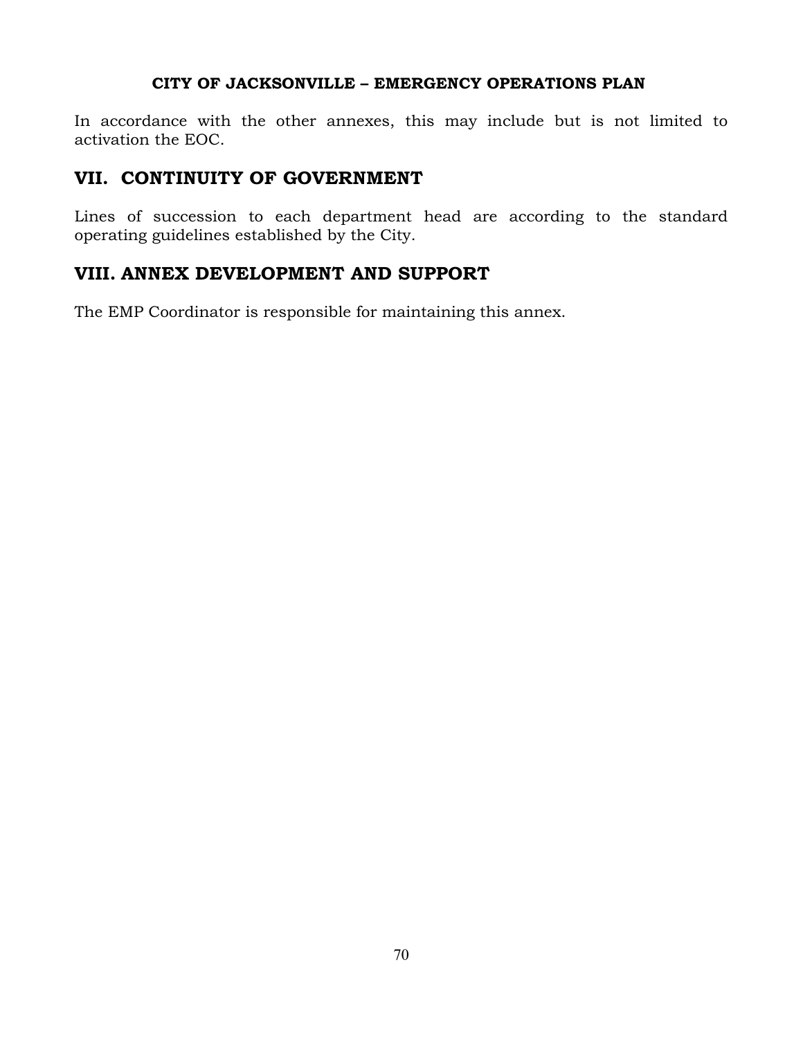In accordance with the other annexes, this may include but is not limited to activation the EOC.

## VII. CONTINUITY OF GOVERNMENT

Lines of succession to each department head are according to the standard operating guidelines established by the City.

## VIII. ANNEX DEVELOPMENT AND SUPPORT

The EMP Coordinator is responsible for maintaining this annex.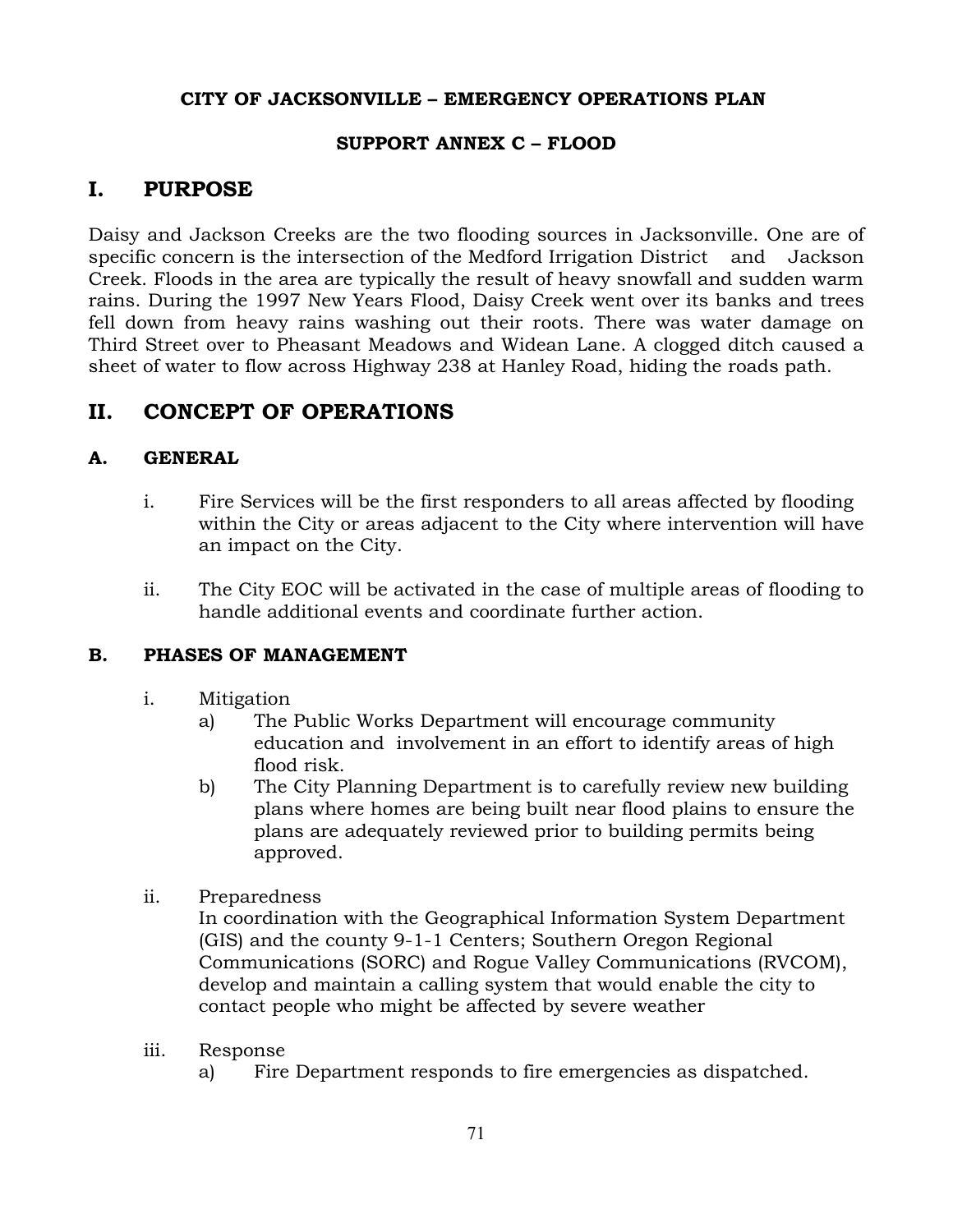**CITY OF JACKSONVILLE – EMERGENCY OPERATIONS PLAN**

**SUPPORT ANNEX C – FLOOD**

# I. PURPOSE

Daisy and Jackson Creeks are the two flooding sources in Jacksonville. One are of specific concern is the intersection of the Medford Irrigation District and Jackson Creek. Floods in the area are typically the result of heavy snowfall and sudden warm rains. During the 1997 New Years Flood, Daisy Creek went over its banks and trees fell down from heavy rains washing out their roots. There was water damage on Third Street over to Pheasant Meadows and Widean Lane. A clogged ditch caused a sheet of water to flow across Highway 238 at Hanley Road, hiding the roads path.

# II. CONCEPT OF OPERATIONS

### A. GENERAL

i. Fire Services will be the first responders to all areas affected by flooding within the City or areas adjacent to the City where intervention will have an impact on the City.

ii. The City EOC will be activated in the case of multiple areas of flooding to handle additional events and coordinate further action.

### B. PHASES OF MANAGEMENT

i. Mitigation
   - a) The Public Works Department will encourage community education and involvement in an effort to identify areas of high flood risk.
   - b) The City Planning Department is to carefully review new building plans where homes are being built near flood plains to ensure the plans are adequately reviewed prior to building permits being approved.

ii. Preparedness
   In coordination with the Geographical Information System Department (GIS) and the county 9-1-1 Centers; Southern Oregon Regional Communications (SORC) and Rogue Valley Communications (RVCOM), develop and maintain a calling system that would enable the city to contact people who might be affected by severe weather

iii. Response
   - a) Fire Department responds to fire emergencies as dispatched.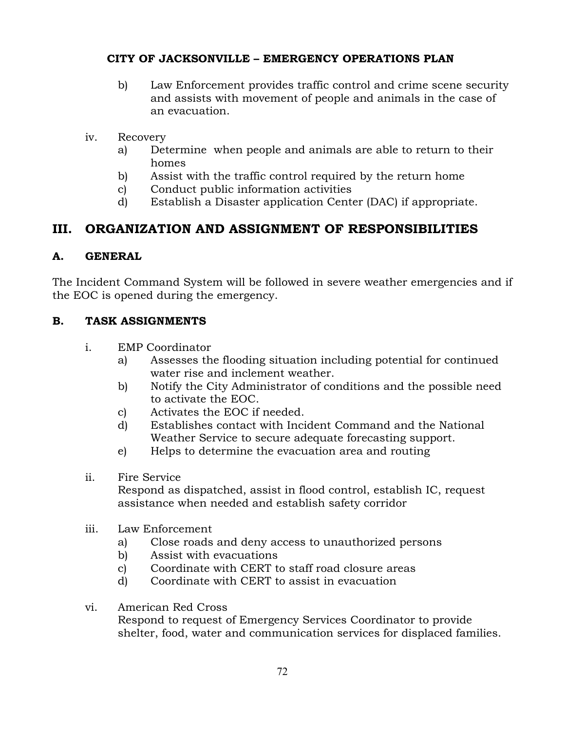b) Law Enforcement provides traffic control and crime scene security and assists with movement of people and animals in the case of an evacuation.

iv. Recovery
   a) Determine  when people and animals are able to return to their homes
   b) Assist with the traffic control required by the return home
   c) Conduct public information activities
   d) Establish a Disaster application Center (DAC) if appropriate.

## III. ORGANIZATION AND ASSIGNMENT OF RESPONSIBILITIES

### A. GENERAL

The Incident Command System will be followed in severe weather emergencies and if the EOC is opened during the emergency.

### B. TASK ASSIGNMENTS

i. EMP Coordinator
   a) Assesses the flooding situation including potential for continued water rise and inclement weather.
   b) Notify the City Administrator of conditions and the possible need to activate the EOC.
   c) Activates the EOC if needed.
   d) Establishes contact with Incident Command and the National Weather Service to secure adequate forecasting support.
   e) Helps to determine the evacuation area and routing

ii. Fire Service
   Respond as dispatched, assist in flood control, establish IC, request assistance when needed and establish safety corridor

iii. Law Enforcement
   a) Close roads and deny access to unauthorized persons
   b) Assist with evacuations
   c) Coordinate with CERT to staff road closure areas
   d) Coordinate with CERT to assist in evacuation

vi. American Red Cross
   Respond to request of Emergency Services Coordinator to provide shelter, food, water and communication services for displaced families.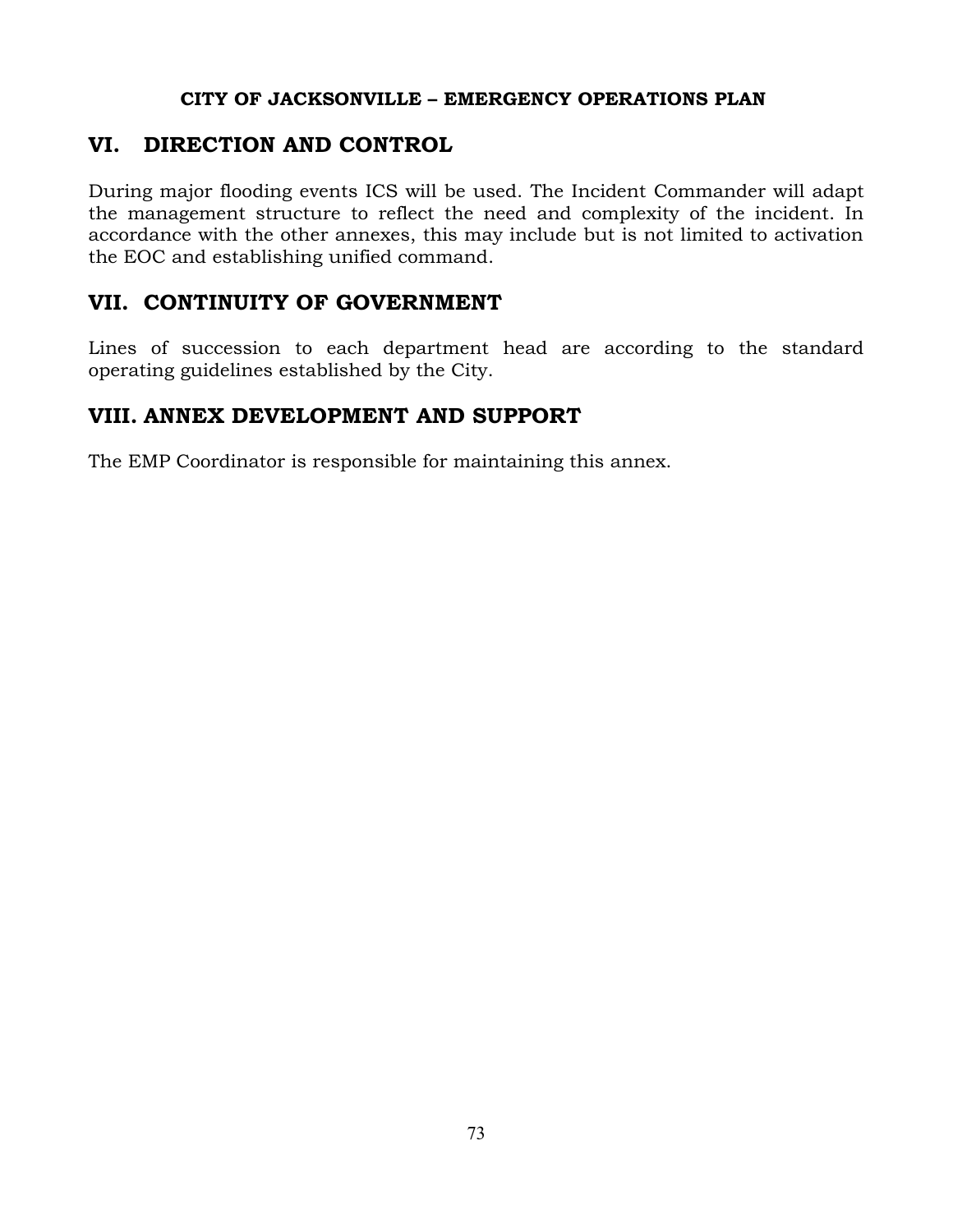## VI. DIRECTION AND CONTROL

During major flooding events ICS will be used. The Incident Commander will adapt the management structure to reflect the need and complexity of the incident. In accordance with the other annexes, this may include but is not limited to activation the EOC and establishing unified command.

## VII. CONTINUITY OF GOVERNMENT

Lines of succession to each department head are according to the standard operating guidelines established by the City.

## VIII. ANNEX DEVELOPMENT AND SUPPORT

The EMP Coordinator is responsible for maintaining this annex.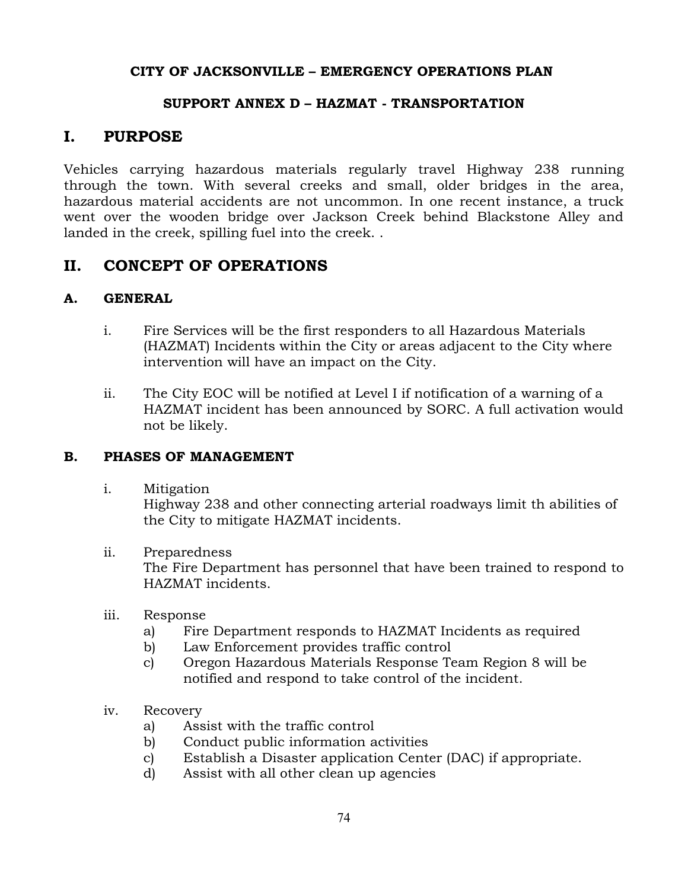**CITY OF JACKSONVILLE – EMERGENCY OPERATIONS PLAN**

**SUPPORT ANNEX D – HAZMAT - TRANSPORTATION**

# I. PURPOSE

Vehicles carrying hazardous materials regularly travel Highway 238 running through the town. With several creeks and small, older bridges in the area, hazardous material accidents are not uncommon. In one recent instance, a truck went over the wooden bridge over Jackson Creek behind Blackstone Alley and landed in the creek, spilling fuel into the creek. .

# II. CONCEPT OF OPERATIONS

## A. GENERAL

i. Fire Services will be the first responders to all Hazardous Materials (HAZMAT) Incidents within the City or areas adjacent to the City where intervention will have an impact on the City.

ii. The City EOC will be notified at Level I if notification of a warning of a HAZMAT incident has been announced by SORC. A full activation would not be likely.

## B. PHASES OF MANAGEMENT

i. Mitigation
Highway 238 and other connecting arterial roadways limit th abilities of the City to mitigate HAZMAT incidents.

ii. Preparedness
The Fire Department has personnel that have been trained to respond to HAZMAT incidents.

iii. Response
   a) Fire Department responds to HAZMAT Incidents as required
   b) Law Enforcement provides traffic control
   c) Oregon Hazardous Materials Response Team Region 8 will be notified and respond to take control of the incident.

iv. Recovery
   a) Assist with the traffic control
   b) Conduct public information activities
   c) Establish a Disaster application Center (DAC) if appropriate.
   d) Assist with all other clean up agencies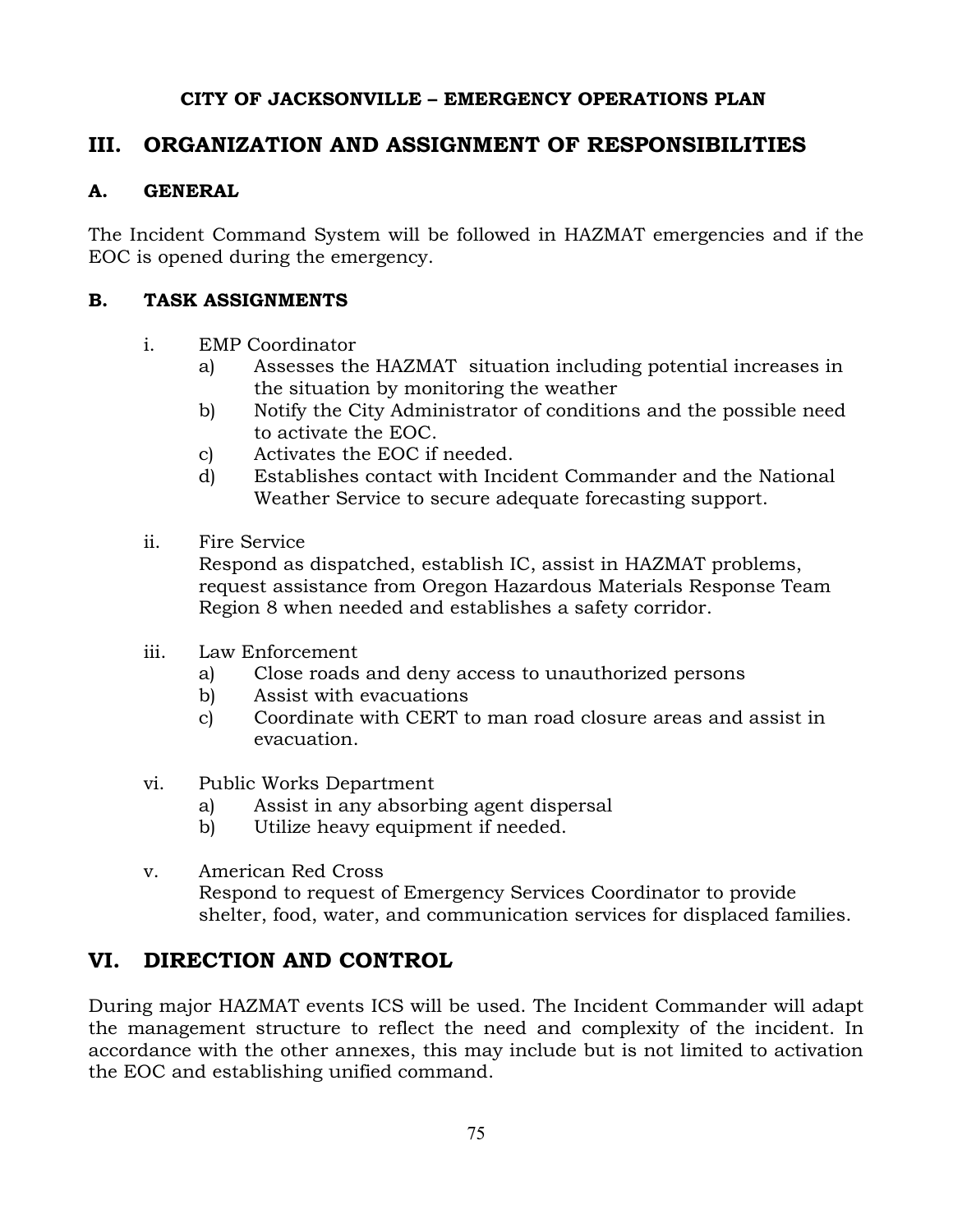**CITY OF JACKSONVILLE – EMERGENCY OPERATIONS PLAN**

## III. ORGANIZATION AND ASSIGNMENT OF RESPONSIBILITIES

### A. GENERAL

The Incident Command System will be followed in HAZMAT emergencies and if the EOC is opened during the emergency.

### B. TASK ASSIGNMENTS

i. EMP Coordinator
   - a) Assesses the HAZMAT situation including potential increases in the situation by monitoring the weather
   - b) Notify the City Administrator of conditions and the possible need to activate the EOC.
   - c) Activates the EOC if needed.
   - d) Establishes contact with Incident Commander and the National Weather Service to secure adequate forecasting support.

ii. Fire Service
   Respond as dispatched, establish IC, assist in HAZMAT problems, request assistance from Oregon Hazardous Materials Response Team Region 8 when needed and establishes a safety corridor.

iii. Law Enforcement
   - a) Close roads and deny access to unauthorized persons
   - b) Assist with evacuations
   - c) Coordinate with CERT to man road closure areas and assist in evacuation.

vi. Public Works Department
   - a) Assist in any absorbing agent dispersal
   - b) Utilize heavy equipment if needed.

v. American Red Cross
   Respond to request of Emergency Services Coordinator to provide shelter, food, water, and communication services for displaced families.

## VI. DIRECTION AND CONTROL

During major HAZMAT events ICS will be used. The Incident Commander will adapt the management structure to reflect the need and complexity of the incident. In accordance with the other annexes, this may include but is not limited to activation the EOC and establishing unified command.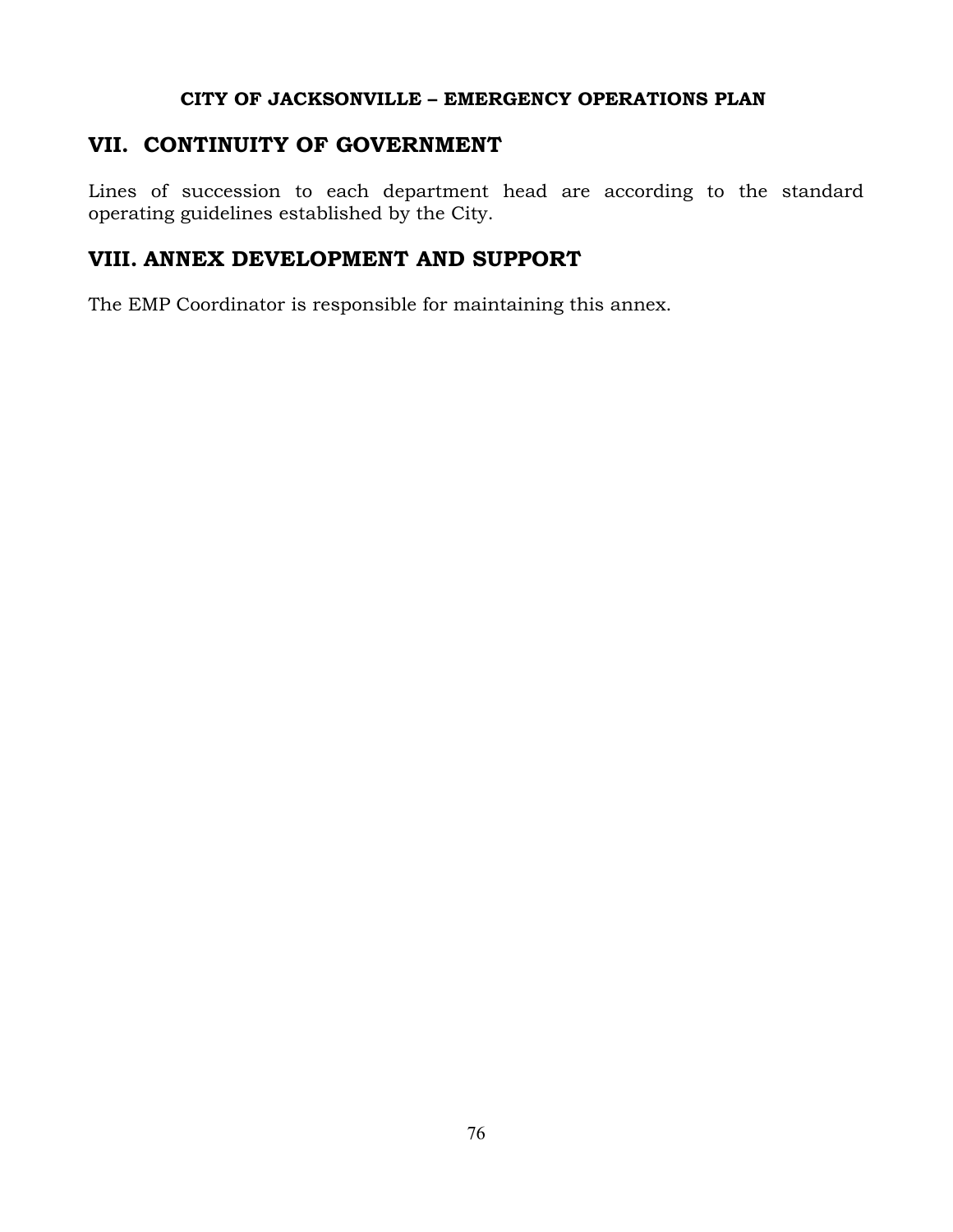## VII. CONTINUITY OF GOVERNMENT

Lines of succession to each department head are according to the standard operating guidelines established by the City.

## VIII. ANNEX DEVELOPMENT AND SUPPORT

The EMP Coordinator is responsible for maintaining this annex.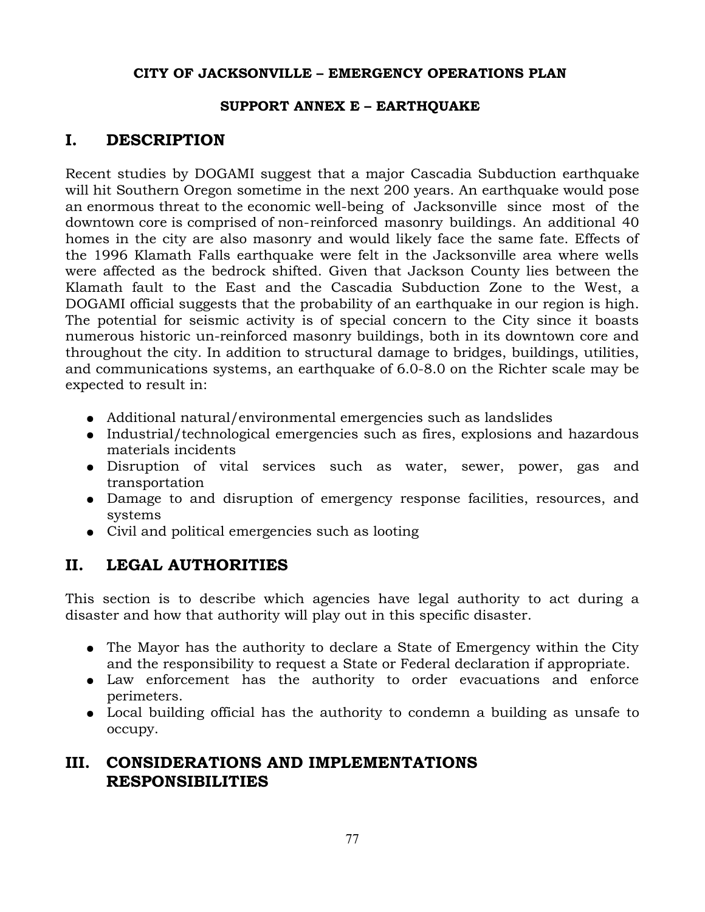**CITY OF JACKSONVILLE – EMERGENCY OPERATIONS PLAN**

**SUPPORT ANNEX E – EARTHQUAKE**

# I. DESCRIPTION

Recent studies by DOGAMI suggest that a major Cascadia Subduction earthquake will hit Southern Oregon sometime in the next 200 years. An earthquake would pose an enormous threat to the economic well-being of Jacksonville since most of the downtown core is comprised of non-reinforced masonry buildings. An additional 40 homes in the city are also masonry and would likely face the same fate. Effects of the 1996 Klamath Falls earthquake were felt in the Jacksonville area where wells were affected as the bedrock shifted. Given that Jackson County lies between the Klamath fault to the East and the Cascadia Subduction Zone to the West, a DOGAMI official suggests that the probability of an earthquake in our region is high. The potential for seismic activity is of special concern to the City since it boasts numerous historic un-reinforced masonry buildings, both in its downtown core and throughout the city. In addition to structural damage to bridges, buildings, utilities, and communications systems, an earthquake of 6.0-8.0 on the Richter scale may be expected to result in:

- Additional natural/environmental emergencies such as landslides
- Industrial/technological emergencies such as fires, explosions and hazardous materials incidents
- Disruption of vital services such as water, sewer, power, gas and transportation
- Damage to and disruption of emergency response facilities, resources, and systems
- Civil and political emergencies such as looting

# II. LEGAL AUTHORITIES

This section is to describe which agencies have legal authority to act during a disaster and how that authority will play out in this specific disaster.

- The Mayor has the authority to declare a State of Emergency within the City and the responsibility to request a State or Federal declaration if appropriate.
- Law enforcement has the authority to order evacuations and enforce perimeters.
- Local building official has the authority to condemn a building as unsafe to occupy.

# III. CONSIDERATIONS AND IMPLEMENTATIONS RESPONSIBILITIES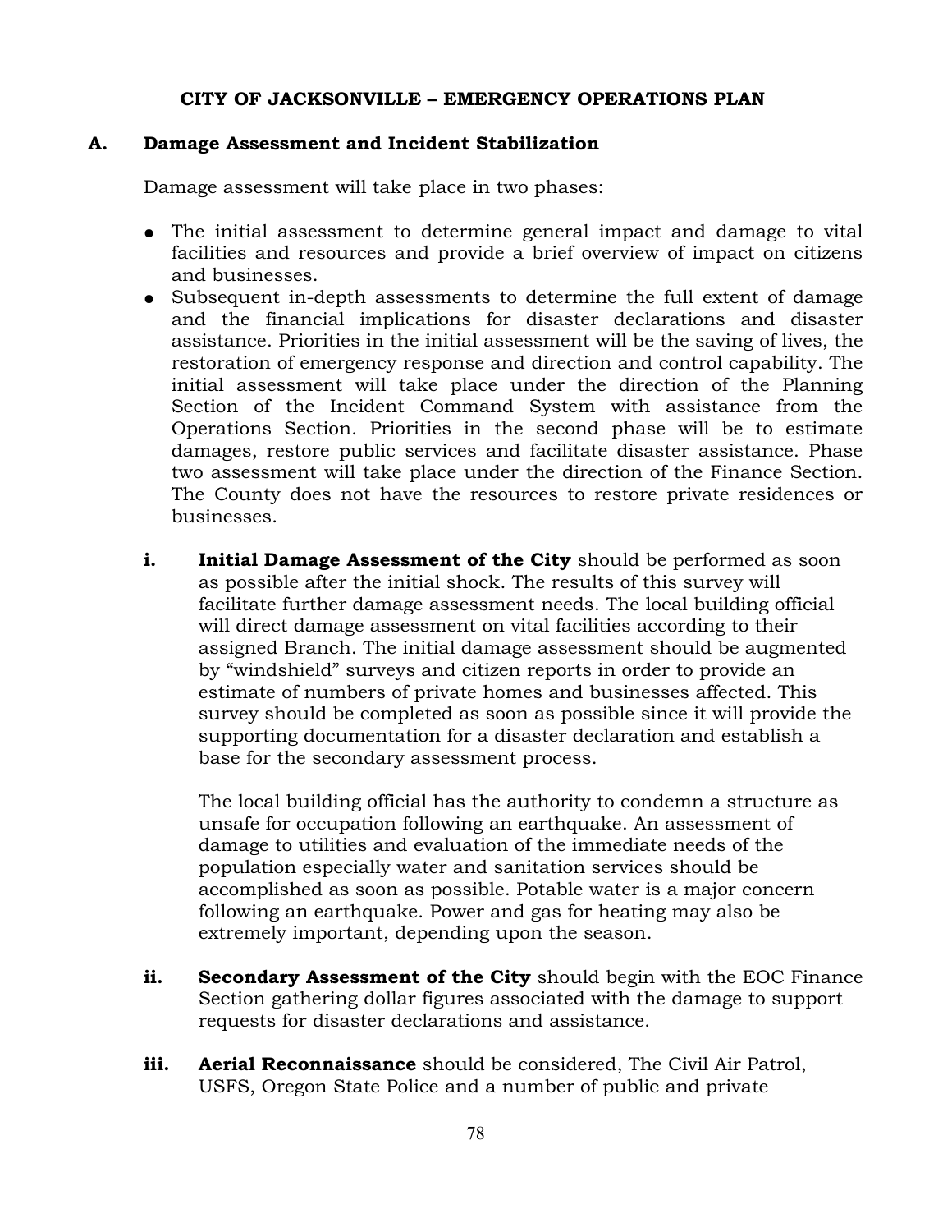**CITY OF JACKSONVILLE – EMERGENCY OPERATIONS PLAN**

## A. Damage Assessment and Incident Stabilization

Damage assessment will take place in two phases:

- The initial assessment to determine general impact and damage to vital facilities and resources and provide a brief overview of impact on citizens and businesses.
- Subsequent in-depth assessments to determine the full extent of damage and the financial implications for disaster declarations and disaster assistance. Priorities in the initial assessment will be the saving of lives, the restoration of emergency response and direction and control capability. The initial assessment will take place under the direction of the Planning Section of the Incident Command System with assistance from the Operations Section. Priorities in the second phase will be to estimate damages, restore public services and facilitate disaster assistance. Phase two assessment will take place under the direction of the Finance Section. The County does not have the resources to restore private residences or businesses.

i. **Initial Damage Assessment of the City** should be performed as soon as possible after the initial shock. The results of this survey will facilitate further damage assessment needs. The local building official will direct damage assessment on vital facilities according to their assigned Branch. The initial damage assessment should be augmented by "windshield" surveys and citizen reports in order to provide an estimate of numbers of private homes and businesses affected. This survey should be completed as soon as possible since it will provide the supporting documentation for a disaster declaration and establish a base for the secondary assessment process.

   The local building official has the authority to condemn a structure as unsafe for occupation following an earthquake. An assessment of damage to utilities and evaluation of the immediate needs of the population especially water and sanitation services should be accomplished as soon as possible. Potable water is a major concern following an earthquake. Power and gas for heating may also be extremely important, depending upon the season.

ii. **Secondary Assessment of the City** should begin with the EOC Finance Section gathering dollar figures associated with the damage to support requests for disaster declarations and assistance.

iii. **Aerial Reconnaissance** should be considered, The Civil Air Patrol, USFS, Oregon State Police and a number of public and private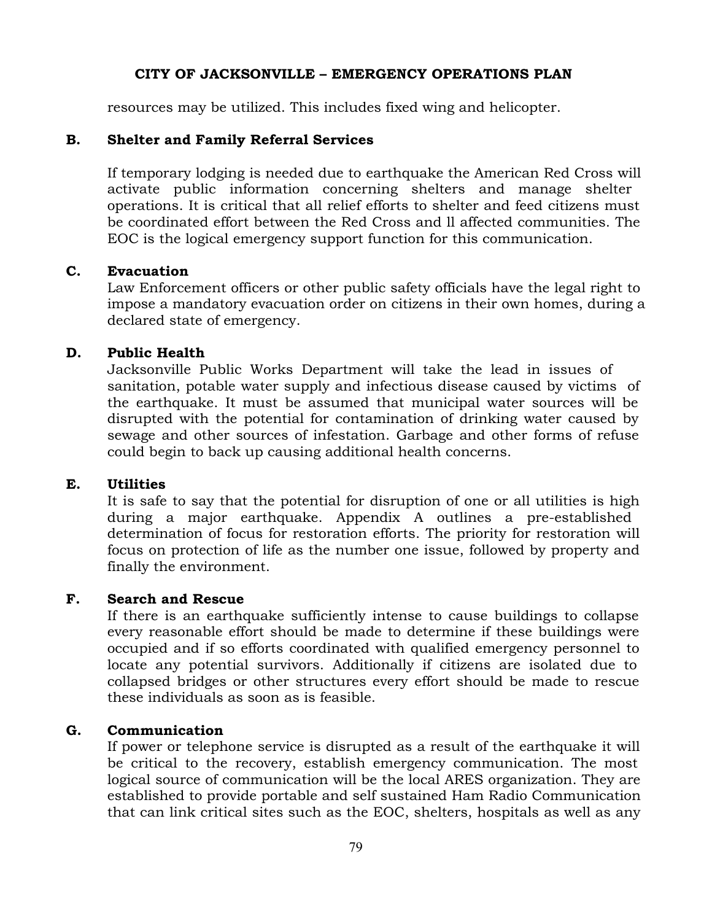resources may be utilized. This includes fixed wing and helicopter.

### B. Shelter and Family Referral Services

If temporary lodging is needed due to earthquake the American Red Cross will activate public information concerning shelters and manage shelter operations. It is critical that all relief efforts to shelter and feed citizens must be coordinated effort between the Red Cross and ll affected communities. The EOC is the logical emergency support function for this communication.

### C. Evacuation

Law Enforcement officers or other public safety officials have the legal right to impose a mandatory evacuation order on citizens in their own homes, during a declared state of emergency.

### D. Public Health

Jacksonville Public Works Department will take the lead in issues of sanitation, potable water supply and infectious disease caused by victims of the earthquake. It must be assumed that municipal water sources will be disrupted with the potential for contamination of drinking water caused by sewage and other sources of infestation. Garbage and other forms of refuse could begin to back up causing additional health concerns.

### E. Utilities

It is safe to say that the potential for disruption of one or all utilities is high during a major earthquake. Appendix A outlines a pre-established determination of focus for restoration efforts. The priority for restoration will focus on protection of life as the number one issue, followed by property and finally the environment.

### F. Search and Rescue

If there is an earthquake sufficiently intense to cause buildings to collapse every reasonable effort should be made to determine if these buildings were occupied and if so efforts coordinated with qualified emergency personnel to locate any potential survivors. Additionally if citizens are isolated due to collapsed bridges or other structures every effort should be made to rescue these individuals as soon as is feasible.

### G. Communication

If power or telephone service is disrupted as a result of the earthquake it will be critical to the recovery, establish emergency communication. The most logical source of communication will be the local ARES organization. They are established to provide portable and self sustained Ham Radio Communication that can link critical sites such as the EOC, shelters, hospitals as well as any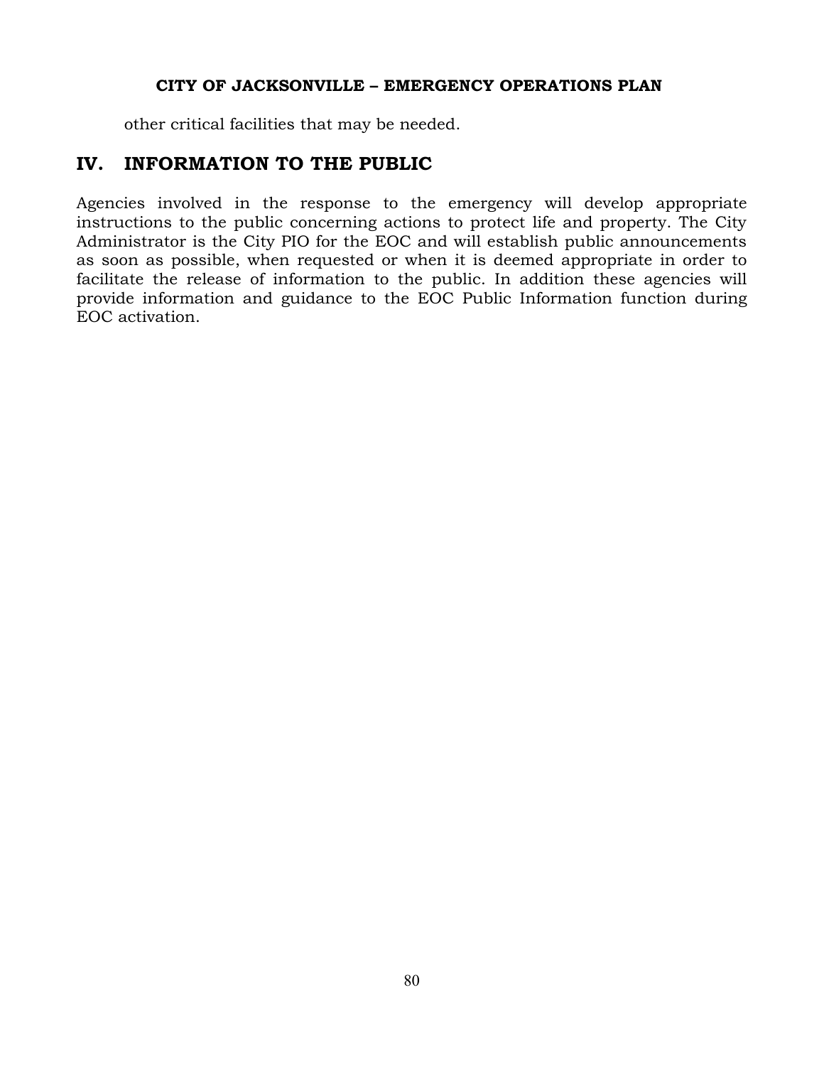other critical facilities that may be needed.

## IV. INFORMATION TO THE PUBLIC

Agencies involved in the response to the emergency will develop appropriate instructions to the public concerning actions to protect life and property. The City Administrator is the City PIO for the EOC and will establish public announcements as soon as possible, when requested or when it is deemed appropriate in order to facilitate the release of information to the public. In addition these agencies will provide information and guidance to the EOC Public Information function during EOC activation.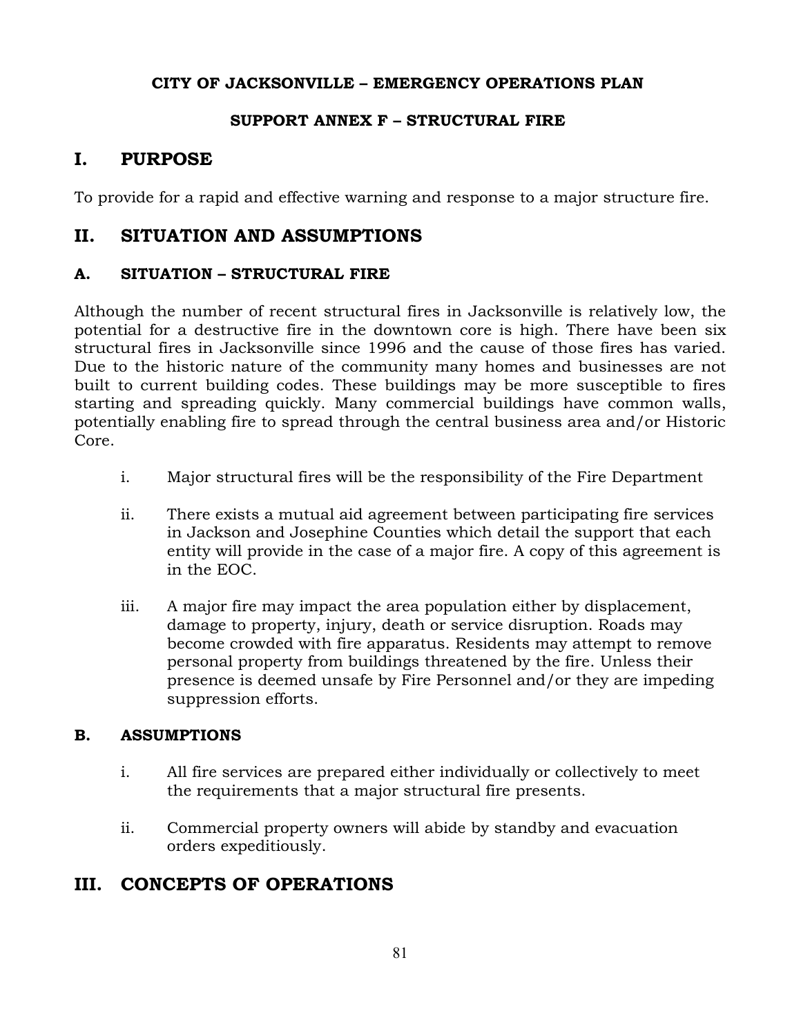**CITY OF JACKSONVILLE – EMERGENCY OPERATIONS PLAN**

**SUPPORT ANNEX F – STRUCTURAL FIRE**

# I. PURPOSE

To provide for a rapid and effective warning and response to a major structure fire.

# II. SITUATION AND ASSUMPTIONS

## A. SITUATION – STRUCTURAL FIRE

Although the number of recent structural fires in Jacksonville is relatively low, the potential for a destructive fire in the downtown core is high. There have been six structural fires in Jacksonville since 1996 and the cause of those fires has varied. Due to the historic nature of the community many homes and businesses are not built to current building codes. These buildings may be more susceptible to fires starting and spreading quickly. Many commercial buildings have common walls, potentially enabling fire to spread through the central business area and/or Historic Core.

i. Major structural fires will be the responsibility of the Fire Department

ii. There exists a mutual aid agreement between participating fire services in Jackson and Josephine Counties which detail the support that each entity will provide in the case of a major fire. A copy of this agreement is in the EOC.

iii. A major fire may impact the area population either by displacement, damage to property, injury, death or service disruption. Roads may become crowded with fire apparatus. Residents may attempt to remove personal property from buildings threatened by the fire. Unless their presence is deemed unsafe by Fire Personnel and/or they are impeding suppression efforts.

## B. ASSUMPTIONS

i. All fire services are prepared either individually or collectively to meet the requirements that a major structural fire presents.

ii. Commercial property owners will abide by standby and evacuation orders expeditiously.

# III. CONCEPTS OF OPERATIONS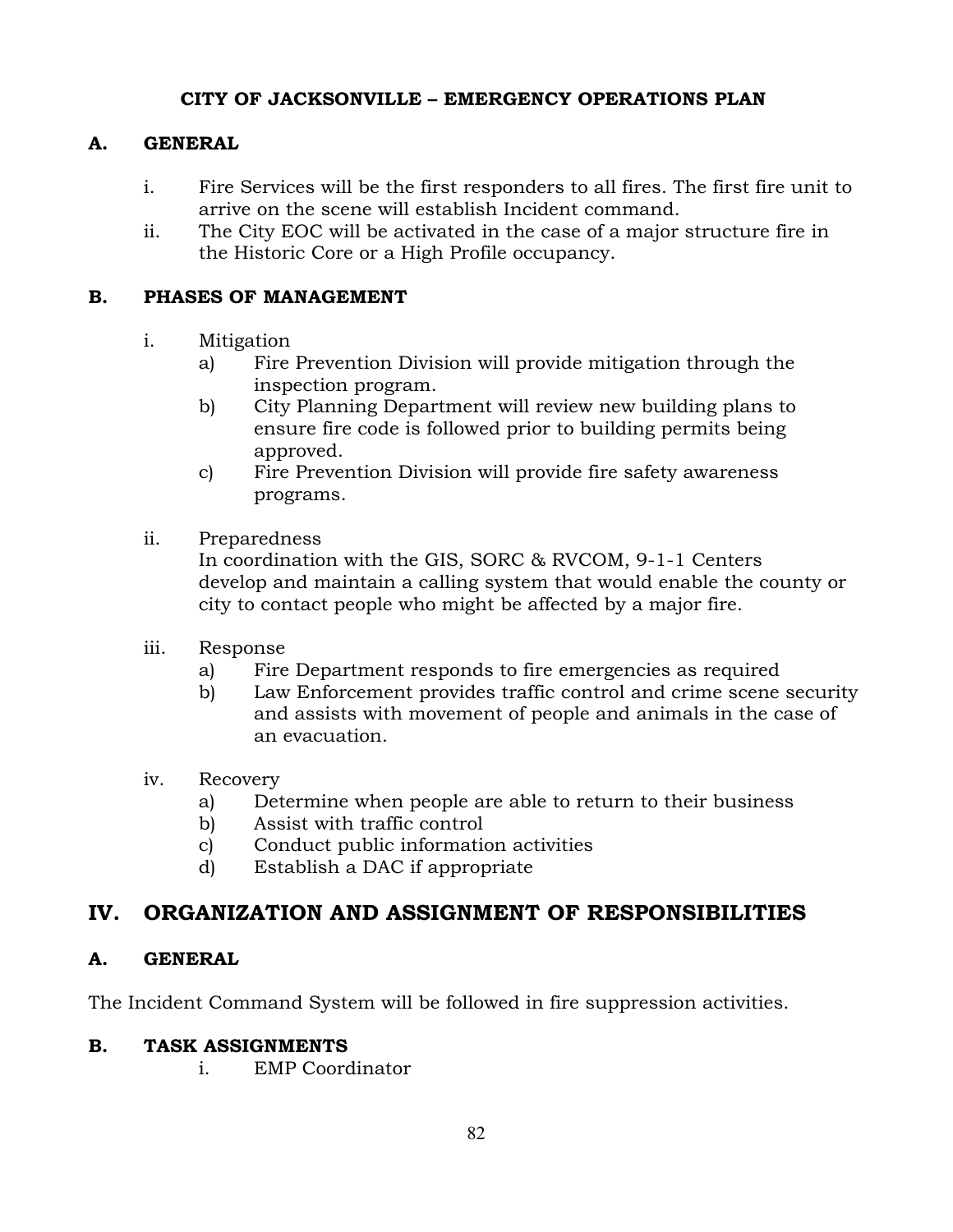**CITY OF JACKSONVILLE – EMERGENCY OPERATIONS PLAN**

### A. GENERAL

i. Fire Services will be the first responders to all fires. The first fire unit to arrive on the scene will establish Incident command.

ii. The City EOC will be activated in the case of a major structure fire in the Historic Core or a High Profile occupancy.

### B. PHASES OF MANAGEMENT

i. Mitigation
   - a) Fire Prevention Division will provide mitigation through the inspection program.
   - b) City Planning Department will review new building plans to ensure fire code is followed prior to building permits being approved.
   - c) Fire Prevention Division will provide fire safety awareness programs.

ii. Preparedness
   In coordination with the GIS, SORC & RVCOM, 9-1-1 Centers develop and maintain a calling system that would enable the county or city to contact people who might be affected by a major fire.

iii. Response
   - a) Fire Department responds to fire emergencies as required
   - b) Law Enforcement provides traffic control and crime scene security and assists with movement of people and animals in the case of an evacuation.

iv. Recovery
   - a) Determine when people are able to return to their business
   - b) Assist with traffic control
   - c) Conduct public information activities
   - d) Establish a DAC if appropriate

## IV. ORGANIZATION AND ASSIGNMENT OF RESPONSIBILITIES

### A. GENERAL

The Incident Command System will be followed in fire suppression activities.

### B. TASK ASSIGNMENTS

i. EMP Coordinator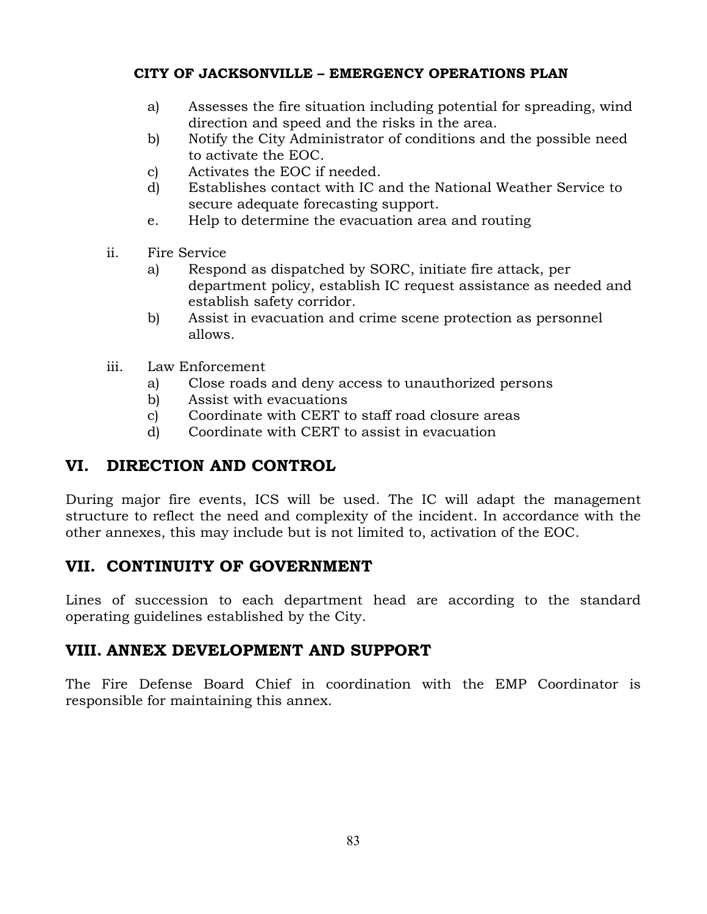a) Assesses the fire situation including potential for spreading, wind direction and speed and the risks in the area.
b) Notify the City Administrator of conditions and the possible need to activate the EOC.
c) Activates the EOC if needed.
d) Establishes contact with IC and the National Weather Service to secure adequate forecasting support.
e. Help to determine the evacuation area and routing

ii. Fire Service
  a) Respond as dispatched by SORC, initiate fire attack, per department policy, establish IC request assistance as needed and establish safety corridor.
  b) Assist in evacuation and crime scene protection as personnel allows.

iii. Law Enforcement
  a) Close roads and deny access to unauthorized persons
  b) Assist with evacuations
  c) Coordinate with CERT to staff road closure areas
  d) Coordinate with CERT to assist in evacuation

## VI. DIRECTION AND CONTROL

During major fire events, ICS will be used. The IC will adapt the management structure to reflect the need and complexity of the incident. In accordance with the other annexes, this may include but is not limited to, activation of the EOC.

## VII. CONTINUITY OF GOVERNMENT

Lines of succession to each department head are according to the standard operating guidelines established by the City.

## VIII. ANNEX DEVELOPMENT AND SUPPORT

The Fire Defense Board Chief in coordination with the EMP Coordinator is responsible for maintaining this annex.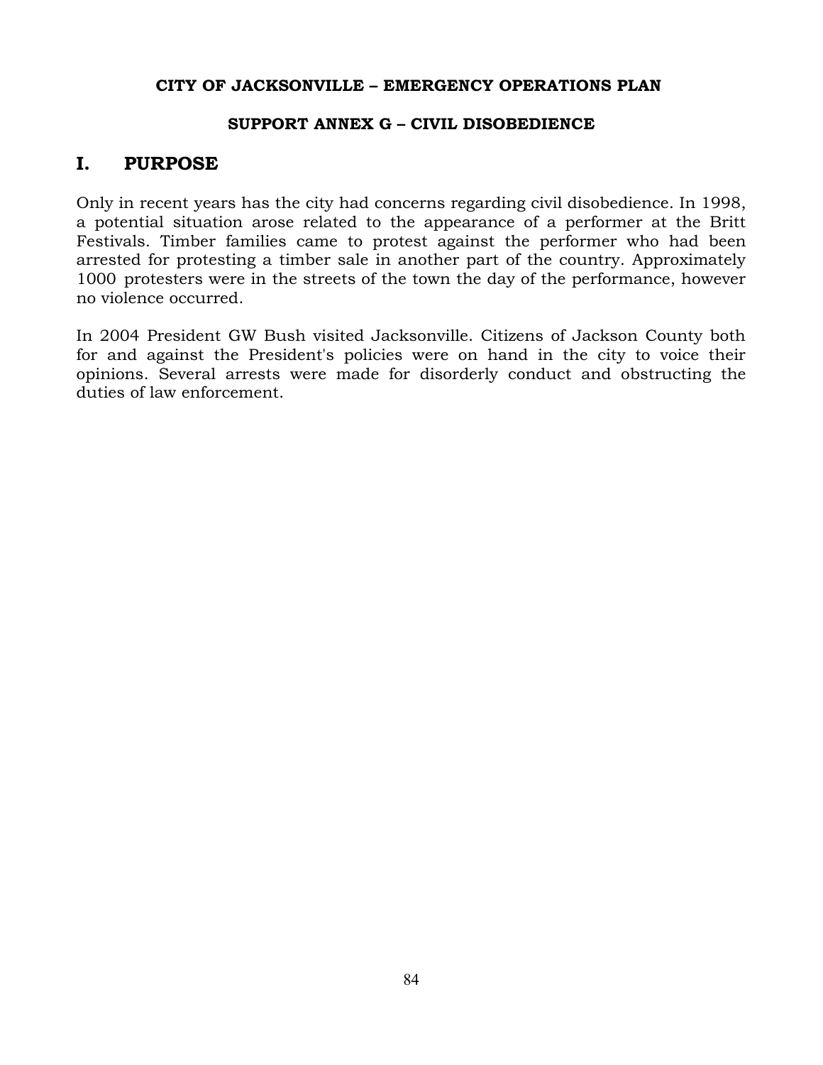**CITY OF JACKSONVILLE – EMERGENCY OPERATIONS PLAN**

**SUPPORT ANNEX G – CIVIL DISOBEDIENCE**

# I. PURPOSE

Only in recent years has the city had concerns regarding civil disobedience. In 1998, a potential situation arose related to the appearance of a performer at the Britt Festivals. Timber families came to protest against the performer who had been arrested for protesting a timber sale in another part of the country. Approximately 1000 protesters were in the streets of the town the day of the performance, however no violence occurred.

In 2004 President GW Bush visited Jacksonville. Citizens of Jackson County both for and against the President's policies were on hand in the city to voice their opinions. Several arrests were made for disorderly conduct and obstructing the duties of law enforcement.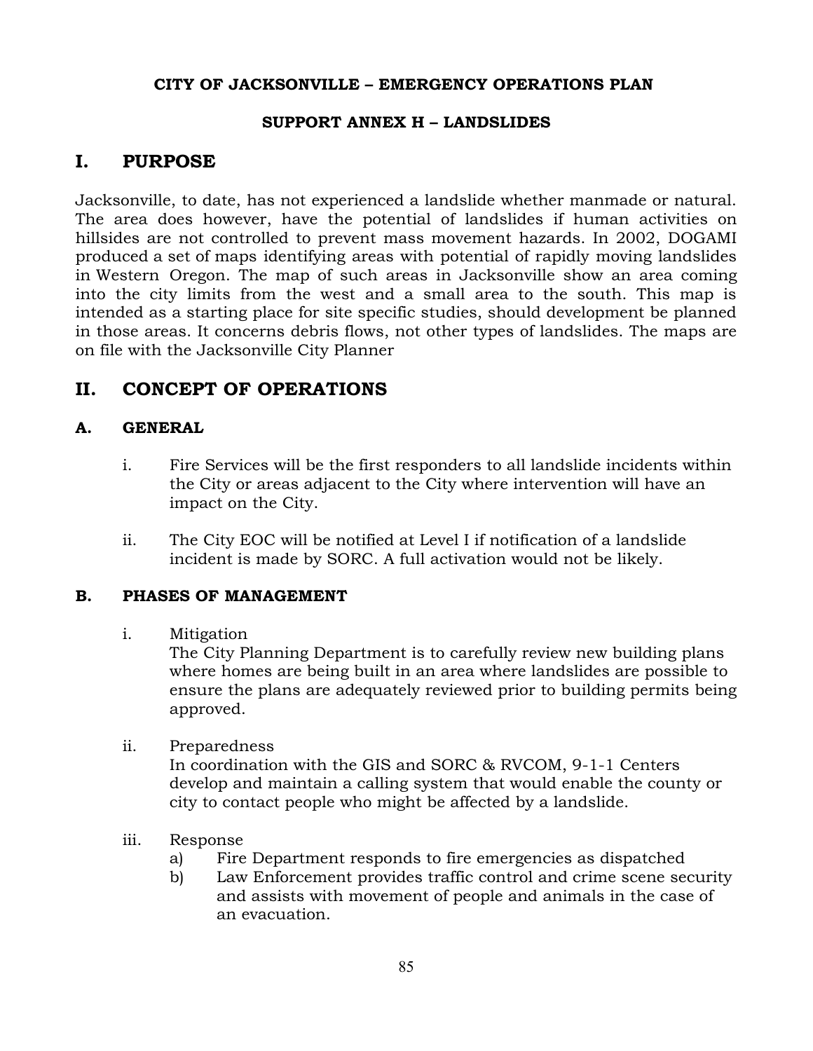**CITY OF JACKSONVILLE – EMERGENCY OPERATIONS PLAN**

**SUPPORT ANNEX H – LANDSLIDES**

# I. PURPOSE

Jacksonville, to date, has not experienced a landslide whether manmade or natural. The area does however, have the potential of landslides if human activities on hillsides are not controlled to prevent mass movement hazards. In 2002, DOGAMI produced a set of maps identifying areas with potential of rapidly moving landslides in Western Oregon. The map of such areas in Jacksonville show an area coming into the city limits from the west and a small area to the south. This map is intended as a starting place for site specific studies, should development be planned in those areas. It concerns debris flows, not other types of landslides. The maps are on file with the Jacksonville City Planner

# II. CONCEPT OF OPERATIONS

## A. GENERAL

i. Fire Services will be the first responders to all landslide incidents within the City or areas adjacent to the City where intervention will have an impact on the City.

ii. The City EOC will be notified at Level I if notification of a landslide incident is made by SORC. A full activation would not be likely.

## B. PHASES OF MANAGEMENT

i. Mitigation
The City Planning Department is to carefully review new building plans where homes are being built in an area where landslides are possible to ensure the plans are adequately reviewed prior to building permits being approved.

ii. Preparedness
In coordination with the GIS and SORC & RVCOM, 9-1-1 Centers develop and maintain a calling system that would enable the county or city to contact people who might be affected by a landslide.

iii. Response
a) Fire Department responds to fire emergencies as dispatched
b) Law Enforcement provides traffic control and crime scene security and assists with movement of people and animals in the case of an evacuation.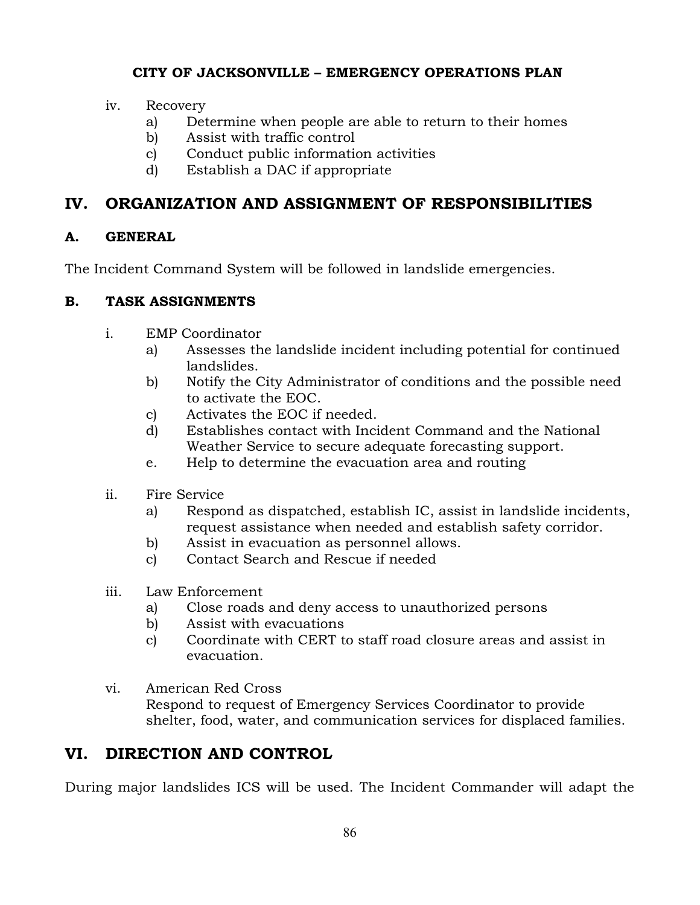iv. Recovery
   a) Determine when people are able to return to their homes
   b) Assist with traffic control
   c) Conduct public information activities
   d) Establish a DAC if appropriate

# IV. ORGANIZATION AND ASSIGNMENT OF RESPONSIBILITIES

## A. GENERAL

The Incident Command System will be followed in landslide emergencies.

## B. TASK ASSIGNMENTS

i. EMP Coordinator
   a) Assesses the landslide incident including potential for continued landslides.
   b) Notify the City Administrator of conditions and the possible need to activate the EOC.
   c) Activates the EOC if needed.
   d) Establishes contact with Incident Command and the National Weather Service to secure adequate forecasting support.
   e. Help to determine the evacuation area and routing

ii. Fire Service
   a) Respond as dispatched, establish IC, assist in landslide incidents, request assistance when needed and establish safety corridor.
   b) Assist in evacuation as personnel allows.
   c) Contact Search and Rescue if needed

iii. Law Enforcement
   a) Close roads and deny access to unauthorized persons
   b) Assist with evacuations
   c) Coordinate with CERT to staff road closure areas and assist in evacuation.

vi. American Red Cross
   Respond to request of Emergency Services Coordinator to provide shelter, food, water, and communication services for displaced families.

# VI. DIRECTION AND CONTROL

During major landslides ICS will be used. The Incident Commander will adapt the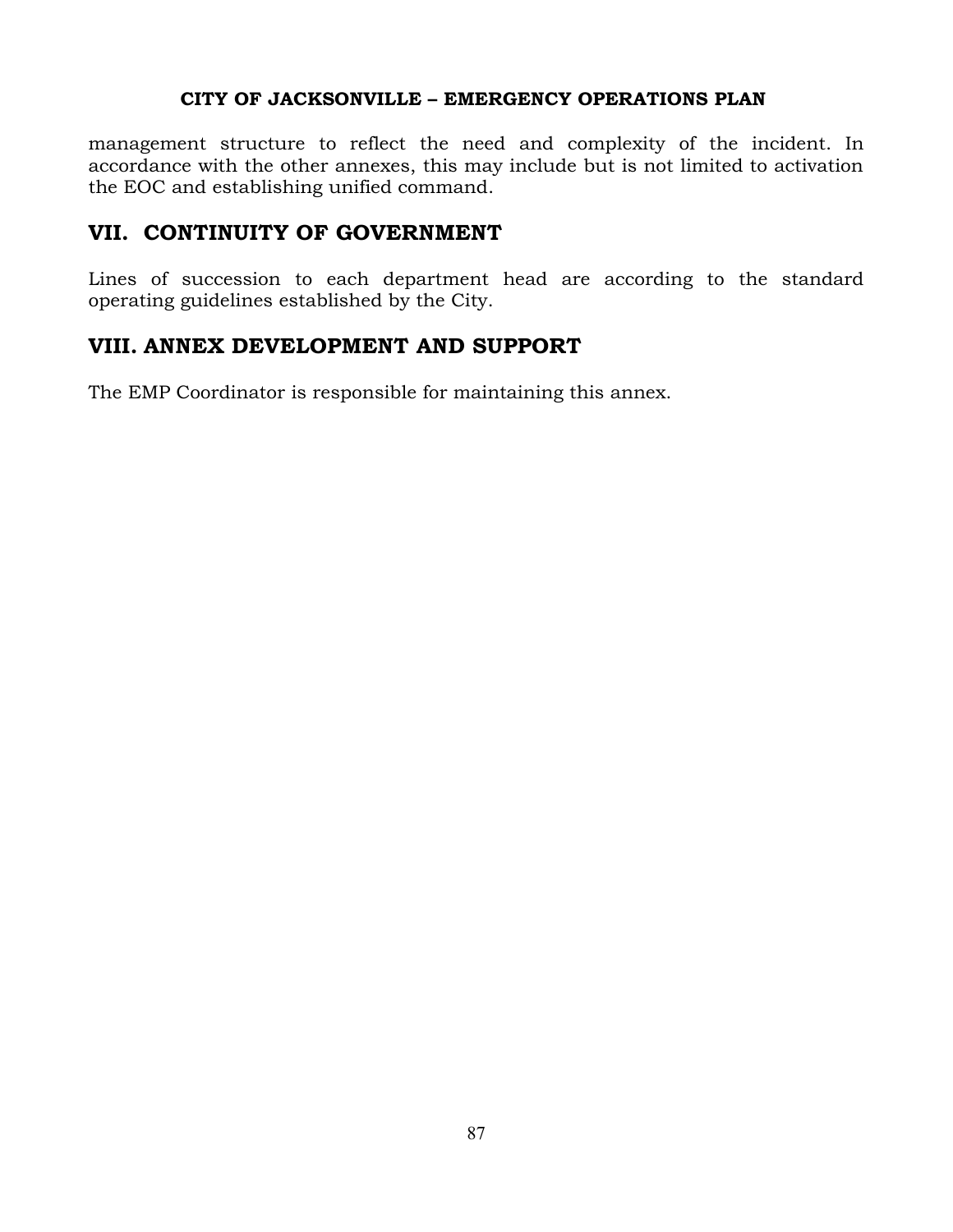management structure to reflect the need and complexity of the incident. In accordance with the other annexes, this may include but is not limited to activation the EOC and establishing unified command.

## VII. CONTINUITY OF GOVERNMENT

Lines of succession to each department head are according to the standard operating guidelines established by the City.

## VIII. ANNEX DEVELOPMENT AND SUPPORT

The EMP Coordinator is responsible for maintaining this annex.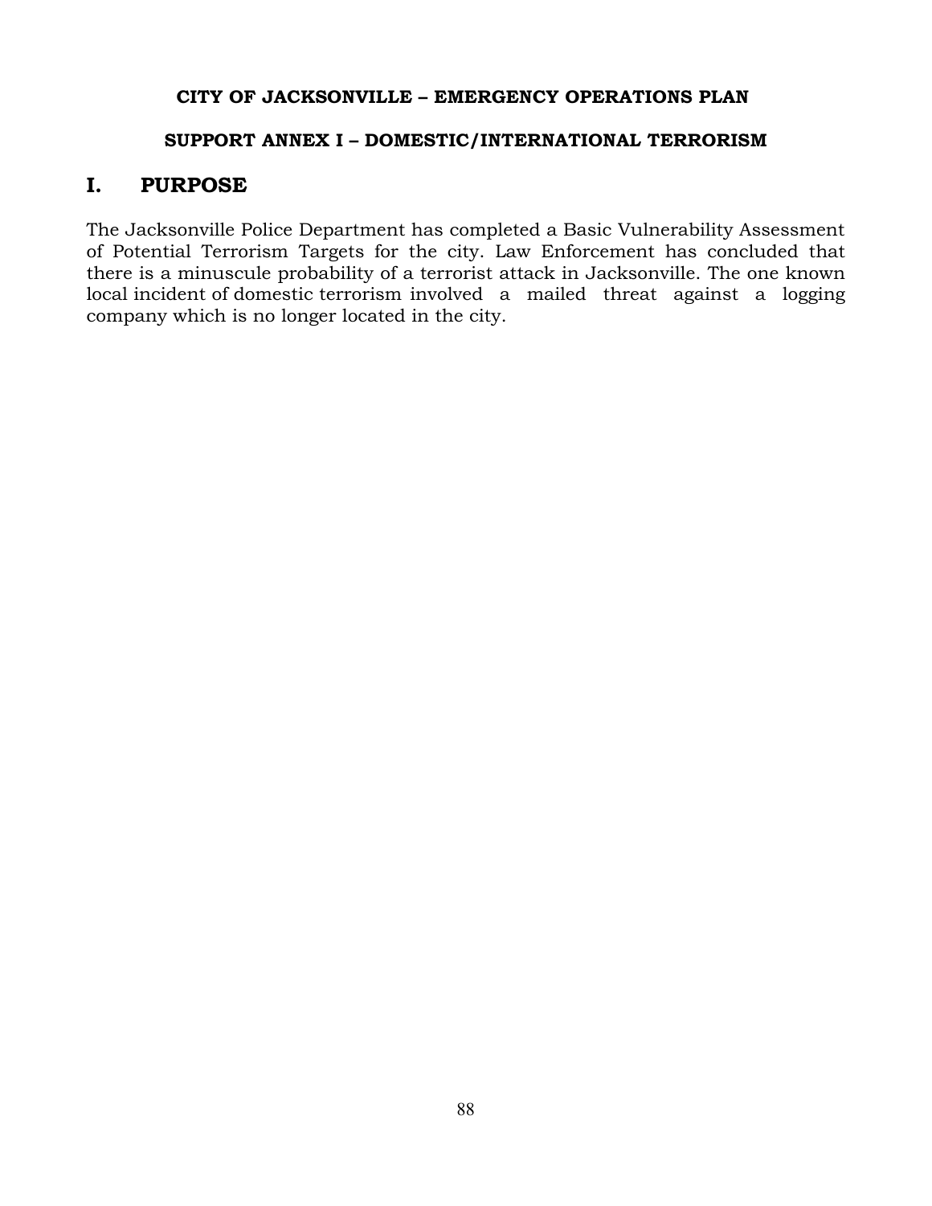**CITY OF JACKSONVILLE – EMERGENCY OPERATIONS PLAN**

**SUPPORT ANNEX I – DOMESTIC/INTERNATIONAL TERRORISM**

# I. PURPOSE

The Jacksonville Police Department has completed a Basic Vulnerability Assessment of Potential Terrorism Targets for the city. Law Enforcement has concluded that there is a minuscule probability of a terrorist attack in Jacksonville. The one known local incident of domestic terrorism involved a mailed threat against a logging company which is no longer located in the city.